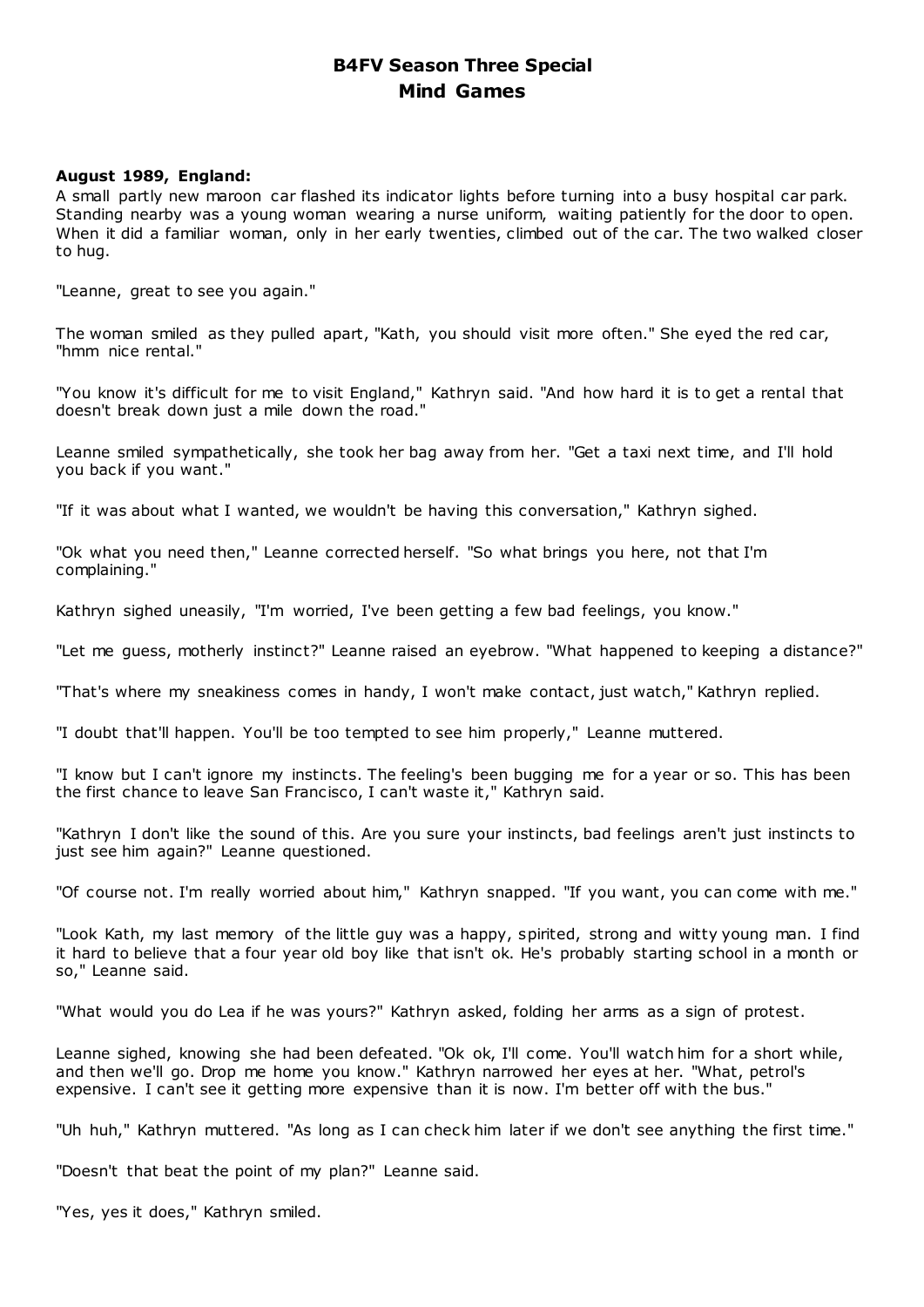# B4FV Season Three Special
# Mind Games

**August 1989, England:**
A small partly new maroon car flashed its indicator lights before turning into a busy hospital car park. Standing nearby was a young woman wearing a nurse uniform, waiting patiently for the door to open. When it did a familiar woman, only in her early twenties, climbed out of the car. The two walked closer to hug.

"Leanne, great to see you again."

The woman smiled as they pulled apart, "Kath, you should visit more often." She eyed the red car, "hmm nice rental."

"You know it's difficult for me to visit England," Kathryn said. "And how hard it is to get a rental that doesn't break down just a mile down the road."

Leanne smiled sympathetically, she took her bag away from her. "Get a taxi next time, and I'll hold you back if you want."

"If it was about what I wanted, we wouldn't be having this conversation," Kathryn sighed.

"Ok what you need then," Leanne corrected herself. "So what brings you here, not that I'm complaining."

Kathryn sighed uneasily, "I'm worried, I've been getting a few bad feelings, you know."

"Let me guess, motherly instinct?" Leanne raised an eyebrow. "What happened to keeping a distance?"

"That's where my sneakiness comes in handy, I won't make contact, just watch," Kathryn replied.

"I doubt that'll happen. You'll be too tempted to see him properly," Leanne muttered.

"I know but I can't ignore my instincts. The feeling's been bugging me for a year or so. This has been the first chance to leave San Francisco, I can't waste it," Kathryn said.

"Kathryn I don't like the sound of this. Are you sure your instincts, bad feelings aren't just instincts to just see him again?" Leanne questioned.

"Of course not. I'm really worried about him," Kathryn snapped. "If you want, you can come with me."

"Look Kath, my last memory of the little guy was a happy, spirited, strong and witty young man. I find it hard to believe that a four year old boy like that isn't ok. He's probably starting school in a month or so," Leanne said.

"What would you do Lea if he was yours?" Kathryn asked, folding her arms as a sign of protest.

Leanne sighed, knowing she had been defeated. "Ok ok, I'll come. You'll watch him for a short while, and then we'll go. Drop me home you know." Kathryn narrowed her eyes at her. "What, petrol's expensive. I can't see it getting more expensive than it is now. I'm better off with the bus."

"Uh huh," Kathryn muttered. "As long as I can check him later if we don't see anything the first time."

"Doesn't that beat the point of my plan?" Leanne said.

"Yes, yes it does," Kathryn smiled.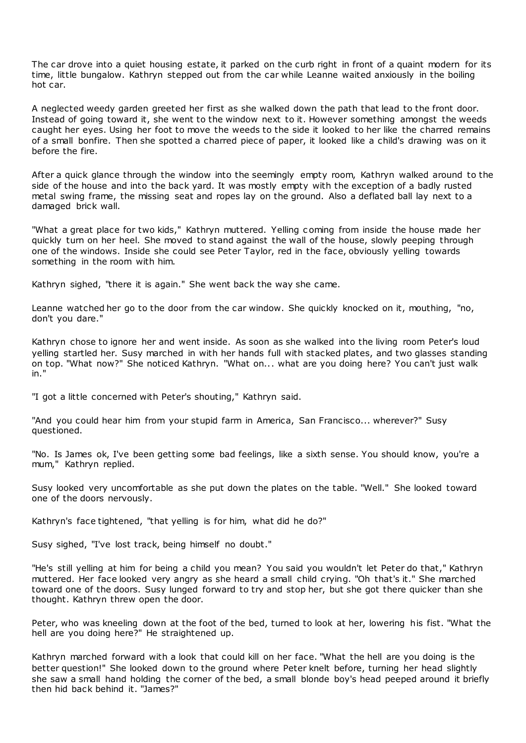The car drove into a quiet housing estate, it parked on the curb right in front of a quaint modern for its time, little bungalow. Kathryn stepped out from the car while Leanne waited anxiously in the boiling hot car.

A neglected weedy garden greeted her first as she walked down the path that lead to the front door. Instead of going toward it, she went to the window next to it. However something amongst the weeds caught her eyes. Using her foot to move the weeds to the side it looked to her like the charred remains of a small bonfire. Then she spotted a charred piece of paper, it looked like a child's drawing was on it before the fire.

After a quick glance through the window into the seemingly empty room, Kathryn walked around to the side of the house and into the back yard. It was mostly empty with the exception of a badly rusted metal swing frame, the missing seat and ropes lay on the ground. Also a deflated ball lay next to a damaged brick wall.

"What a great place for two kids," Kathryn muttered. Yelling coming from inside the house made her quickly turn on her heel. She moved to stand against the wall of the house, slowly peeping through one of the windows. Inside she could see Peter Taylor, red in the face, obviously yelling towards something in the room with him.

Kathryn sighed, "there it is again." She went back the way she came.

Leanne watched her go to the door from the car window. She quickly knocked on it, mouthing, "no, don't you dare."

Kathryn chose to ignore her and went inside. As soon as she walked into the living room Peter's loud yelling startled her. Susy marched in with her hands full with stacked plates, and two glasses standing on top. "What now?" She noticed Kathryn. "What on... what are you doing here? You can't just walk in."

"I got a little concerned with Peter's shouting," Kathryn said.

"And you could hear him from your stupid farm in America, San Francisco... wherever?" Susy questioned.

"No. Is James ok, I've been getting some bad feelings, like a sixth sense. You should know, you're a mum," Kathryn replied.

Susy looked very uncomfortable as she put down the plates on the table. "Well." She looked toward one of the doors nervously.

Kathryn's face tightened, "that yelling is for him, what did he do?"

Susy sighed, "I've lost track, being himself no doubt."

"He's still yelling at him for being a child you mean? You said you wouldn't let Peter do that," Kathryn muttered. Her face looked very angry as she heard a small child crying. "Oh that's it." She marched toward one of the doors. Susy lunged forward to try and stop her, but she got there quicker than she thought. Kathryn threw open the door.

Peter, who was kneeling down at the foot of the bed, turned to look at her, lowering his fist. "What the hell are you doing here?" He straightened up.

Kathryn marched forward with a look that could kill on her face. "What the hell are you doing is the better question!" She looked down to the ground where Peter knelt before, turning her head slightly she saw a small hand holding the corner of the bed, a small blonde boy's head peeped around it briefly then hid back behind it. "James?"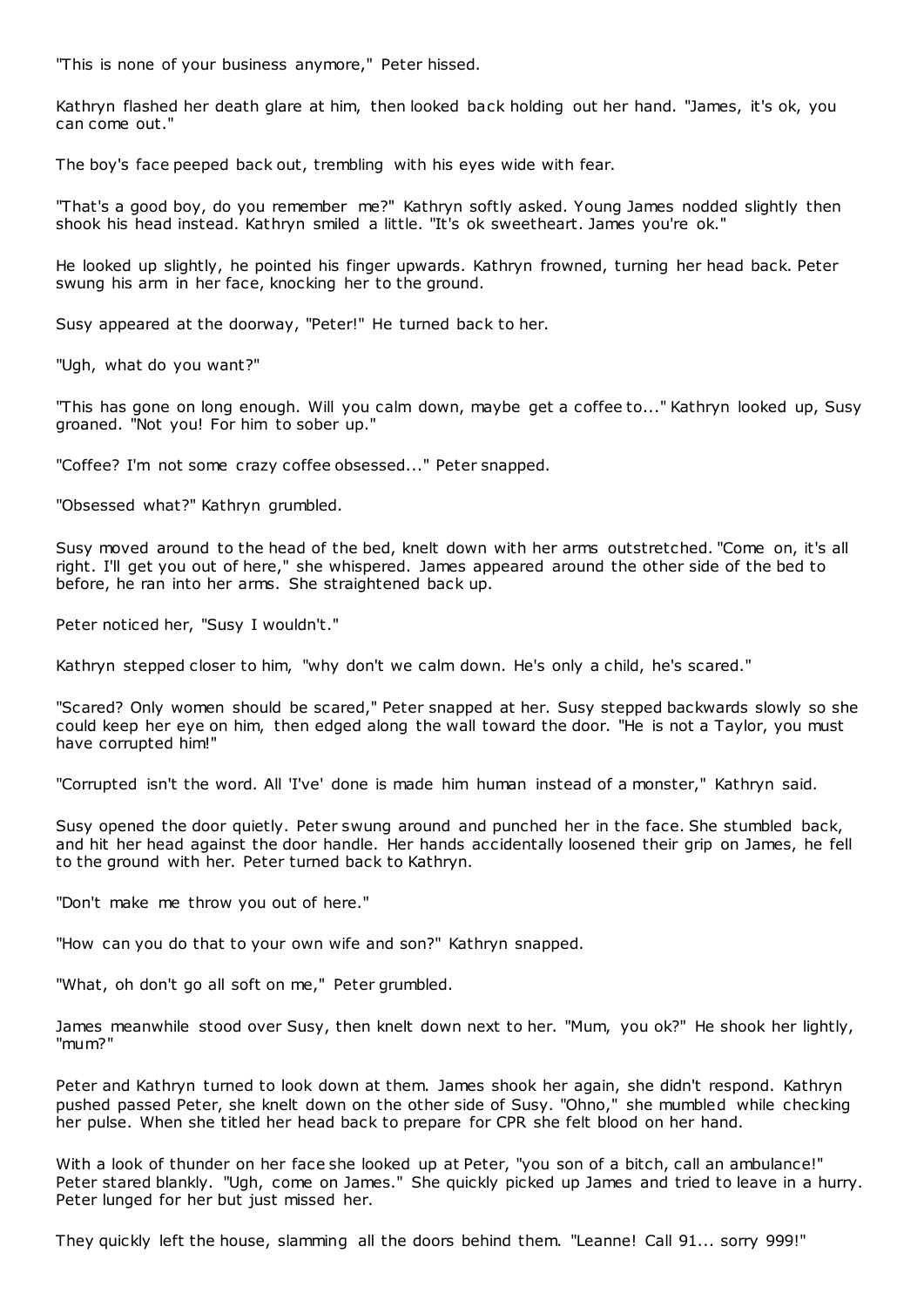"This is none of your business anymore," Peter hissed.

Kathryn flashed her death glare at him, then looked back holding out her hand. "James, it's ok, you can come out."

The boy's face peeped back out, trembling with his eyes wide with fear.

"That's a good boy, do you remember me?" Kathryn softly asked. Young James nodded slightly then shook his head instead. Kathryn smiled a little. "It's ok sweetheart. James you're ok."

He looked up slightly, he pointed his finger upwards. Kathryn frowned, turning her head back. Peter swung his arm in her face, knocking her to the ground.

Susy appeared at the doorway, "Peter!" He turned back to her.

"Ugh, what do you want?"

"This has gone on long enough. Will you calm down, maybe get a coffee to..." Kathryn looked up, Susy groaned. "Not you! For him to sober up."

"Coffee? I'm not some crazy coffee obsessed..." Peter snapped.

"Obsessed what?" Kathryn grumbled.

Susy moved around to the head of the bed, knelt down with her arms outstretched. "Come on, it's all right. I'll get you out of here," she whispered. James appeared around the other side of the bed to before, he ran into her arms. She straightened back up.

Peter noticed her, "Susy I wouldn't."

Kathryn stepped closer to him, "why don't we calm down. He's only a child, he's scared."

"Scared? Only women should be scared," Peter snapped at her. Susy stepped backwards slowly so she could keep her eye on him, then edged along the wall toward the door. "He is not a Taylor, you must have corrupted him!"

"Corrupted isn't the word. All 'I've' done is made him human instead of a monster," Kathryn said.

Susy opened the door quietly. Peter swung around and punched her in the face. She stumbled back, and hit her head against the door handle. Her hands accidentally loosened their grip on James, he fell to the ground with her. Peter turned back to Kathryn.

"Don't make me throw you out of here."

"How can you do that to your own wife and son?" Kathryn snapped.

"What, oh don't go all soft on me," Peter grumbled.

James meanwhile stood over Susy, then knelt down next to her. "Mum, you ok?" He shook her lightly, "mum?"

Peter and Kathryn turned to look down at them. James shook her again, she didn't respond. Kathryn pushed passed Peter, she knelt down on the other side of Susy. "Ohno," she mumbled while checking her pulse. When she titled her head back to prepare for CPR she felt blood on her hand.

With a look of thunder on her face she looked up at Peter, "you son of a bitch, call an ambulance!" Peter stared blankly. "Ugh, come on James." She quickly picked up James and tried to leave in a hurry. Peter lunged for her but just missed her.

They quickly left the house, slamming all the doors behind them. "Leanne! Call 91... sorry 999!"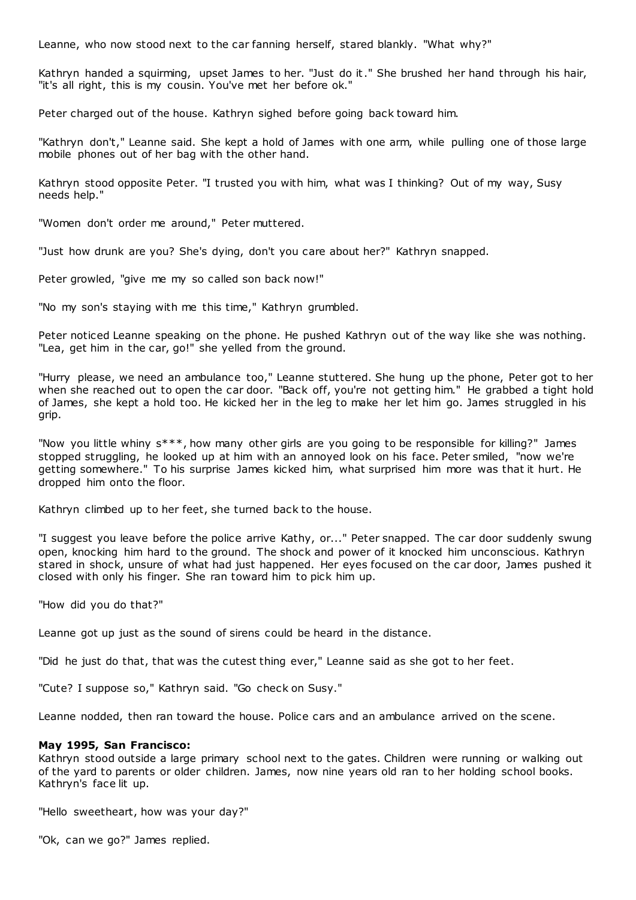Leanne, who now stood next to the car fanning herself, stared blankly. "What why?"

Kathryn handed a squirming, upset James to her. "Just do it." She brushed her hand through his hair, "it's all right, this is my cousin. You've met her before ok."

Peter charged out of the house. Kathryn sighed before going back toward him.

"Kathryn don't," Leanne said. She kept a hold of James with one arm, while pulling one of those large mobile phones out of her bag with the other hand.

Kathryn stood opposite Peter. "I trusted you with him, what was I thinking? Out of my way, Susy needs help."

"Women don't order me around," Peter muttered.

"Just how drunk are you? She's dying, don't you care about her?" Kathryn snapped.

Peter growled, "give me my so called son back now!"

"No my son's staying with me this time," Kathryn grumbled.

Peter noticed Leanne speaking on the phone. He pushed Kathryn out of the way like she was nothing. "Lea, get him in the car, go!" she yelled from the ground.

"Hurry please, we need an ambulance too," Leanne stuttered. She hung up the phone, Peter got to her when she reached out to open the car door. "Back off, you're not getting him." He grabbed a tight hold of James, she kept a hold too. He kicked her in the leg to make her let him go. James struggled in his grip.

"Now you little whiny s***, how many other girls are you going to be responsible for killing?" James stopped struggling, he looked up at him with an annoyed look on his face. Peter smiled, "now we're getting somewhere." To his surprise James kicked him, what surprised him more was that it hurt. He dropped him onto the floor.

Kathryn climbed up to her feet, she turned back to the house.

"I suggest you leave before the police arrive Kathy, or..." Peter snapped. The car door suddenly swung open, knocking him hard to the ground. The shock and power of it knocked him unconscious. Kathryn stared in shock, unsure of what had just happened. Her eyes focused on the car door, James pushed it closed with only his finger. She ran toward him to pick him up.

"How did you do that?"

Leanne got up just as the sound of sirens could be heard in the distance.

"Did he just do that, that was the cutest thing ever," Leanne said as she got to her feet.

"Cute? I suppose so," Kathryn said. "Go check on Susy."

Leanne nodded, then ran toward the house. Police cars and an ambulance arrived on the scene.

**May 1995, San Francisco:**
Kathryn stood outside a large primary school next to the gates. Children were running or walking out of the yard to parents or older children. James, now nine years old ran to her holding school books. Kathryn's face lit up.

"Hello sweetheart, how was your day?"

"Ok, can we go?" James replied.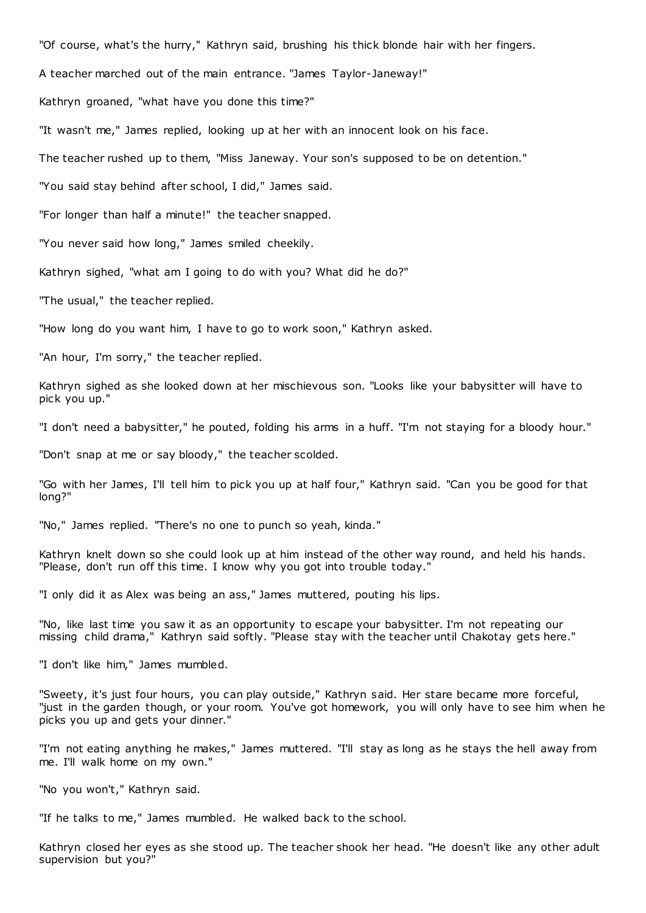"Of course, what's the hurry," Kathryn said, brushing his thick blonde hair with her fingers.

A teacher marched out of the main entrance. "James Taylor-Janeway!"

Kathryn groaned, "what have you done this time?"

"It wasn't me," James replied, looking up at her with an innocent look on his face.

The teacher rushed up to them, "Miss Janeway. Your son's supposed to be on detention."

"You said stay behind after school, I did," James said.

"For longer than half a minute!" the teacher snapped.

"You never said how long," James smiled cheekily.

Kathryn sighed, "what am I going to do with you? What did he do?"

"The usual," the teacher replied.

"How long do you want him, I have to go to work soon," Kathryn asked.

"An hour, I'm sorry," the teacher replied.

Kathryn sighed as she looked down at her mischievous son. "Looks like your babysitter will have to pick you up."

"I don't need a babysitter," he pouted, folding his arms in a huff. "I'm not staying for a bloody hour."

"Don't snap at me or say bloody," the teacher scolded.

"Go with her James, I'll tell him to pick you up at half four," Kathryn said. "Can you be good for that long?"

"No," James replied. "There's no one to punch so yeah, kinda."

Kathryn knelt down so she could look up at him instead of the other way round, and held his hands. "Please, don't run off this time. I know why you got into trouble today."

"I only did it as Alex was being an ass," James muttered, pouting his lips.

"No, like last time you saw it as an opportunity to escape your babysitter. I'm not repeating our missing child drama," Kathryn said softly. "Please stay with the teacher until Chakotay gets here."

"I don't like him," James mumbled.

"Sweety, it's just four hours, you can play outside," Kathryn said. Her stare became more forceful, "just in the garden though, or your room. You've got homework, you will only have to see him when he picks you up and gets your dinner."

"I'm not eating anything he makes," James muttered. "I'll stay as long as he stays the hell away from me. I'll walk home on my own."

"No you won't," Kathryn said.

"If he talks to me," James mumbled. He walked back to the school.

Kathryn closed her eyes as she stood up. The teacher shook her head. "He doesn't like any other adult supervision but you?"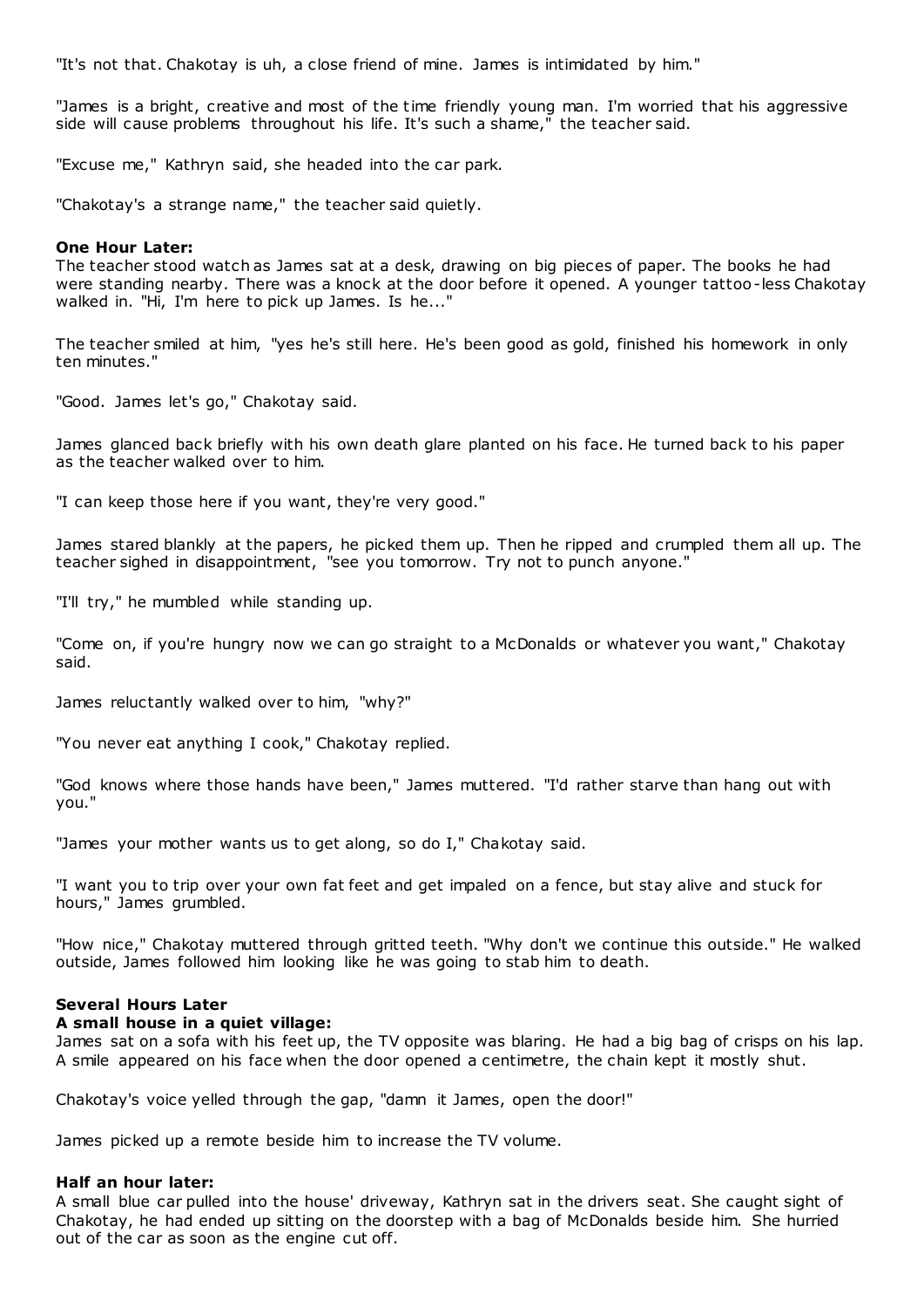"It's not that. Chakotay is uh, a close friend of mine. James is intimidated by him."

"James is a bright, creative and most of the time friendly young man. I'm worried that his aggressive side will cause problems throughout his life. It's such a shame," the teacher said.

"Excuse me," Kathryn said, she headed into the car park.

"Chakotay's a strange name," the teacher said quietly.

**One Hour Later:**
The teacher stood watch as James sat at a desk, drawing on big pieces of paper. The books he had were standing nearby. There was a knock at the door before it opened. A younger tattoo-less Chakotay walked in. "Hi, I'm here to pick up James. Is he..."

The teacher smiled at him, "yes he's still here. He's been good as gold, finished his homework in only ten minutes."

"Good. James let's go," Chakotay said.

James glanced back briefly with his own death glare planted on his face. He turned back to his paper as the teacher walked over to him.

"I can keep those here if you want, they're very good."

James stared blankly at the papers, he picked them up. Then he ripped and crumpled them all up. The teacher sighed in disappointment, "see you tomorrow. Try not to punch anyone."

"I'll try," he mumbled while standing up.

"Come on, if you're hungry now we can go straight to a McDonalds or whatever you want," Chakotay said.

James reluctantly walked over to him, "why?"

"You never eat anything I cook," Chakotay replied.

"God knows where those hands have been," James muttered. "I'd rather starve than hang out with you."

"James your mother wants us to get along, so do I," Chakotay said.

"I want you to trip over your own fat feet and get impaled on a fence, but stay alive and stuck for hours," James grumbled.

"How nice," Chakotay muttered through gritted teeth. "Why don't we continue this outside." He walked outside, James followed him looking like he was going to stab him to death.

**Several Hours Later**
**A small house in a quiet village:**
James sat on a sofa with his feet up, the TV opposite was blaring. He had a big bag of crisps on his lap. A smile appeared on his face when the door opened a centimetre, the chain kept it mostly shut.

Chakotay's voice yelled through the gap, "damn it James, open the door!"

James picked up a remote beside him to increase the TV volume.

**Half an hour later:**
A small blue car pulled into the house' driveway, Kathryn sat in the drivers seat. She caught sight of Chakotay, he had ended up sitting on the doorstep with a bag of McDonalds beside him. She hurried out of the car as soon as the engine cut off.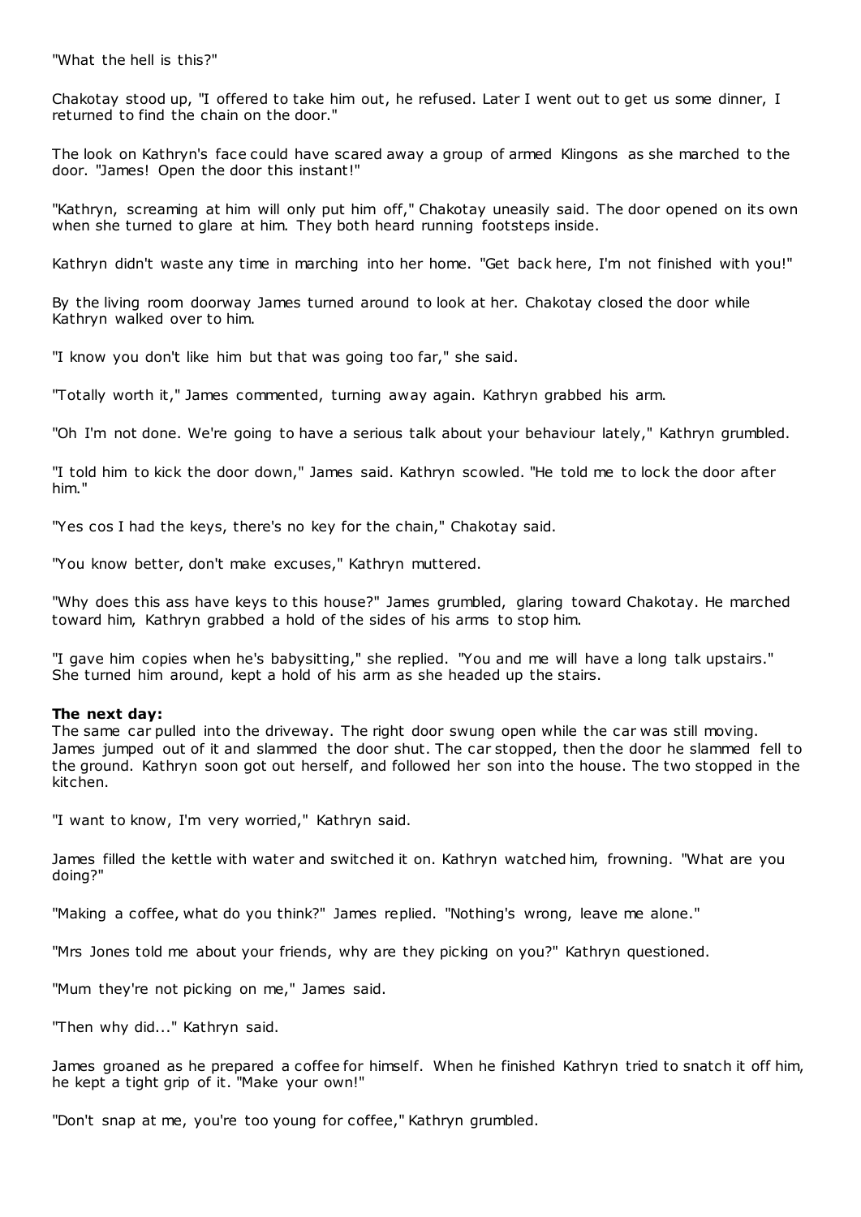"What the hell is this?"

Chakotay stood up, "I offered to take him out, he refused. Later I went out to get us some dinner, I returned to find the chain on the door."

The look on Kathryn's face could have scared away a group of armed Klingons as she marched to the door. "James! Open the door this instant!"

"Kathryn, screaming at him will only put him off," Chakotay uneasily said. The door opened on its own when she turned to glare at him. They both heard running footsteps inside.

Kathryn didn't waste any time in marching into her home. "Get back here, I'm not finished with you!"

By the living room doorway James turned around to look at her. Chakotay closed the door while Kathryn walked over to him.

"I know you don't like him but that was going too far," she said.

"Totally worth it," James commented, turning away again. Kathryn grabbed his arm.

"Oh I'm not done. We're going to have a serious talk about your behaviour lately," Kathryn grumbled.

"I told him to kick the door down," James said. Kathryn scowled. "He told me to lock the door after him."

"Yes cos I had the keys, there's no key for the chain," Chakotay said.

"You know better, don't make excuses," Kathryn muttered.

"Why does this ass have keys to this house?" James grumbled, glaring toward Chakotay. He marched toward him, Kathryn grabbed a hold of the sides of his arms to stop him.

"I gave him copies when he's babysitting," she replied. "You and me will have a long talk upstairs." She turned him around, kept a hold of his arm as she headed up the stairs.

**The next day:**
The same car pulled into the driveway. The right door swung open while the car was still moving. James jumped out of it and slammed the door shut. The car stopped, then the door he slammed fell to the ground. Kathryn soon got out herself, and followed her son into the house. The two stopped in the kitchen.

"I want to know, I'm very worried," Kathryn said.

James filled the kettle with water and switched it on. Kathryn watched him, frowning. "What are you doing?"

"Making a coffee, what do you think?" James replied. "Nothing's wrong, leave me alone."

"Mrs Jones told me about your friends, why are they picking on you?" Kathryn questioned.

"Mum they're not picking on me," James said.

"Then why did..." Kathryn said.

James groaned as he prepared a coffee for himself. When he finished Kathryn tried to snatch it off him, he kept a tight grip of it. "Make your own!"

"Don't snap at me, you're too young for coffee," Kathryn grumbled.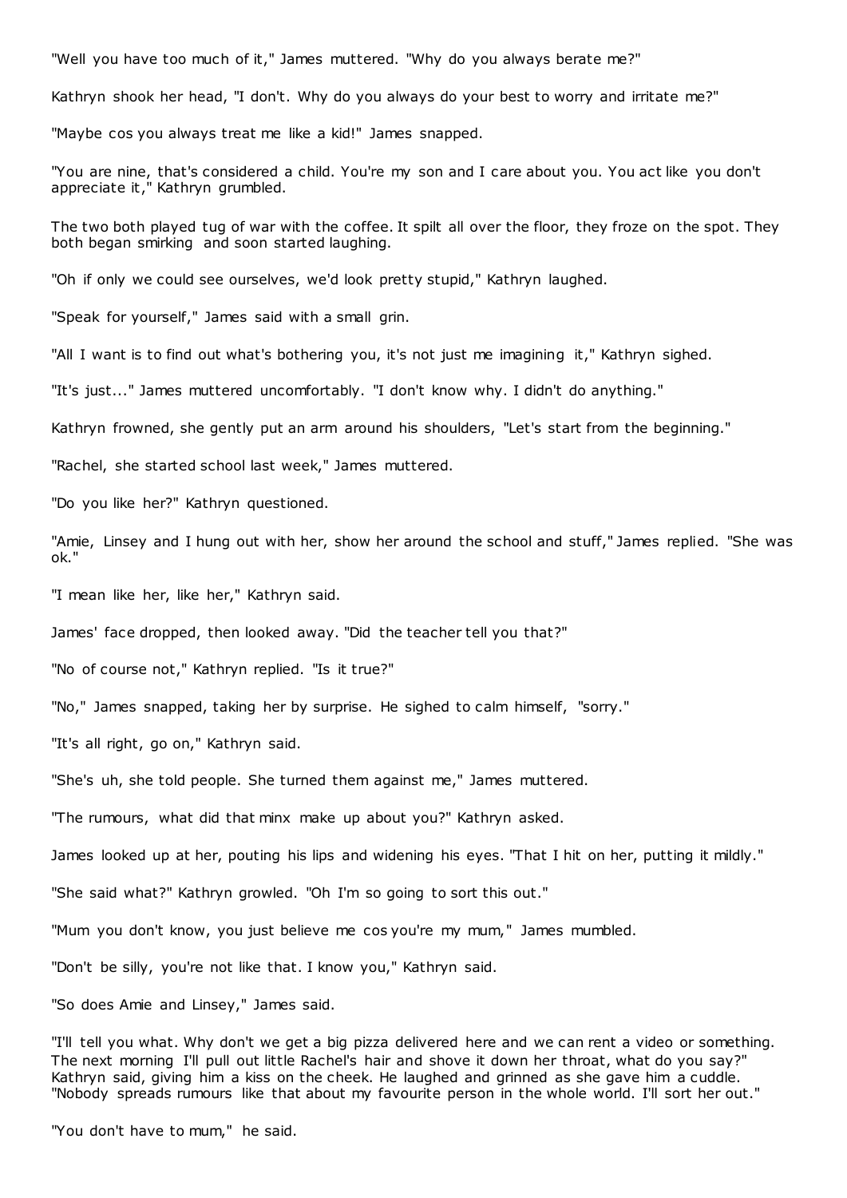"Well you have too much of it," James muttered. "Why do you always berate me?"

Kathryn shook her head, "I don't. Why do you always do your best to worry and irritate me?"

"Maybe cos you always treat me like a kid!" James snapped.

"You are nine, that's considered a child. You're my son and I care about you. You act like you don't appreciate it," Kathryn grumbled.

The two both played tug of war with the coffee. It spilt all over the floor, they froze on the spot. They both began smirking and soon started laughing.

"Oh if only we could see ourselves, we'd look pretty stupid," Kathryn laughed.

"Speak for yourself," James said with a small grin.

"All I want is to find out what's bothering you, it's not just me imagining it," Kathryn sighed.

"It's just..." James muttered uncomfortably. "I don't know why. I didn't do anything."

Kathryn frowned, she gently put an arm around his shoulders, "Let's start from the beginning."

"Rachel, she started school last week," James muttered.

"Do you like her?" Kathryn questioned.

"Amie, Linsey and I hung out with her, show her around the school and stuff," James replied. "She was ok."

"I mean like her, like her," Kathryn said.

James' face dropped, then looked away. "Did the teacher tell you that?"

"No of course not," Kathryn replied. "Is it true?"

"No," James snapped, taking her by surprise. He sighed to calm himself, "sorry."

"It's all right, go on," Kathryn said.

"She's uh, she told people. She turned them against me," James muttered.

"The rumours, what did that minx make up about you?" Kathryn asked.

James looked up at her, pouting his lips and widening his eyes. "That I hit on her, putting it mildly."

"She said what?" Kathryn growled. "Oh I'm so going to sort this out."

"Mum you don't know, you just believe me cos you're my mum," James mumbled.

"Don't be silly, you're not like that. I know you," Kathryn said.

"So does Amie and Linsey," James said.

"I'll tell you what. Why don't we get a big pizza delivered here and we can rent a video or something. The next morning I'll pull out little Rachel's hair and shove it down her throat, what do you say?" Kathryn said, giving him a kiss on the cheek. He laughed and grinned as she gave him a cuddle. "Nobody spreads rumours like that about my favourite person in the whole world. I'll sort her out."

"You don't have to mum," he said.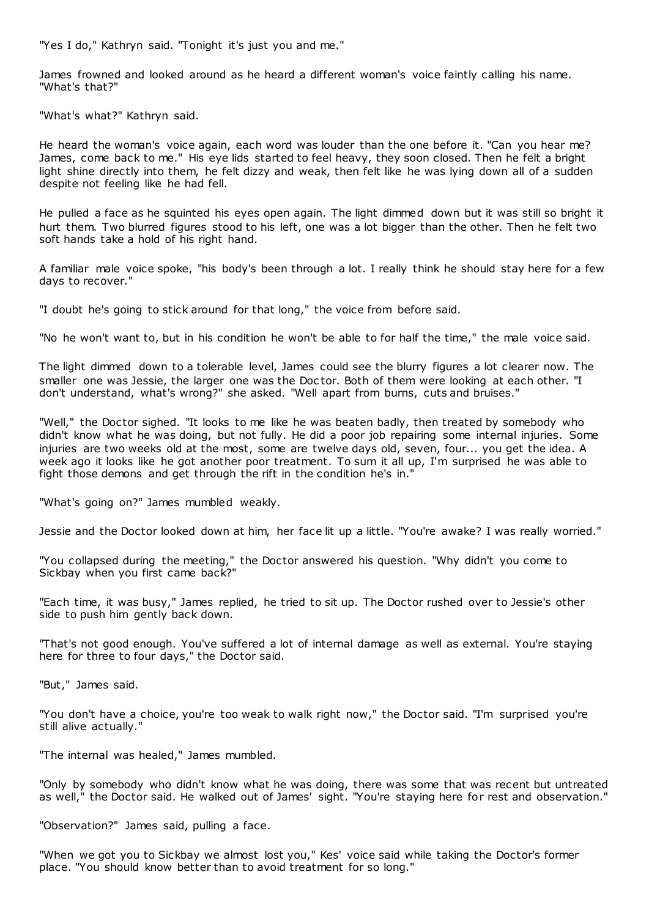"Yes I do," Kathryn said. "Tonight it's just you and me."

James frowned and looked around as he heard a different woman's voice faintly calling his name. "What's that?"

"What's what?" Kathryn said.

He heard the woman's voice again, each word was louder than the one before it. "Can you hear me? James, come back to me." His eye lids started to feel heavy, they soon closed. Then he felt a bright light shine directly into them, he felt dizzy and weak, then felt like he was lying down all of a sudden despite not feeling like he had fell.

He pulled a face as he squinted his eyes open again. The light dimmed down but it was still so bright it hurt them. Two blurred figures stood to his left, one was a lot bigger than the other. Then he felt two soft hands take a hold of his right hand.

A familiar male voice spoke, "his body's been through a lot. I really think he should stay here for a few days to recover."

"I doubt he's going to stick around for that long," the voice from before said.

"No he won't want to, but in his condition he won't be able to for half the time," the male voice said.

The light dimmed down to a tolerable level, James could see the blurry figures a lot clearer now. The smaller one was Jessie, the larger one was the Doctor. Both of them were looking at each other. "I don't understand, what's wrong?" she asked. "Well apart from burns, cuts and bruises."

"Well," the Doctor sighed. "It looks to me like he was beaten badly, then treated by somebody who didn't know what he was doing, but not fully. He did a poor job repairing some internal injuries. Some injuries are two weeks old at the most, some are twelve days old, seven, four... you get the idea. A week ago it looks like he got another poor treatment. To sum it all up, I'm surprised he was able to fight those demons and get through the rift in the condition he's in."

"What's going on?" James mumbled weakly.

Jessie and the Doctor looked down at him, her face lit up a little. "You're awake? I was really worried."

"You collapsed during the meeting," the Doctor answered his question. "Why didn't you come to Sickbay when you first came back?"

"Each time, it was busy," James replied, he tried to sit up. The Doctor rushed over to Jessie's other side to push him gently back down.

"That's not good enough. You've suffered a lot of internal damage as well as external. You're staying here for three to four days," the Doctor said.

"But," James said.

"You don't have a choice, you're too weak to walk right now," the Doctor said. "I'm surprised you're still alive actually."

"The internal was healed," James mumbled.

"Only by somebody who didn't know what he was doing, there was some that was recent but untreated as well," the Doctor said. He walked out of James' sight. "You're staying here for rest and observation."

"Observation?" James said, pulling a face.

"When we got you to Sickbay we almost lost you," Kes' voice said while taking the Doctor's former place. "You should know better than to avoid treatment for so long."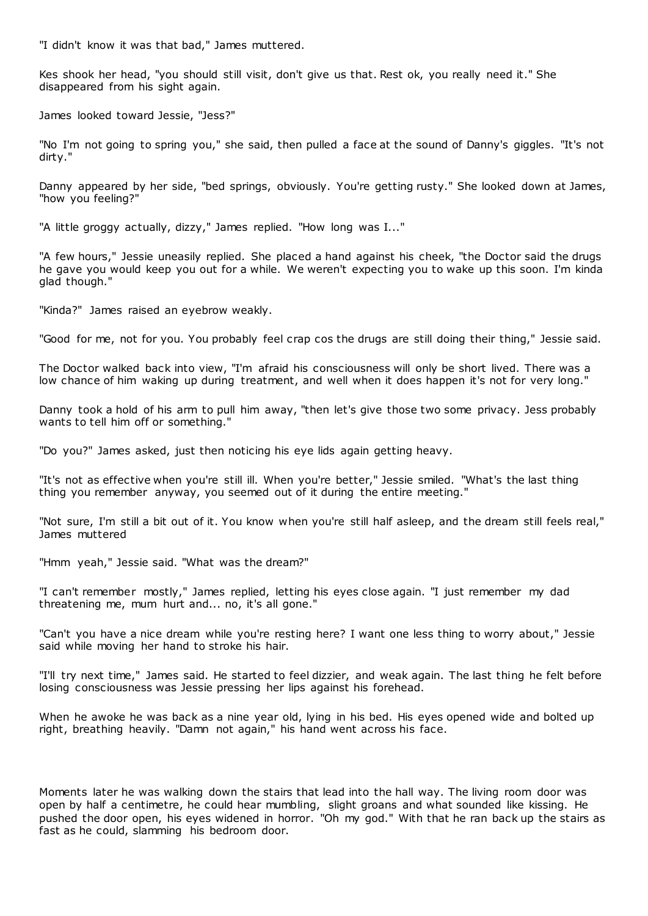"I didn't know it was that bad," James muttered.

Kes shook her head, "you should still visit, don't give us that. Rest ok, you really need it." She disappeared from his sight again.

James looked toward Jessie, "Jess?"

"No I'm not going to spring you," she said, then pulled a face at the sound of Danny's giggles. "It's not dirty."

Danny appeared by her side, "bed springs, obviously. You're getting rusty." She looked down at James, "how you feeling?"

"A little groggy actually, dizzy," James replied. "How long was I..."

"A few hours," Jessie uneasily replied. She placed a hand against his cheek, "the Doctor said the drugs he gave you would keep you out for a while. We weren't expecting you to wake up this soon. I'm kinda glad though."

"Kinda?" James raised an eyebrow weakly.

"Good for me, not for you. You probably feel crap cos the drugs are still doing their thing," Jessie said.

The Doctor walked back into view, "I'm afraid his consciousness will only be short lived. There was a low chance of him waking up during treatment, and well when it does happen it's not for very long."

Danny took a hold of his arm to pull him away, "then let's give those two some privacy. Jess probably wants to tell him off or something."

"Do you?" James asked, just then noticing his eye lids again getting heavy.

"It's not as effective when you're still ill. When you're better," Jessie smiled. "What's the last thing thing you remember anyway, you seemed out of it during the entire meeting."

"Not sure, I'm still a bit out of it. You know when you're still half asleep, and the dream still feels real," James muttered

"Hmm yeah," Jessie said. "What was the dream?"

"I can't remember mostly," James replied, letting his eyes close again. "I just remember my dad threatening me, mum hurt and... no, it's all gone."

"Can't you have a nice dream while you're resting here? I want one less thing to worry about," Jessie said while moving her hand to stroke his hair.

"I'll try next time," James said. He started to feel dizzier, and weak again. The last thing he felt before losing consciousness was Jessie pressing her lips against his forehead.

When he awoke he was back as a nine year old, lying in his bed. His eyes opened wide and bolted up right, breathing heavily. "Damn not again," his hand went across his face.

Moments later he was walking down the stairs that lead into the hall way. The living room door was open by half a centimetre, he could hear mumbling, slight groans and what sounded like kissing. He pushed the door open, his eyes widened in horror. "Oh my god." With that he ran back up the stairs as fast as he could, slamming his bedroom door.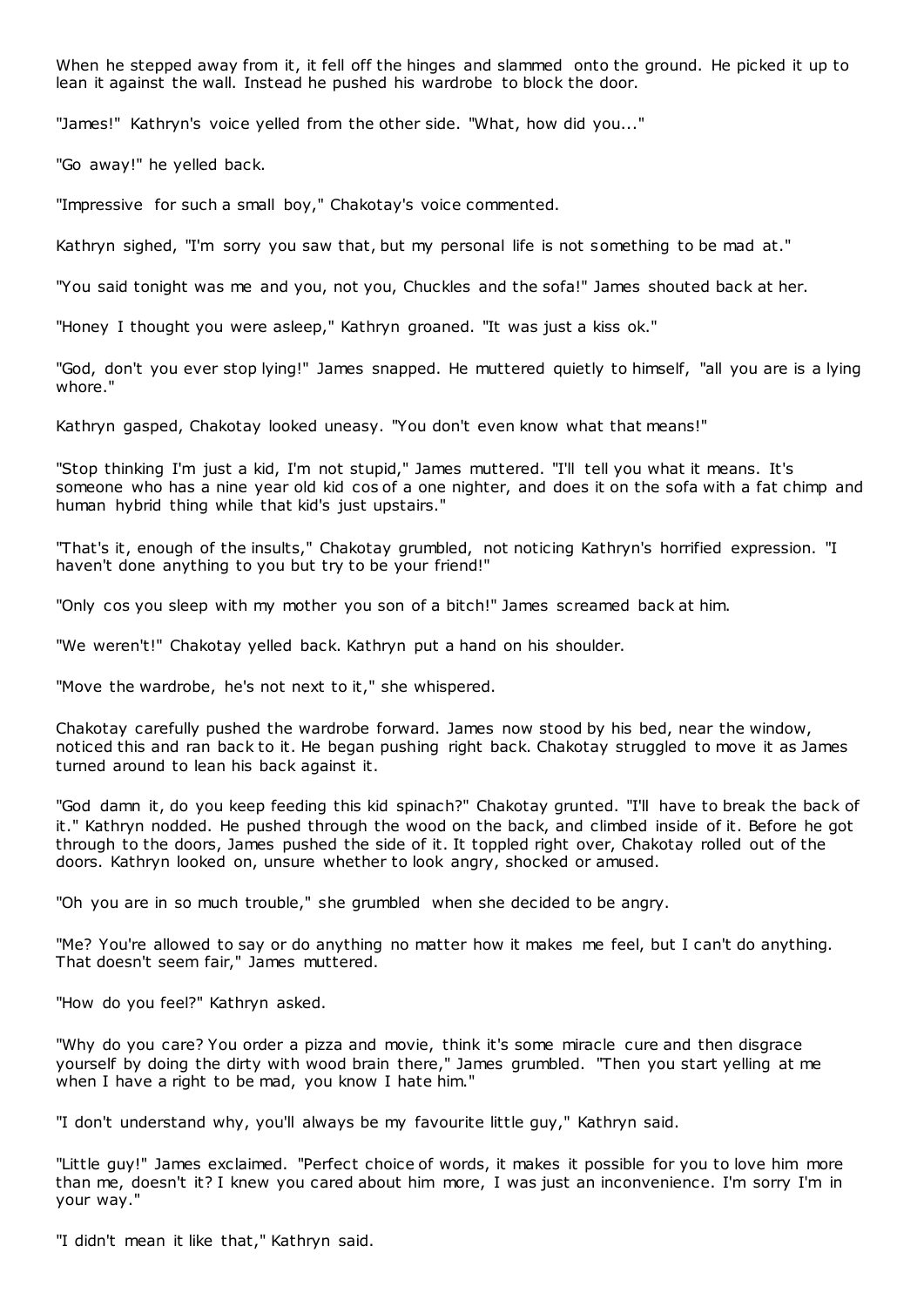When he stepped away from it, it fell off the hinges and slammed onto the ground. He picked it up to lean it against the wall. Instead he pushed his wardrobe to block the door.

"James!" Kathryn's voice yelled from the other side. "What, how did you..."

"Go away!" he yelled back.

"Impressive for such a small boy," Chakotay's voice commented.

Kathryn sighed, "I'm sorry you saw that, but my personal life is not something to be mad at."

"You said tonight was me and you, not you, Chuckles and the sofa!" James shouted back at her.

"Honey I thought you were asleep," Kathryn groaned. "It was just a kiss ok."

"God, don't you ever stop lying!" James snapped. He muttered quietly to himself, "all you are is a lying whore."

Kathryn gasped, Chakotay looked uneasy. "You don't even know what that means!"

"Stop thinking I'm just a kid, I'm not stupid," James muttered. "I'll tell you what it means. It's someone who has a nine year old kid cos of a one nighter, and does it on the sofa with a fat chimp and human hybrid thing while that kid's just upstairs."

"That's it, enough of the insults," Chakotay grumbled, not noticing Kathryn's horrified expression. "I haven't done anything to you but try to be your friend!"

"Only cos you sleep with my mother you son of a bitch!" James screamed back at him.

"We weren't!" Chakotay yelled back. Kathryn put a hand on his shoulder.

"Move the wardrobe, he's not next to it," she whispered.

Chakotay carefully pushed the wardrobe forward. James now stood by his bed, near the window, noticed this and ran back to it. He began pushing right back. Chakotay struggled to move it as James turned around to lean his back against it.

"God damn it, do you keep feeding this kid spinach?" Chakotay grunted. "I'll have to break the back of it." Kathryn nodded. He pushed through the wood on the back, and climbed inside of it. Before he got through to the doors, James pushed the side of it. It toppled right over, Chakotay rolled out of the doors. Kathryn looked on, unsure whether to look angry, shocked or amused.

"Oh you are in so much trouble," she grumbled when she decided to be angry.

"Me? You're allowed to say or do anything no matter how it makes me feel, but I can't do anything. That doesn't seem fair," James muttered.

"How do you feel?" Kathryn asked.

"Why do you care? You order a pizza and movie, think it's some miracle cure and then disgrace yourself by doing the dirty with wood brain there," James grumbled. "Then you start yelling at me when I have a right to be mad, you know I hate him."

"I don't understand why, you'll always be my favourite little guy," Kathryn said.

"Little guy!" James exclaimed. "Perfect choice of words, it makes it possible for you to love him more than me, doesn't it? I knew you cared about him more, I was just an inconvenience. I'm sorry I'm in your way."

"I didn't mean it like that," Kathryn said.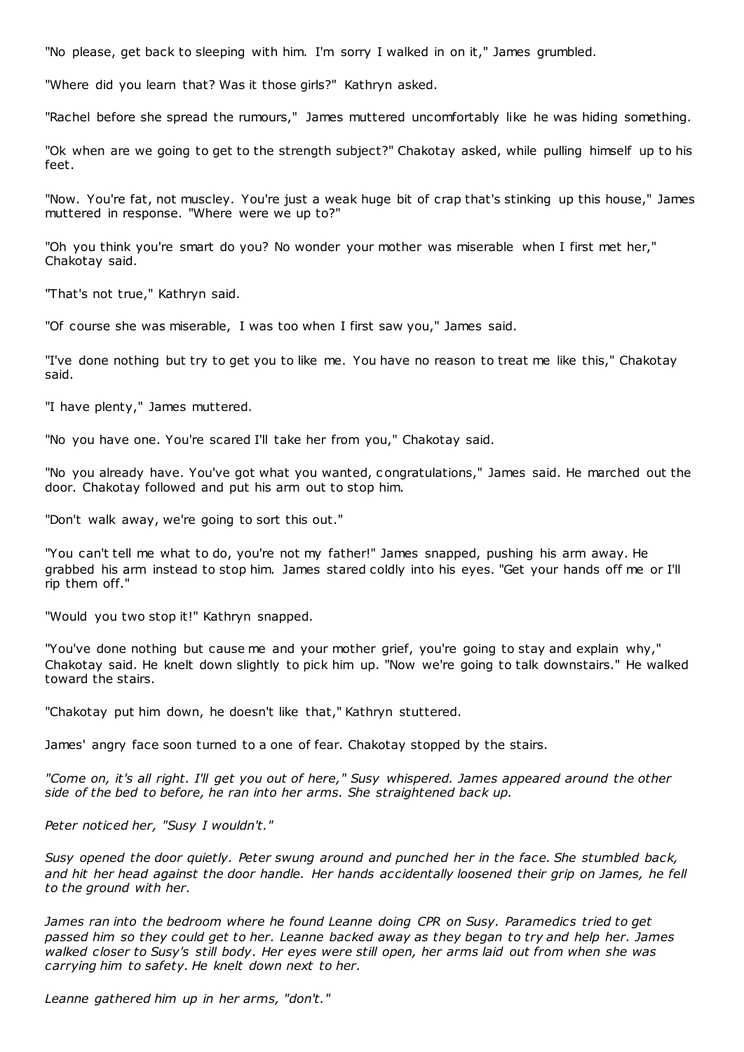"No please, get back to sleeping with him. I'm sorry I walked in on it," James grumbled.

"Where did you learn that? Was it those girls?" Kathryn asked.

"Rachel before she spread the rumours," James muttered uncomfortably like he was hiding something.

"Ok when are we going to get to the strength subject?" Chakotay asked, while pulling himself up to his feet.

"Now. You're fat, not muscley. You're just a weak huge bit of crap that's stinking up this house," James muttered in response. "Where were we up to?"

"Oh you think you're smart do you? No wonder your mother was miserable when I first met her," Chakotay said.

"That's not true," Kathryn said.

"Of course she was miserable, I was too when I first saw you," James said.

"I've done nothing but try to get you to like me. You have no reason to treat me like this," Chakotay said.

"I have plenty," James muttered.

"No you have one. You're scared I'll take her from you," Chakotay said.

"No you already have. You've got what you wanted, congratulations," James said. He marched out the door. Chakotay followed and put his arm out to stop him.

"Don't walk away, we're going to sort this out."

"You can't tell me what to do, you're not my father!" James snapped, pushing his arm away. He grabbed his arm instead to stop him. James stared coldly into his eyes. "Get your hands off me or I'll rip them off."

"Would you two stop it!" Kathryn snapped.

"You've done nothing but cause me and your mother grief, you're going to stay and explain why," Chakotay said. He knelt down slightly to pick him up. "Now we're going to talk downstairs." He walked toward the stairs.

"Chakotay put him down, he doesn't like that," Kathryn stuttered.

James' angry face soon turned to a one of fear. Chakotay stopped by the stairs.

*"Come on, it's all right. I'll get you out of here," Susy whispered. James appeared around the other side of the bed to before, he ran into her arms. She straightened back up.*

*Peter noticed her, "Susy I wouldn't."*

*Susy opened the door quietly. Peter swung around and punched her in the face. She stumbled back, and hit her head against the door handle. Her hands accidentally loosened their grip on James, he fell to the ground with her.*

*James ran into the bedroom where he found Leanne doing CPR on Susy. Paramedics tried to get passed him so they could get to her. Leanne backed away as they began to try and help her. James walked closer to Susy's still body. Her eyes were still open, her arms laid out from when she was carrying him to safety. He knelt down next to her.*

*Leanne gathered him up in her arms, "don't."*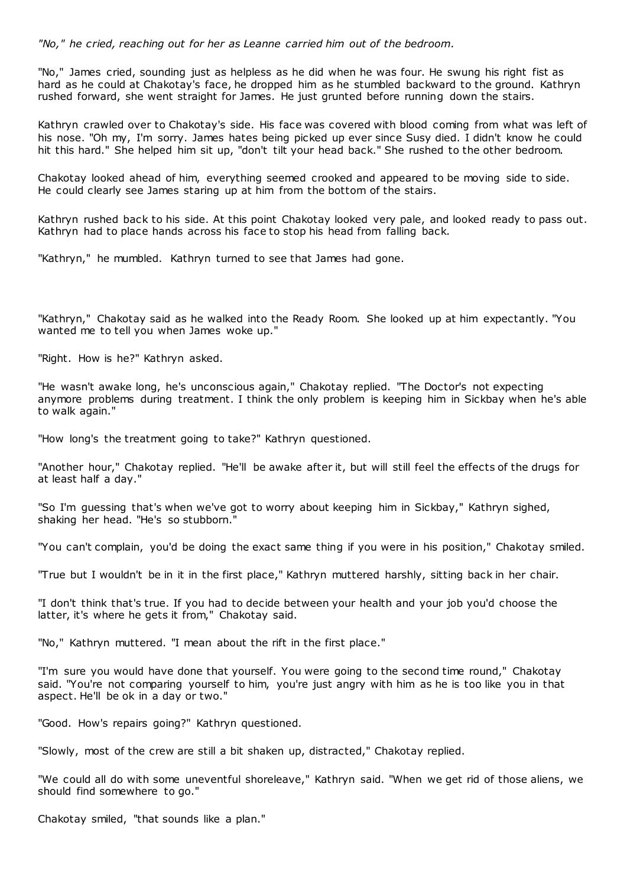*"No," he cried, reaching out for her as Leanne carried him out of the bedroom.*

"No," James cried, sounding just as helpless as he did when he was four. He swung his right fist as hard as he could at Chakotay's face, he dropped him as he stumbled backward to the ground. Kathryn rushed forward, she went straight for James. He just grunted before running down the stairs.

Kathryn crawled over to Chakotay's side. His face was covered with blood coming from what was left of his nose. "Oh my, I'm sorry. James hates being picked up ever since Susy died. I didn't know he could hit this hard." She helped him sit up, "don't tilt your head back." She rushed to the other bedroom.

Chakotay looked ahead of him, everything seemed crooked and appeared to be moving side to side. He could clearly see James staring up at him from the bottom of the stairs.

Kathryn rushed back to his side. At this point Chakotay looked very pale, and looked ready to pass out. Kathryn had to place hands across his face to stop his head from falling back.

"Kathryn," he mumbled. Kathryn turned to see that James had gone.

"Kathryn," Chakotay said as he walked into the Ready Room. She looked up at him expectantly. "You wanted me to tell you when James woke up."

"Right. How is he?" Kathryn asked.

"He wasn't awake long, he's unconscious again," Chakotay replied. "The Doctor's not expecting anymore problems during treatment. I think the only problem is keeping him in Sickbay when he's able to walk again."

"How long's the treatment going to take?" Kathryn questioned.

"Another hour," Chakotay replied. "He'll be awake after it, but will still feel the effects of the drugs for at least half a day."

"So I'm guessing that's when we've got to worry about keeping him in Sickbay," Kathryn sighed, shaking her head. "He's so stubborn."

"You can't complain, you'd be doing the exact same thing if you were in his position," Chakotay smiled.

"True but I wouldn't be in it in the first place," Kathryn muttered harshly, sitting back in her chair.

"I don't think that's true. If you had to decide between your health and your job you'd choose the latter, it's where he gets it from," Chakotay said.

"No," Kathryn muttered. "I mean about the rift in the first place."

"I'm sure you would have done that yourself. You were going to the second time round," Chakotay said. "You're not comparing yourself to him, you're just angry with him as he is too like you in that aspect. He'll be ok in a day or two."

"Good. How's repairs going?" Kathryn questioned.

"Slowly, most of the crew are still a bit shaken up, distracted," Chakotay replied.

"We could all do with some uneventful shoreleave," Kathryn said. "When we get rid of those aliens, we should find somewhere to go."

Chakotay smiled, "that sounds like a plan."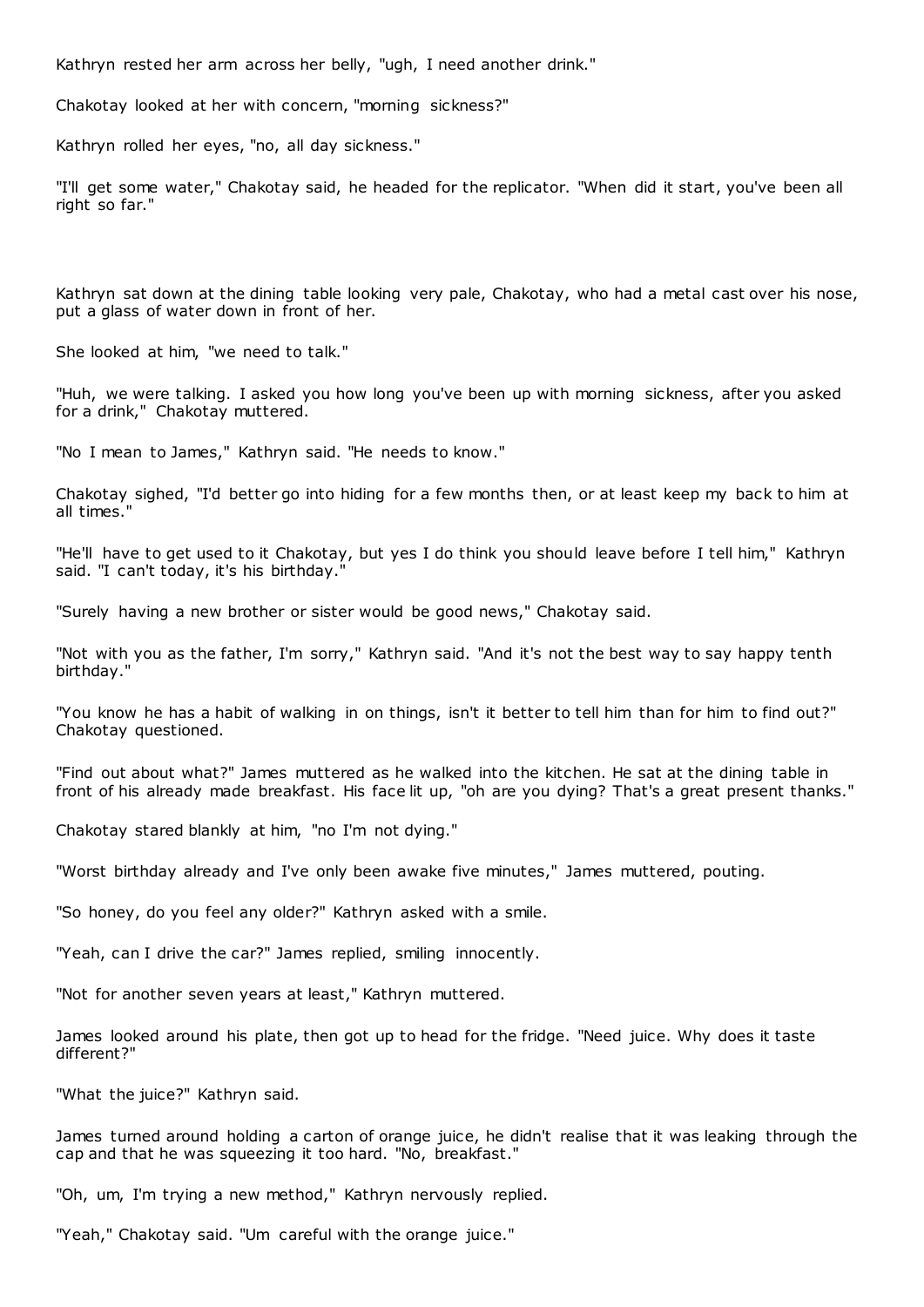Kathryn rested her arm across her belly, "ugh, I need another drink."

Chakotay looked at her with concern, "morning sickness?"

Kathryn rolled her eyes, "no, all day sickness."

"I'll get some water," Chakotay said, he headed for the replicator. "When did it start, you've been all right so far."

Kathryn sat down at the dining table looking very pale, Chakotay, who had a metal cast over his nose, put a glass of water down in front of her.

She looked at him, "we need to talk."

"Huh, we were talking. I asked you how long you've been up with morning sickness, after you asked for a drink," Chakotay muttered.

"No I mean to James," Kathryn said. "He needs to know."

Chakotay sighed, "I'd better go into hiding for a few months then, or at least keep my back to him at all times."

"He'll have to get used to it Chakotay, but yes I do think you should leave before I tell him," Kathryn said. "I can't today, it's his birthday."

"Surely having a new brother or sister would be good news," Chakotay said.

"Not with you as the father, I'm sorry," Kathryn said. "And it's not the best way to say happy tenth birthday."

"You know he has a habit of walking in on things, isn't it better to tell him than for him to find out?" Chakotay questioned.

"Find out about what?" James muttered as he walked into the kitchen. He sat at the dining table in front of his already made breakfast. His face lit up, "oh are you dying? That's a great present thanks."

Chakotay stared blankly at him, "no I'm not dying."

"Worst birthday already and I've only been awake five minutes," James muttered, pouting.

"So honey, do you feel any older?" Kathryn asked with a smile.

"Yeah, can I drive the car?" James replied, smiling innocently.

"Not for another seven years at least," Kathryn muttered.

James looked around his plate, then got up to head for the fridge. "Need juice. Why does it taste different?"

"What the juice?" Kathryn said.

James turned around holding a carton of orange juice, he didn't realise that it was leaking through the cap and that he was squeezing it too hard. "No, breakfast."

"Oh, um, I'm trying a new method," Kathryn nervously replied.

"Yeah," Chakotay said. "Um careful with the orange juice."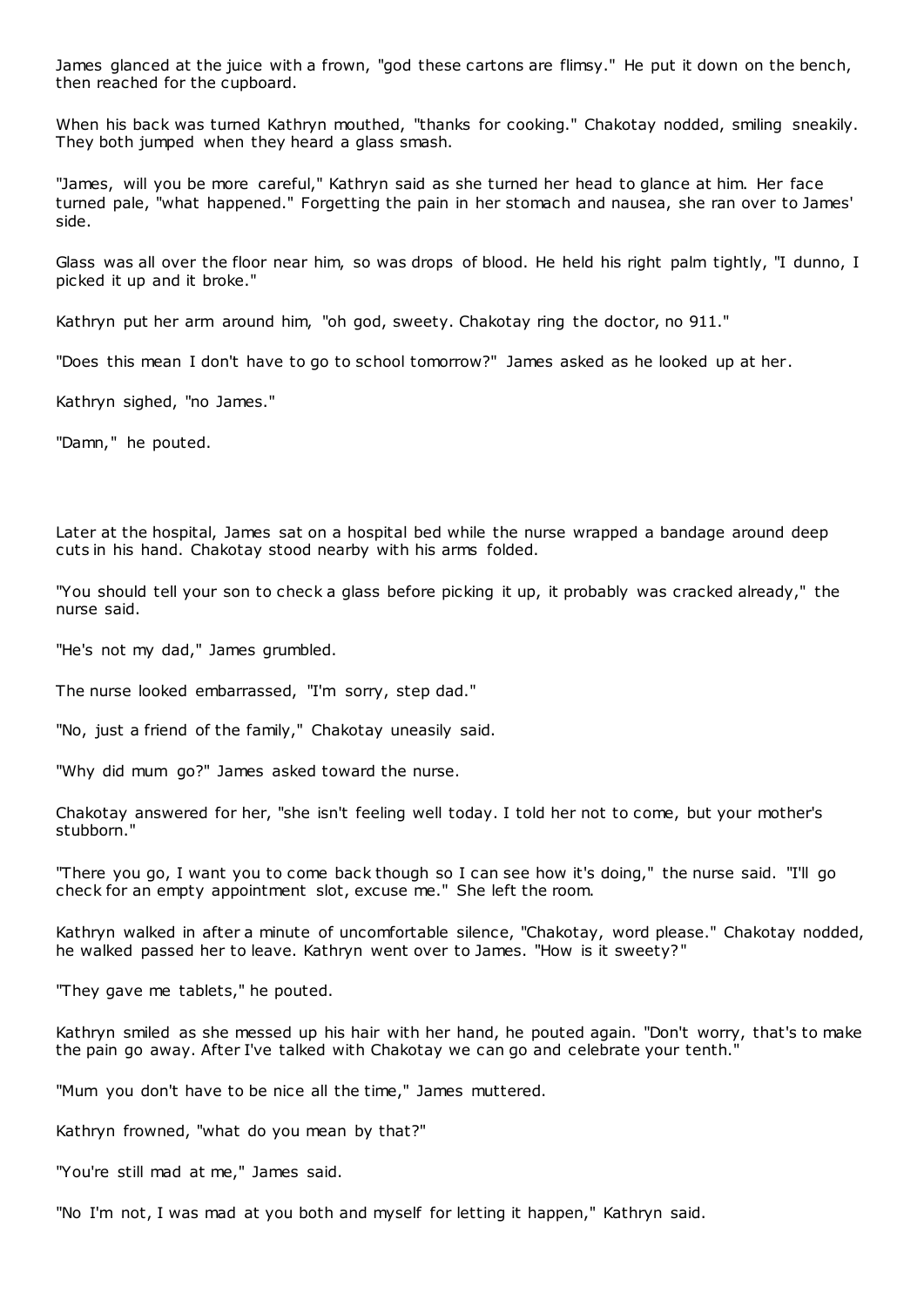James glanced at the juice with a frown, "god these cartons are flimsy." He put it down on the bench, then reached for the cupboard.

When his back was turned Kathryn mouthed, "thanks for cooking." Chakotay nodded, smiling sneakily. They both jumped when they heard a glass smash.

"James, will you be more careful," Kathryn said as she turned her head to glance at him. Her face turned pale, "what happened." Forgetting the pain in her stomach and nausea, she ran over to James' side.

Glass was all over the floor near him, so was drops of blood. He held his right palm tightly, "I dunno, I picked it up and it broke."

Kathryn put her arm around him, "oh god, sweety. Chakotay ring the doctor, no 911."

"Does this mean I don't have to go to school tomorrow?" James asked as he looked up at her.

Kathryn sighed, "no James."

"Damn," he pouted.

Later at the hospital, James sat on a hospital bed while the nurse wrapped a bandage around deep cuts in his hand. Chakotay stood nearby with his arms folded.

"You should tell your son to check a glass before picking it up, it probably was cracked already," the nurse said.

"He's not my dad," James grumbled.

The nurse looked embarrassed, "I'm sorry, step dad."

"No, just a friend of the family," Chakotay uneasily said.

"Why did mum go?" James asked toward the nurse.

Chakotay answered for her, "she isn't feeling well today. I told her not to come, but your mother's stubborn."

"There you go, I want you to come back though so I can see how it's doing," the nurse said. "I'll go check for an empty appointment slot, excuse me." She left the room.

Kathryn walked in after a minute of uncomfortable silence, "Chakotay, word please." Chakotay nodded, he walked passed her to leave. Kathryn went over to James. "How is it sweety?"

"They gave me tablets," he pouted.

Kathryn smiled as she messed up his hair with her hand, he pouted again. "Don't worry, that's to make the pain go away. After I've talked with Chakotay we can go and celebrate your tenth."

"Mum you don't have to be nice all the time," James muttered.

Kathryn frowned, "what do you mean by that?"

"You're still mad at me," James said.

"No I'm not, I was mad at you both and myself for letting it happen," Kathryn said.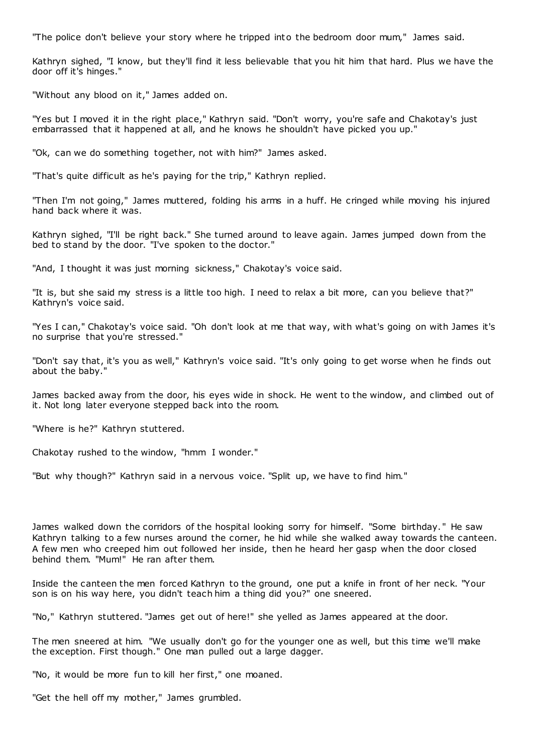"The police don't believe your story where he tripped into the bedroom door mum," James said.

Kathryn sighed, "I know, but they'll find it less believable that you hit him that hard. Plus we have the door off it's hinges."

"Without any blood on it," James added on.

"Yes but I moved it in the right place," Kathryn said. "Don't worry, you're safe and Chakotay's just embarrassed that it happened at all, and he knows he shouldn't have picked you up."

"Ok, can we do something together, not with him?" James asked.

"That's quite difficult as he's paying for the trip," Kathryn replied.

"Then I'm not going," James muttered, folding his arms in a huff. He cringed while moving his injured hand back where it was.

Kathryn sighed, "I'll be right back." She turned around to leave again. James jumped down from the bed to stand by the door. "I've spoken to the doctor."

"And, I thought it was just morning sickness," Chakotay's voice said.

"It is, but she said my stress is a little too high. I need to relax a bit more, can you believe that?" Kathryn's voice said.

"Yes I can," Chakotay's voice said. "Oh don't look at me that way, with what's going on with James it's no surprise that you're stressed."

"Don't say that, it's you as well," Kathryn's voice said. "It's only going to get worse when he finds out about the baby."

James backed away from the door, his eyes wide in shock. He went to the window, and climbed out of it. Not long later everyone stepped back into the room.

"Where is he?" Kathryn stuttered.

Chakotay rushed to the window, "hmm I wonder."

"But why though?" Kathryn said in a nervous voice. "Split up, we have to find him."

James walked down the corridors of the hospital looking sorry for himself. "Some birthday." He saw Kathryn talking to a few nurses around the corner, he hid while she walked away towards the canteen. A few men who creeped him out followed her inside, then he heard her gasp when the door closed behind them. "Mum!" He ran after them.

Inside the canteen the men forced Kathryn to the ground, one put a knife in front of her neck. "Your son is on his way here, you didn't teach him a thing did you?" one sneered.

"No," Kathryn stuttered. "James get out of here!" she yelled as James appeared at the door.

The men sneered at him. "We usually don't go for the younger one as well, but this time we'll make the exception. First though." One man pulled out a large dagger.

"No, it would be more fun to kill her first," one moaned.

"Get the hell off my mother," James grumbled.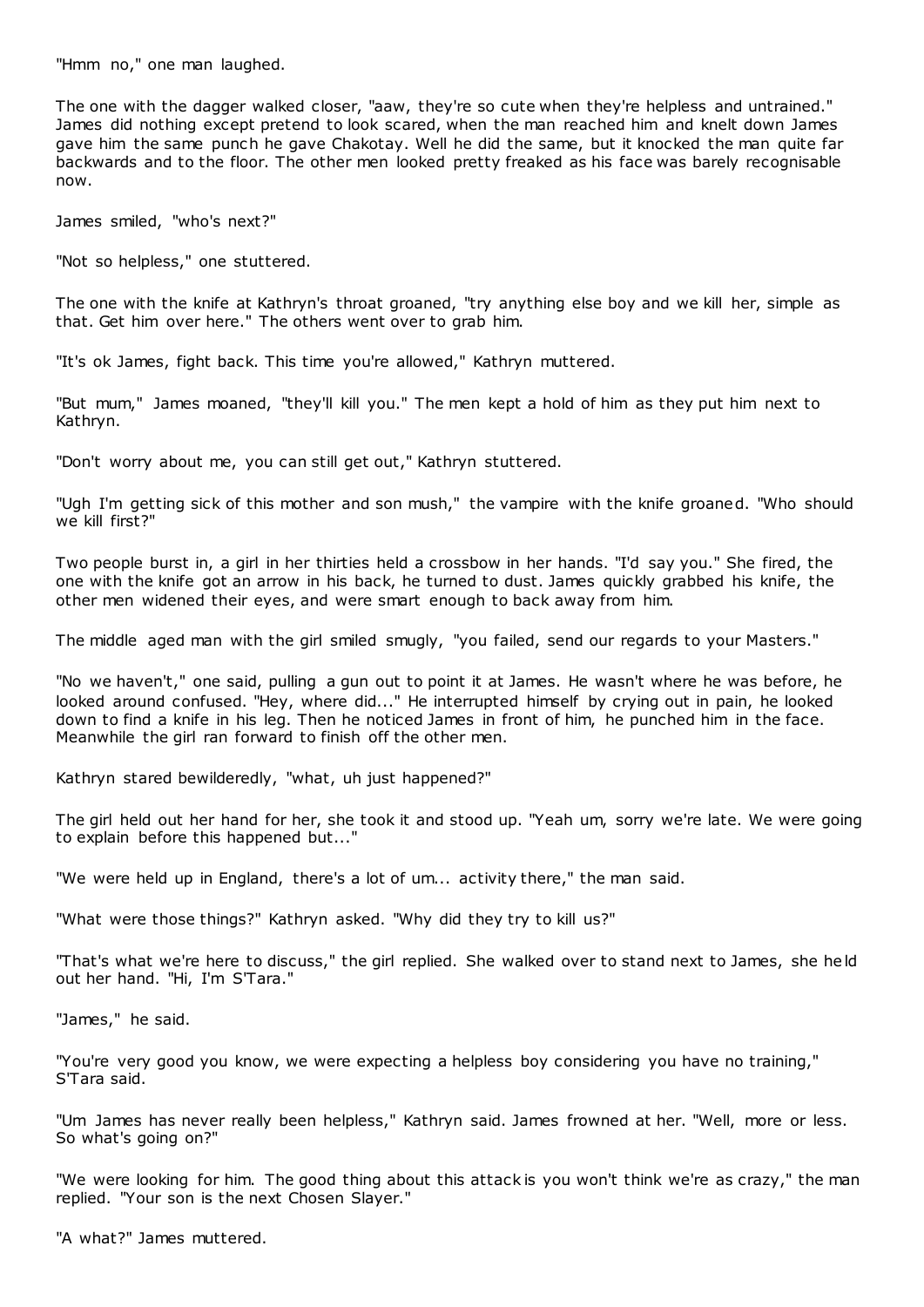"Hmm no," one man laughed.

The one with the dagger walked closer, "aaw, they're so cute when they're helpless and untrained." James did nothing except pretend to look scared, when the man reached him and knelt down James gave him the same punch he gave Chakotay. Well he did the same, but it knocked the man quite far backwards and to the floor. The other men looked pretty freaked as his face was barely recognisable now.

James smiled, "who's next?"

"Not so helpless," one stuttered.

The one with the knife at Kathryn's throat groaned, "try anything else boy and we kill her, simple as that. Get him over here." The others went over to grab him.

"It's ok James, fight back. This time you're allowed," Kathryn muttered.

"But mum," James moaned, "they'll kill you." The men kept a hold of him as they put him next to Kathryn.

"Don't worry about me, you can still get out," Kathryn stuttered.

"Ugh I'm getting sick of this mother and son mush," the vampire with the knife groaned. "Who should we kill first?"

Two people burst in, a girl in her thirties held a crossbow in her hands. "I'd say you." She fired, the one with the knife got an arrow in his back, he turned to dust. James quickly grabbed his knife, the other men widened their eyes, and were smart enough to back away from him.

The middle aged man with the girl smiled smugly, "you failed, send our regards to your Masters."

"No we haven't," one said, pulling a gun out to point it at James. He wasn't where he was before, he looked around confused. "Hey, where did..." He interrupted himself by crying out in pain, he looked down to find a knife in his leg. Then he noticed James in front of him, he punched him in the face. Meanwhile the girl ran forward to finish off the other men.

Kathryn stared bewilderedly, "what, uh just happened?"

The girl held out her hand for her, she took it and stood up. "Yeah um, sorry we're late. We were going to explain before this happened but..."

"We were held up in England, there's a lot of um... activity there," the man said.

"What were those things?" Kathryn asked. "Why did they try to kill us?"

"That's what we're here to discuss," the girl replied. She walked over to stand next to James, she held out her hand. "Hi, I'm S'Tara."

"James," he said.

"You're very good you know, we were expecting a helpless boy considering you have no training," S'Tara said.

"Um James has never really been helpless," Kathryn said. James frowned at her. "Well, more or less. So what's going on?"

"We were looking for him. The good thing about this attack is you won't think we're as crazy," the man replied. "Your son is the next Chosen Slayer."

"A what?" James muttered.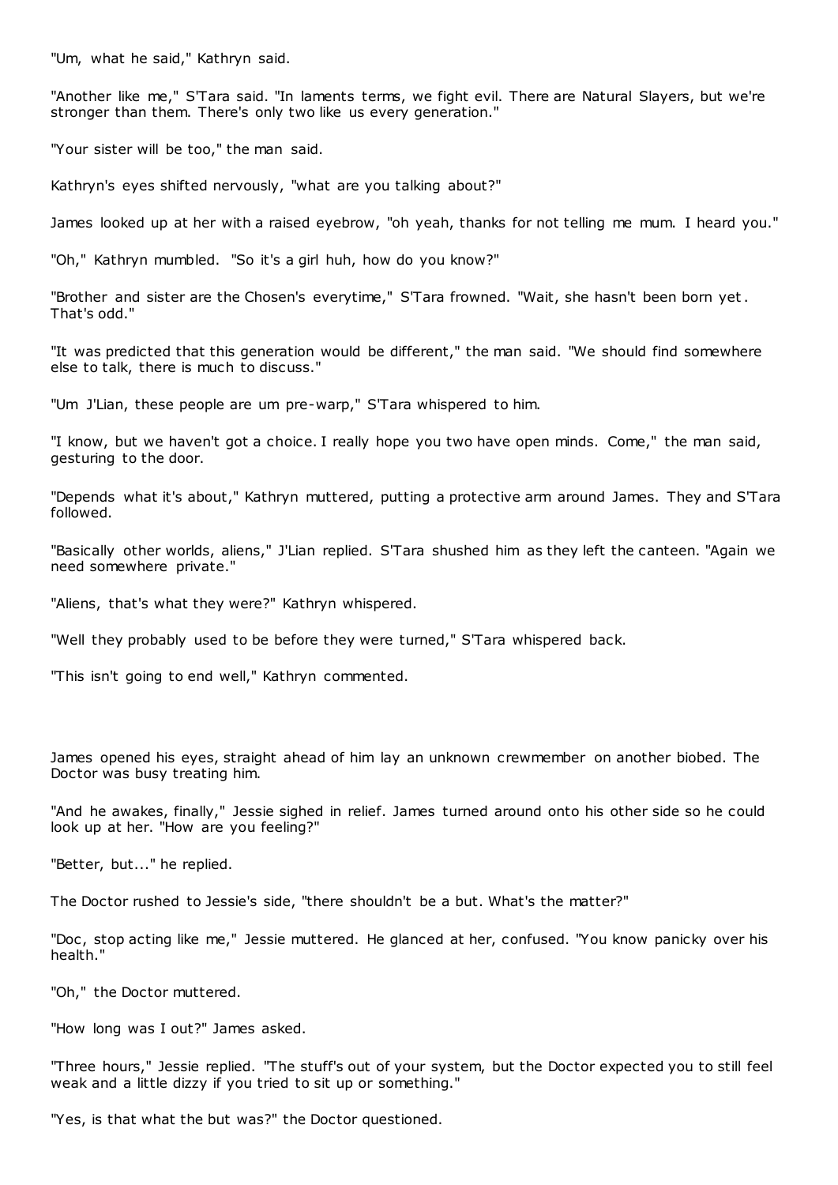"Um, what he said," Kathryn said.

"Another like me," S'Tara said. "In laments terms, we fight evil. There are Natural Slayers, but we're stronger than them. There's only two like us every generation."

"Your sister will be too," the man said.

Kathryn's eyes shifted nervously, "what are you talking about?"

James looked up at her with a raised eyebrow, "oh yeah, thanks for not telling me mum. I heard you."

"Oh," Kathryn mumbled. "So it's a girl huh, how do you know?"

"Brother and sister are the Chosen's everytime," S'Tara frowned. "Wait, she hasn't been born yet. That's odd."

"It was predicted that this generation would be different," the man said. "We should find somewhere else to talk, there is much to discuss."

"Um J'Lian, these people are um pre-warp," S'Tara whispered to him.

"I know, but we haven't got a choice. I really hope you two have open minds. Come," the man said, gesturing to the door.

"Depends what it's about," Kathryn muttered, putting a protective arm around James. They and S'Tara followed.

"Basically other worlds, aliens," J'Lian replied. S'Tara shushed him as they left the canteen. "Again we need somewhere private."

"Aliens, that's what they were?" Kathryn whispered.

"Well they probably used to be before they were turned," S'Tara whispered back.

"This isn't going to end well," Kathryn commented.

James opened his eyes, straight ahead of him lay an unknown crewmember on another biobed. The Doctor was busy treating him.

"And he awakes, finally," Jessie sighed in relief. James turned around onto his other side so he could look up at her. "How are you feeling?"

"Better, but..." he replied.

The Doctor rushed to Jessie's side, "there shouldn't be a but. What's the matter?"

"Doc, stop acting like me," Jessie muttered. He glanced at her, confused. "You know panicky over his health."

"Oh," the Doctor muttered.

"How long was I out?" James asked.

"Three hours," Jessie replied. "The stuff's out of your system, but the Doctor expected you to still feel weak and a little dizzy if you tried to sit up or something."

"Yes, is that what the but was?" the Doctor questioned.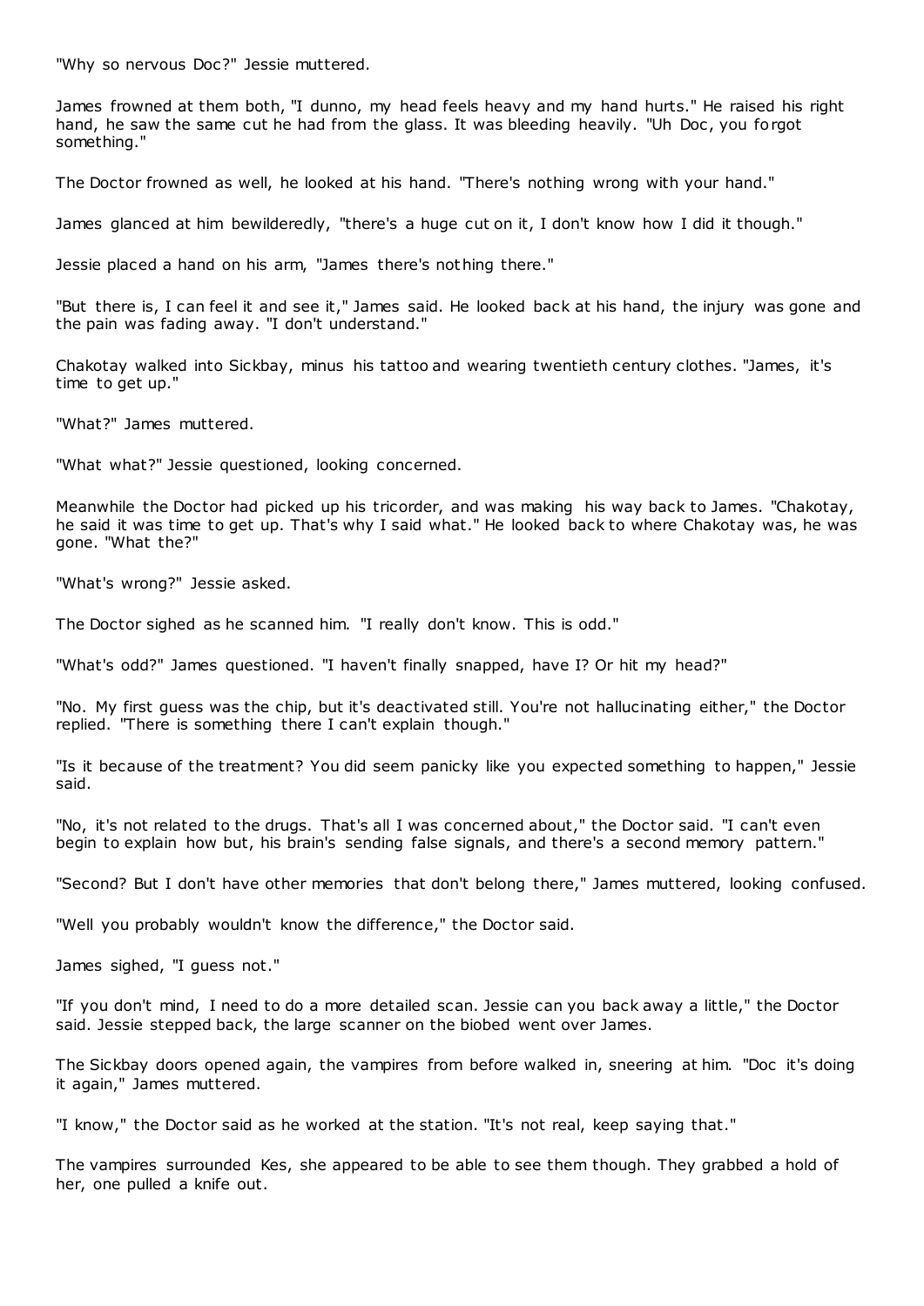"Why so nervous Doc?" Jessie muttered.

James frowned at them both, "I dunno, my head feels heavy and my hand hurts." He raised his right hand, he saw the same cut he had from the glass. It was bleeding heavily. "Uh Doc, you forgot something."

The Doctor frowned as well, he looked at his hand. "There's nothing wrong with your hand."

James glanced at him bewilderedly, "there's a huge cut on it, I don't know how I did it though."

Jessie placed a hand on his arm, "James there's nothing there."

"But there is, I can feel it and see it," James said. He looked back at his hand, the injury was gone and the pain was fading away. "I don't understand."

Chakotay walked into Sickbay, minus his tattoo and wearing twentieth century clothes. "James, it's time to get up."

"What?" James muttered.

"What what?" Jessie questioned, looking concerned.

Meanwhile the Doctor had picked up his tricorder, and was making his way back to James. "Chakotay, he said it was time to get up. That's why I said what." He looked back to where Chakotay was, he was gone. "What the?"

"What's wrong?" Jessie asked.

The Doctor sighed as he scanned him. "I really don't know. This is odd."

"What's odd?" James questioned. "I haven't finally snapped, have I? Or hit my head?"

"No. My first guess was the chip, but it's deactivated still. You're not hallucinating either," the Doctor replied. "There is something there I can't explain though."

"Is it because of the treatment? You did seem panicky like you expected something to happen," Jessie said.

"No, it's not related to the drugs. That's all I was concerned about," the Doctor said. "I can't even begin to explain how but, his brain's sending false signals, and there's a second memory pattern."

"Second? But I don't have other memories that don't belong there," James muttered, looking confused.

"Well you probably wouldn't know the difference," the Doctor said.

James sighed, "I guess not."

"If you don't mind, I need to do a more detailed scan. Jessie can you back away a little," the Doctor said. Jessie stepped back, the large scanner on the biobed went over James.

The Sickbay doors opened again, the vampires from before walked in, sneering at him. "Doc it's doing it again," James muttered.

"I know," the Doctor said as he worked at the station. "It's not real, keep saying that."

The vampires surrounded Kes, she appeared to be able to see them though. They grabbed a hold of her, one pulled a knife out.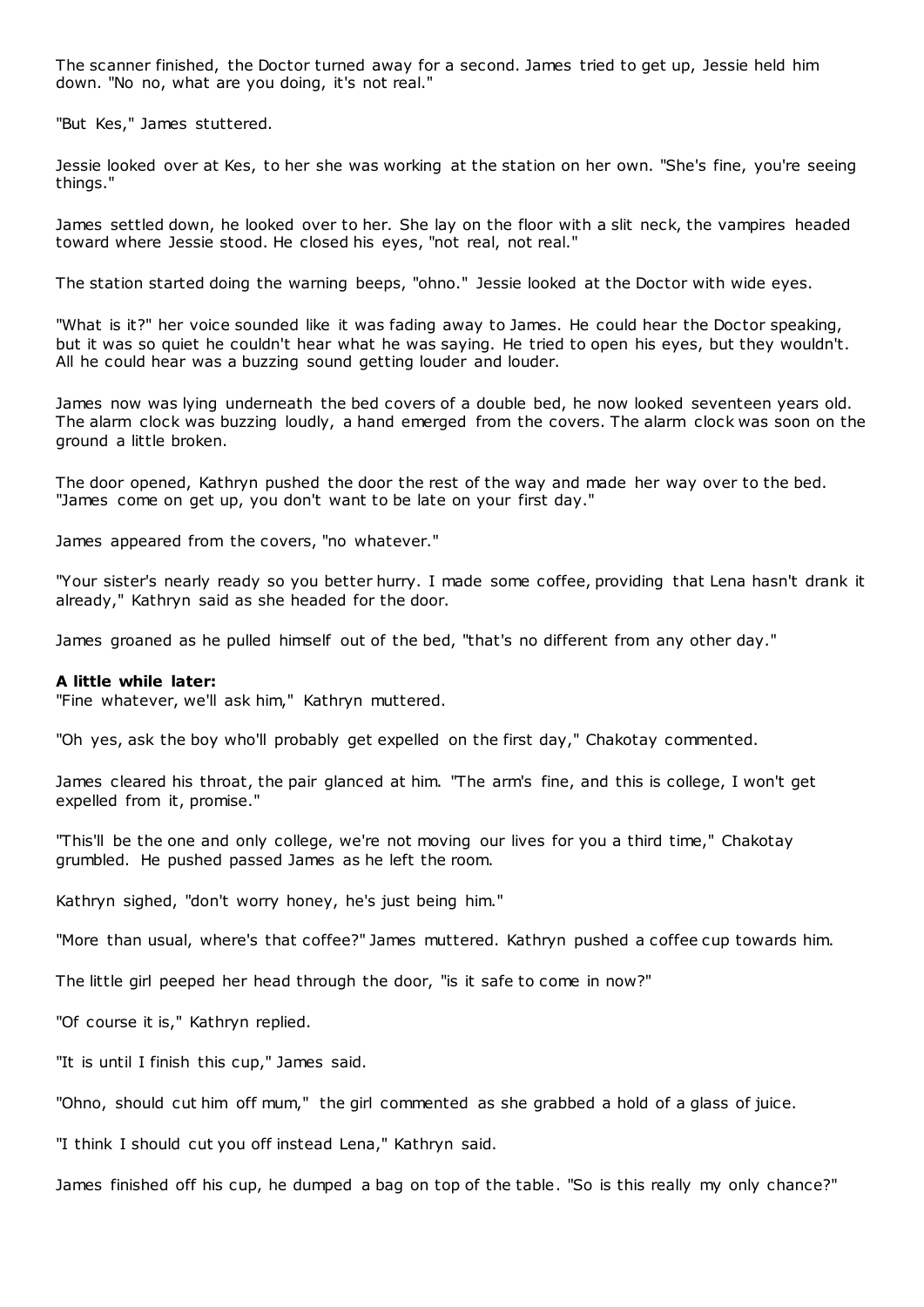The scanner finished, the Doctor turned away for a second. James tried to get up, Jessie held him down. "No no, what are you doing, it's not real."

"But Kes," James stuttered.

Jessie looked over at Kes, to her she was working at the station on her own. "She's fine, you're seeing things."

James settled down, he looked over to her. She lay on the floor with a slit neck, the vampires headed toward where Jessie stood. He closed his eyes, "not real, not real."

The station started doing the warning beeps, "ohno." Jessie looked at the Doctor with wide eyes.

"What is it?" her voice sounded like it was fading away to James. He could hear the Doctor speaking, but it was so quiet he couldn't hear what he was saying. He tried to open his eyes, but they wouldn't. All he could hear was a buzzing sound getting louder and louder.

James now was lying underneath the bed covers of a double bed, he now looked seventeen years old. The alarm clock was buzzing loudly, a hand emerged from the covers. The alarm clock was soon on the ground a little broken.

The door opened, Kathryn pushed the door the rest of the way and made her way over to the bed. "James come on get up, you don't want to be late on your first day."

James appeared from the covers, "no whatever."

"Your sister's nearly ready so you better hurry. I made some coffee, providing that Lena hasn't drank it already," Kathryn said as she headed for the door.

James groaned as he pulled himself out of the bed, "that's no different from any other day."

**A little while later:**
"Fine whatever, we'll ask him," Kathryn muttered.

"Oh yes, ask the boy who'll probably get expelled on the first day," Chakotay commented.

James cleared his throat, the pair glanced at him. "The arm's fine, and this is college, I won't get expelled from it, promise."

"This'll be the one and only college, we're not moving our lives for you a third time," Chakotay grumbled. He pushed passed James as he left the room.

Kathryn sighed, "don't worry honey, he's just being him."

"More than usual, where's that coffee?" James muttered. Kathryn pushed a coffee cup towards him.

The little girl peeped her head through the door, "is it safe to come in now?"

"Of course it is," Kathryn replied.

"It is until I finish this cup," James said.

"Ohno, should cut him off mum," the girl commented as she grabbed a hold of a glass of juice.

"I think I should cut you off instead Lena," Kathryn said.

James finished off his cup, he dumped a bag on top of the table. "So is this really my only chance?"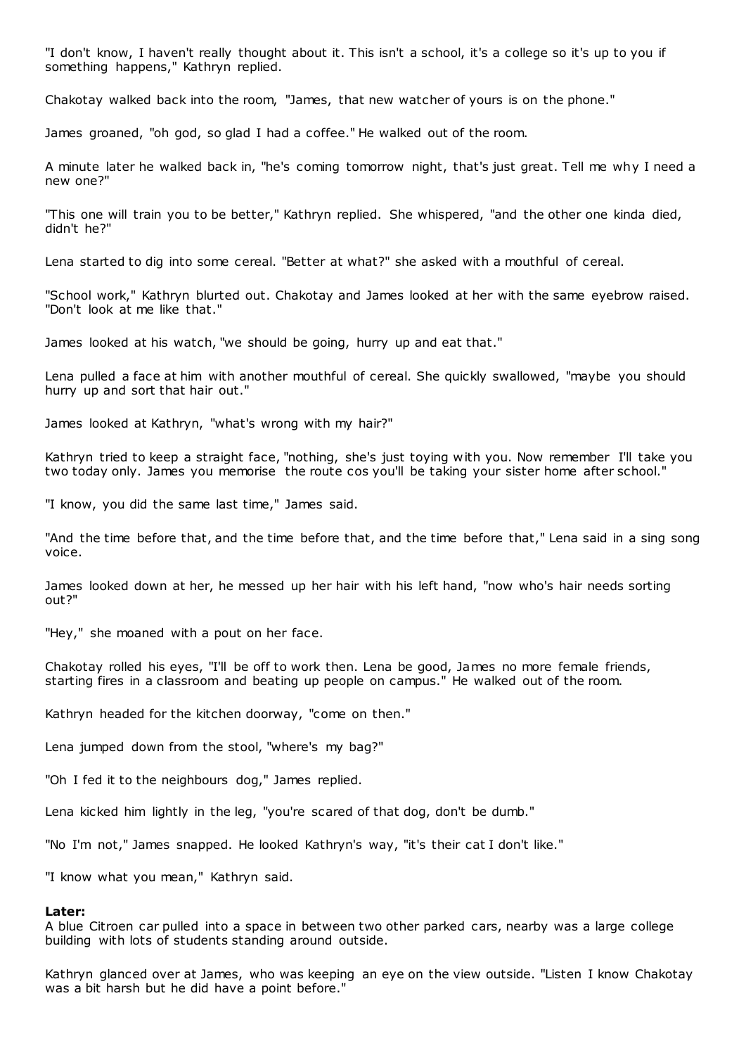"I don't know, I haven't really thought about it. This isn't a school, it's a college so it's up to you if something happens," Kathryn replied.

Chakotay walked back into the room, "James, that new watcher of yours is on the phone."

James groaned, "oh god, so glad I had a coffee." He walked out of the room.

A minute later he walked back in, "he's coming tomorrow night, that's just great. Tell me why I need a new one?"

"This one will train you to be better," Kathryn replied. She whispered, "and the other one kinda died, didn't he?"

Lena started to dig into some cereal. "Better at what?" she asked with a mouthful of cereal.

"School work," Kathryn blurted out. Chakotay and James looked at her with the same eyebrow raised. "Don't look at me like that."

James looked at his watch, "we should be going, hurry up and eat that."

Lena pulled a face at him with another mouthful of cereal. She quickly swallowed, "maybe you should hurry up and sort that hair out."

James looked at Kathryn, "what's wrong with my hair?"

Kathryn tried to keep a straight face, "nothing, she's just toying with you. Now remember I'll take you two today only. James you memorise the route cos you'll be taking your sister home after school."

"I know, you did the same last time," James said.

"And the time before that, and the time before that, and the time before that," Lena said in a sing song voice.

James looked down at her, he messed up her hair with his left hand, "now who's hair needs sorting out?"

"Hey," she moaned with a pout on her face.

Chakotay rolled his eyes, "I'll be off to work then. Lena be good, James no more female friends, starting fires in a classroom and beating up people on campus." He walked out of the room.

Kathryn headed for the kitchen doorway, "come on then."

Lena jumped down from the stool, "where's my bag?"

"Oh I fed it to the neighbours dog," James replied.

Lena kicked him lightly in the leg, "you're scared of that dog, don't be dumb."

"No I'm not," James snapped. He looked Kathryn's way, "it's their cat I don't like."

"I know what you mean," Kathryn said.

**Later:**
A blue Citroen car pulled into a space in between two other parked cars, nearby was a large college building with lots of students standing around outside.

Kathryn glanced over at James, who was keeping an eye on the view outside. "Listen I know Chakotay was a bit harsh but he did have a point before."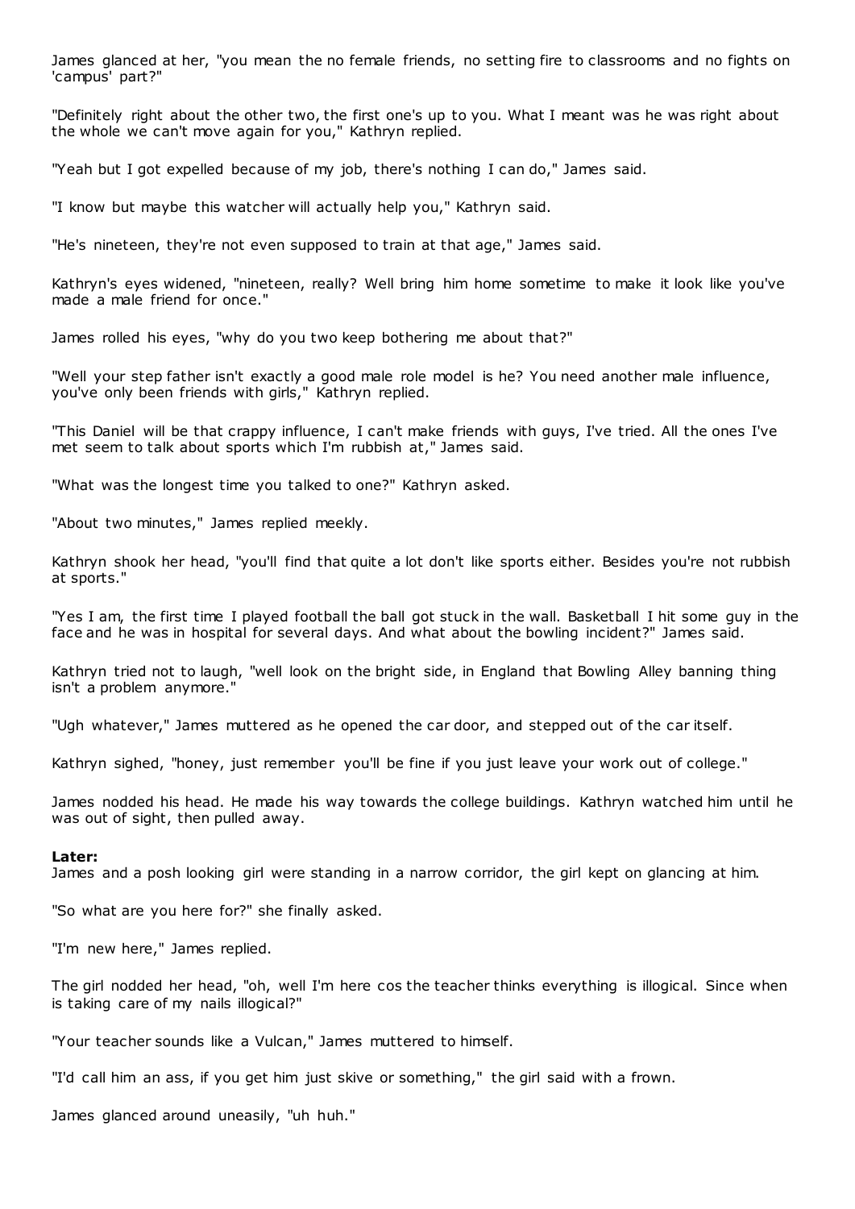James glanced at her, "you mean the no female friends, no setting fire to classrooms and no fights on 'campus' part?"

"Definitely right about the other two, the first one's up to you. What I meant was he was right about the whole we can't move again for you," Kathryn replied.

"Yeah but I got expelled because of my job, there's nothing I can do," James said.

"I know but maybe this watcher will actually help you," Kathryn said.

"He's nineteen, they're not even supposed to train at that age," James said.

Kathryn's eyes widened, "nineteen, really? Well bring him home sometime to make it look like you've made a male friend for once."

James rolled his eyes, "why do you two keep bothering me about that?"

"Well your step father isn't exactly a good male role model is he? You need another male influence, you've only been friends with girls," Kathryn replied.

"This Daniel will be that crappy influence, I can't make friends with guys, I've tried. All the ones I've met seem to talk about sports which I'm rubbish at," James said.

"What was the longest time you talked to one?" Kathryn asked.

"About two minutes," James replied meekly.

Kathryn shook her head, "you'll find that quite a lot don't like sports either. Besides you're not rubbish at sports."

"Yes I am, the first time I played football the ball got stuck in the wall. Basketball I hit some guy in the face and he was in hospital for several days. And what about the bowling incident?" James said.

Kathryn tried not to laugh, "well look on the bright side, in England that Bowling Alley banning thing isn't a problem anymore."

"Ugh whatever," James muttered as he opened the car door, and stepped out of the car itself.

Kathryn sighed, "honey, just remember you'll be fine if you just leave your work out of college."

James nodded his head. He made his way towards the college buildings. Kathryn watched him until he was out of sight, then pulled away.

**Later:**
James and a posh looking girl were standing in a narrow corridor, the girl kept on glancing at him.

"So what are you here for?" she finally asked.

"I'm new here," James replied.

The girl nodded her head, "oh, well I'm here cos the teacher thinks everything is illogical. Since when is taking care of my nails illogical?"

"Your teacher sounds like a Vulcan," James muttered to himself.

"I'd call him an ass, if you get him just skive or something," the girl said with a frown.

James glanced around uneasily, "uh huh."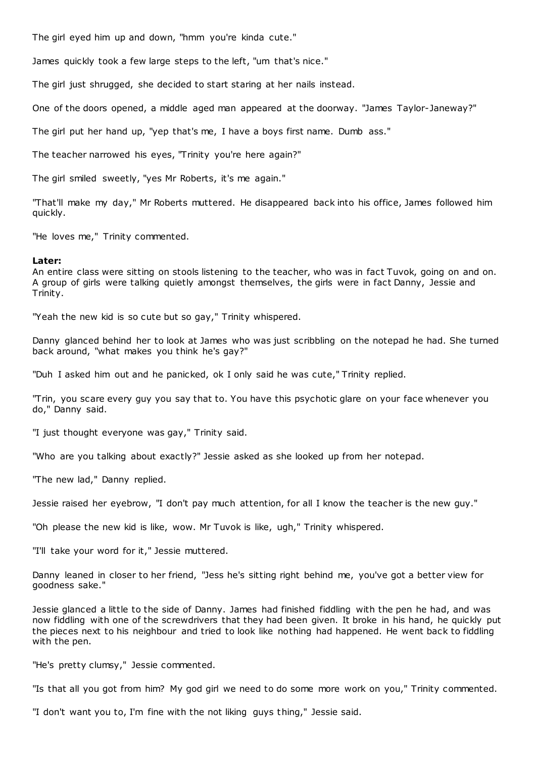The girl eyed him up and down, "hmm you're kinda cute."

James quickly took a few large steps to the left, "um that's nice."

The girl just shrugged, she decided to start staring at her nails instead.

One of the doors opened, a middle aged man appeared at the doorway. "James Taylor-Janeway?"

The girl put her hand up, "yep that's me, I have a boys first name. Dumb ass."

The teacher narrowed his eyes, "Trinity you're here again?"

The girl smiled sweetly, "yes Mr Roberts, it's me again."

"That'll make my day," Mr Roberts muttered. He disappeared back into his office, James followed him quickly.

"He loves me," Trinity commented.

**Later:**
An entire class were sitting on stools listening to the teacher, who was in fact Tuvok, going on and on. A group of girls were talking quietly amongst themselves, the girls were in fact Danny, Jessie and Trinity.

"Yeah the new kid is so cute but so gay," Trinity whispered.

Danny glanced behind her to look at James who was just scribbling on the notepad he had. She turned back around, "what makes you think he's gay?"

"Duh I asked him out and he panicked, ok I only said he was cute," Trinity replied.

"Trin, you scare every guy you say that to. You have this psychotic glare on your face whenever you do," Danny said.

"I just thought everyone was gay," Trinity said.

"Who are you talking about exactly?" Jessie asked as she looked up from her notepad.

"The new lad," Danny replied.

Jessie raised her eyebrow, "I don't pay much attention, for all I know the teacher is the new guy."

"Oh please the new kid is like, wow. Mr Tuvok is like, ugh," Trinity whispered.

"I'll take your word for it," Jessie muttered.

Danny leaned in closer to her friend, "Jess he's sitting right behind me, you've got a better view for goodness sake."

Jessie glanced a little to the side of Danny. James had finished fiddling with the pen he had, and was now fiddling with one of the screwdrivers that they had been given. It broke in his hand, he quickly put the pieces next to his neighbour and tried to look like nothing had happened. He went back to fiddling with the pen.

"He's pretty clumsy," Jessie commented.

"Is that all you got from him? My god girl we need to do some more work on you," Trinity commented.

"I don't want you to, I'm fine with the not liking guys thing," Jessie said.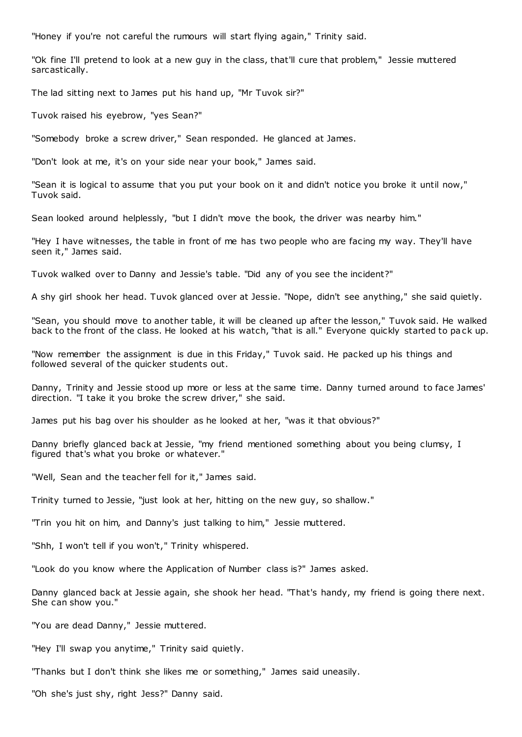"Honey if you're not careful the rumours will start flying again," Trinity said.

"Ok fine I'll pretend to look at a new guy in the class, that'll cure that problem," Jessie muttered sarcastically.

The lad sitting next to James put his hand up, "Mr Tuvok sir?"

Tuvok raised his eyebrow, "yes Sean?"

"Somebody broke a screw driver," Sean responded. He glanced at James.

"Don't look at me, it's on your side near your book," James said.

"Sean it is logical to assume that you put your book on it and didn't notice you broke it until now," Tuvok said.

Sean looked around helplessly, "but I didn't move the book, the driver was nearby him."

"Hey I have witnesses, the table in front of me has two people who are facing my way. They'll have seen it," James said.

Tuvok walked over to Danny and Jessie's table. "Did any of you see the incident?"

A shy girl shook her head. Tuvok glanced over at Jessie. "Nope, didn't see anything," she said quietly.

"Sean, you should move to another table, it will be cleaned up after the lesson," Tuvok said. He walked back to the front of the class. He looked at his watch, "that is all." Everyone quickly started to pack up.

"Now remember the assignment is due in this Friday," Tuvok said. He packed up his things and followed several of the quicker students out.

Danny, Trinity and Jessie stood up more or less at the same time. Danny turned around to face James' direction. "I take it you broke the screw driver," she said.

James put his bag over his shoulder as he looked at her, "was it that obvious?"

Danny briefly glanced back at Jessie, "my friend mentioned something about you being clumsy, I figured that's what you broke or whatever."

"Well, Sean and the teacher fell for it," James said.

Trinity turned to Jessie, "just look at her, hitting on the new guy, so shallow."

"Trin you hit on him, and Danny's just talking to him," Jessie muttered.

"Shh, I won't tell if you won't," Trinity whispered.

"Look do you know where the Application of Number class is?" James asked.

Danny glanced back at Jessie again, she shook her head. "That's handy, my friend is going there next. She can show you."

"You are dead Danny," Jessie muttered.

"Hey I'll swap you anytime," Trinity said quietly.

"Thanks but I don't think she likes me or something," James said uneasily.

"Oh she's just shy, right Jess?" Danny said.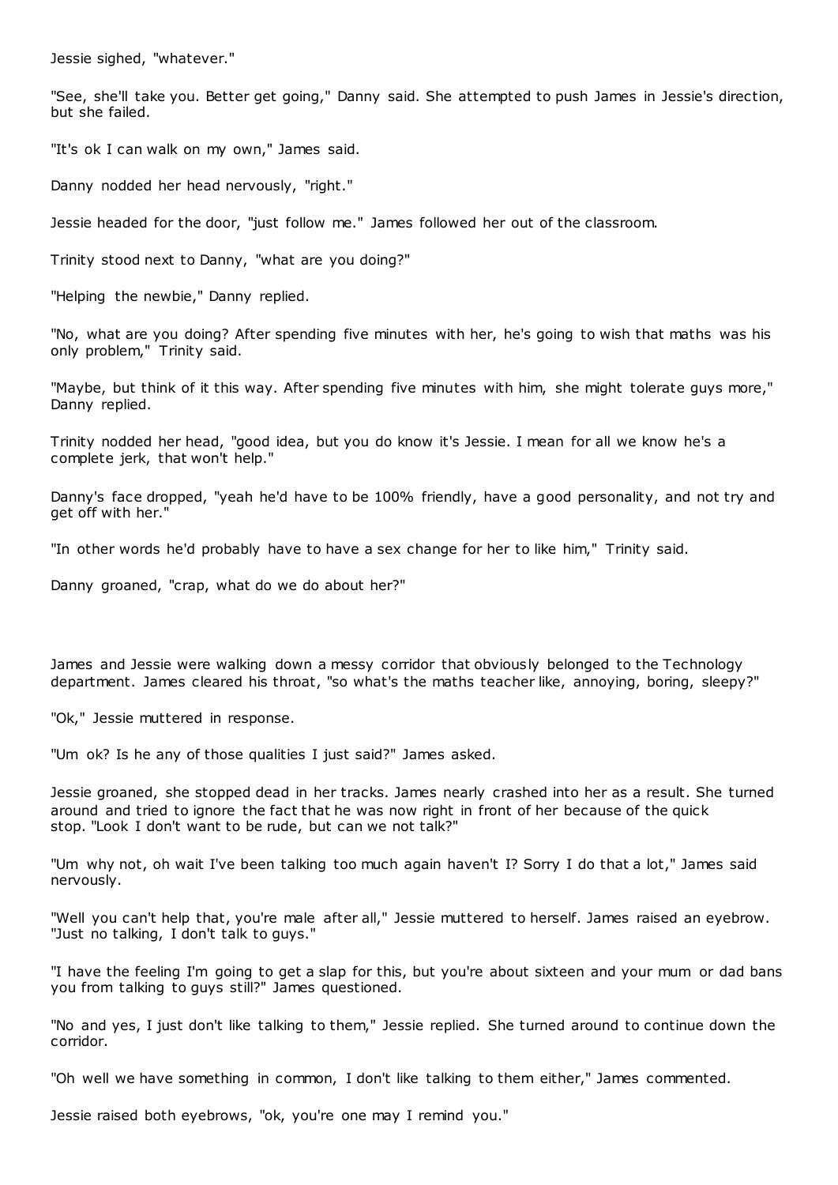Jessie sighed, "whatever."

"See, she'll take you. Better get going," Danny said. She attempted to push James in Jessie's direction, but she failed.

"It's ok I can walk on my own," James said.

Danny nodded her head nervously, "right."

Jessie headed for the door, "just follow me." James followed her out of the classroom.

Trinity stood next to Danny, "what are you doing?"

"Helping the newbie," Danny replied.

"No, what are you doing? After spending five minutes with her, he's going to wish that maths was his only problem," Trinity said.

"Maybe, but think of it this way. After spending five minutes with him, she might tolerate guys more," Danny replied.

Trinity nodded her head, "good idea, but you do know it's Jessie. I mean for all we know he's a complete jerk, that won't help."

Danny's face dropped, "yeah he'd have to be 100% friendly, have a good personality, and not try and get off with her."

"In other words he'd probably have to have a sex change for her to like him," Trinity said.

Danny groaned, "crap, what do we do about her?"

James and Jessie were walking down a messy corridor that obviously belonged to the Technology department. James cleared his throat, "so what's the maths teacher like, annoying, boring, sleepy?"

"Ok," Jessie muttered in response.

"Um ok? Is he any of those qualities I just said?" James asked.

Jessie groaned, she stopped dead in her tracks. James nearly crashed into her as a result. She turned around and tried to ignore the fact that he was now right in front of her because of the quick stop. "Look I don't want to be rude, but can we not talk?"

"Um why not, oh wait I've been talking too much again haven't I? Sorry I do that a lot," James said nervously.

"Well you can't help that, you're male after all," Jessie muttered to herself. James raised an eyebrow. "Just no talking, I don't talk to guys."

"I have the feeling I'm going to get a slap for this, but you're about sixteen and your mum or dad bans you from talking to guys still?" James questioned.

"No and yes, I just don't like talking to them," Jessie replied. She turned around to continue down the corridor.

"Oh well we have something in common, I don't like talking to them either," James commented.

Jessie raised both eyebrows, "ok, you're one may I remind you."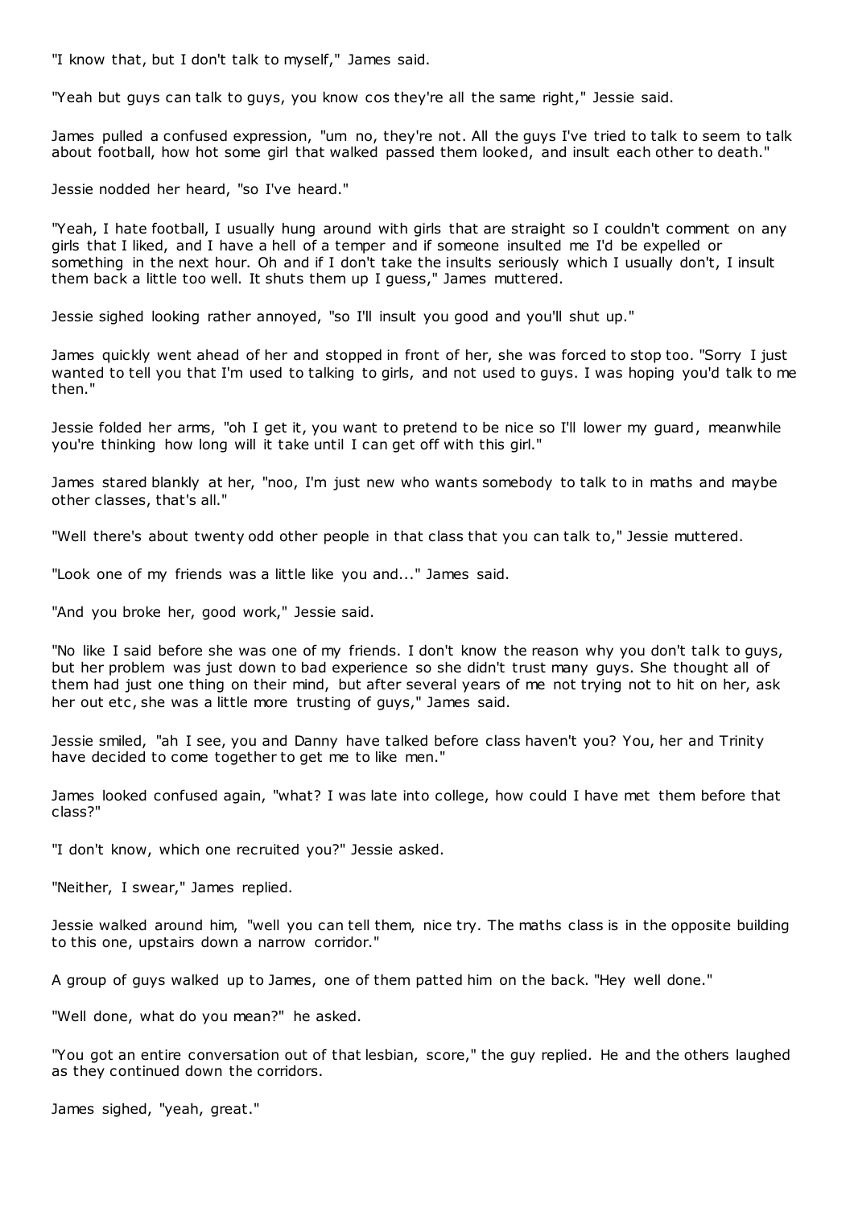"I know that, but I don't talk to myself," James said.

"Yeah but guys can talk to guys, you know cos they're all the same right," Jessie said.

James pulled a confused expression, "um no, they're not. All the guys I've tried to talk to seem to talk about football, how hot some girl that walked passed them looked, and insult each other to death."

Jessie nodded her heard, "so I've heard."

"Yeah, I hate football, I usually hung around with girls that are straight so I couldn't comment on any girls that I liked, and I have a hell of a temper and if someone insulted me I'd be expelled or something in the next hour. Oh and if I don't take the insults seriously which I usually don't, I insult them back a little too well. It shuts them up I guess," James muttered.

Jessie sighed looking rather annoyed, "so I'll insult you good and you'll shut up."

James quickly went ahead of her and stopped in front of her, she was forced to stop too. "Sorry I just wanted to tell you that I'm used to talking to girls, and not used to guys. I was hoping you'd talk to me then."

Jessie folded her arms, "oh I get it, you want to pretend to be nice so I'll lower my guard, meanwhile you're thinking how long will it take until I can get off with this girl."

James stared blankly at her, "noo, I'm just new who wants somebody to talk to in maths and maybe other classes, that's all."

"Well there's about twenty odd other people in that class that you can talk to," Jessie muttered.

"Look one of my friends was a little like you and..." James said.

"And you broke her, good work," Jessie said.

"No like I said before she was one of my friends. I don't know the reason why you don't talk to guys, but her problem was just down to bad experience so she didn't trust many guys. She thought all of them had just one thing on their mind, but after several years of me not trying not to hit on her, ask her out etc, she was a little more trusting of guys," James said.

Jessie smiled, "ah I see, you and Danny have talked before class haven't you? You, her and Trinity have decided to come together to get me to like men."

James looked confused again, "what? I was late into college, how could I have met them before that class?"

"I don't know, which one recruited you?" Jessie asked.

"Neither, I swear," James replied.

Jessie walked around him, "well you can tell them, nice try. The maths class is in the opposite building to this one, upstairs down a narrow corridor."

A group of guys walked up to James, one of them patted him on the back. "Hey well done."

"Well done, what do you mean?" he asked.

"You got an entire conversation out of that lesbian, score," the guy replied. He and the others laughed as they continued down the corridors.

James sighed, "yeah, great."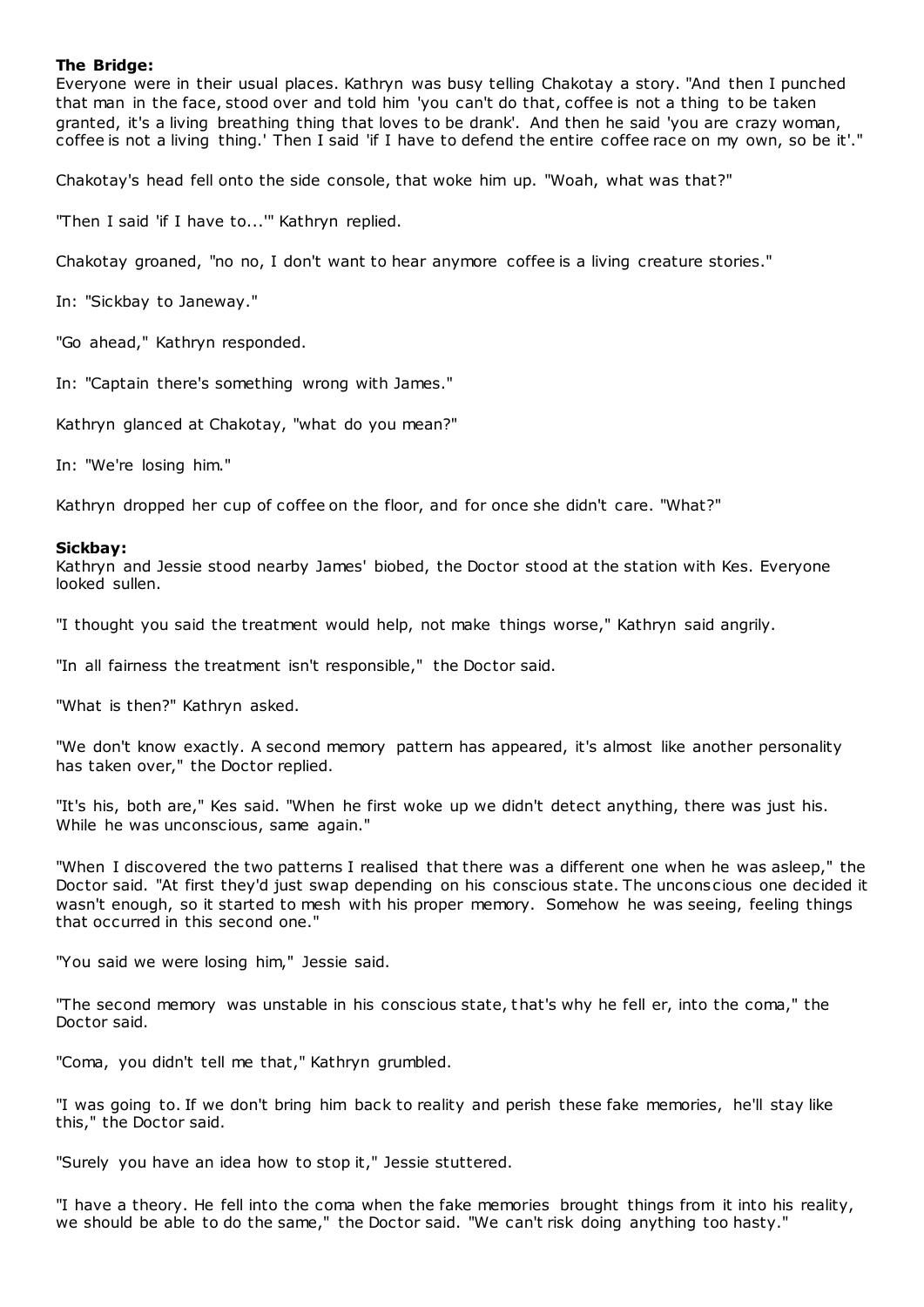**The Bridge:**

Everyone were in their usual places. Kathryn was busy telling Chakotay a story. "And then I punched that man in the face, stood over and told him 'you can't do that, coffee is not a thing to be taken granted, it's a living breathing thing that loves to be drank'. And then he said 'you are crazy woman, coffee is not a living thing.' Then I said 'if I have to defend the entire coffee race on my own, so be it'."

Chakotay's head fell onto the side console, that woke him up. "Woah, what was that?"

"Then I said 'if I have to...'" Kathryn replied.

Chakotay groaned, "no no, I don't want to hear anymore coffee is a living creature stories."

In: "Sickbay to Janeway."

"Go ahead," Kathryn responded.

In: "Captain there's something wrong with James."

Kathryn glanced at Chakotay, "what do you mean?"

In: "We're losing him."

Kathryn dropped her cup of coffee on the floor, and for once she didn't care. "What?"

**Sickbay:**

Kathryn and Jessie stood nearby James' biobed, the Doctor stood at the station with Kes. Everyone looked sullen.

"I thought you said the treatment would help, not make things worse," Kathryn said angrily.

"In all fairness the treatment isn't responsible," the Doctor said.

"What is then?" Kathryn asked.

"We don't know exactly. A second memory pattern has appeared, it's almost like another personality has taken over," the Doctor replied.

"It's his, both are," Kes said. "When he first woke up we didn't detect anything, there was just his. While he was unconscious, same again."

"When I discovered the two patterns I realised that there was a different one when he was asleep," the Doctor said. "At first they'd just swap depending on his conscious state. The unconscious one decided it wasn't enough, so it started to mesh with his proper memory. Somehow he was seeing, feeling things that occurred in this second one."

"You said we were losing him," Jessie said.

"The second memory was unstable in his conscious state, that's why he fell er, into the coma," the Doctor said.

"Coma, you didn't tell me that," Kathryn grumbled.

"I was going to. If we don't bring him back to reality and perish these fake memories, he'll stay like this," the Doctor said.

"Surely you have an idea how to stop it," Jessie stuttered.

"I have a theory. He fell into the coma when the fake memories brought things from it into his reality, we should be able to do the same," the Doctor said. "We can't risk doing anything too hasty."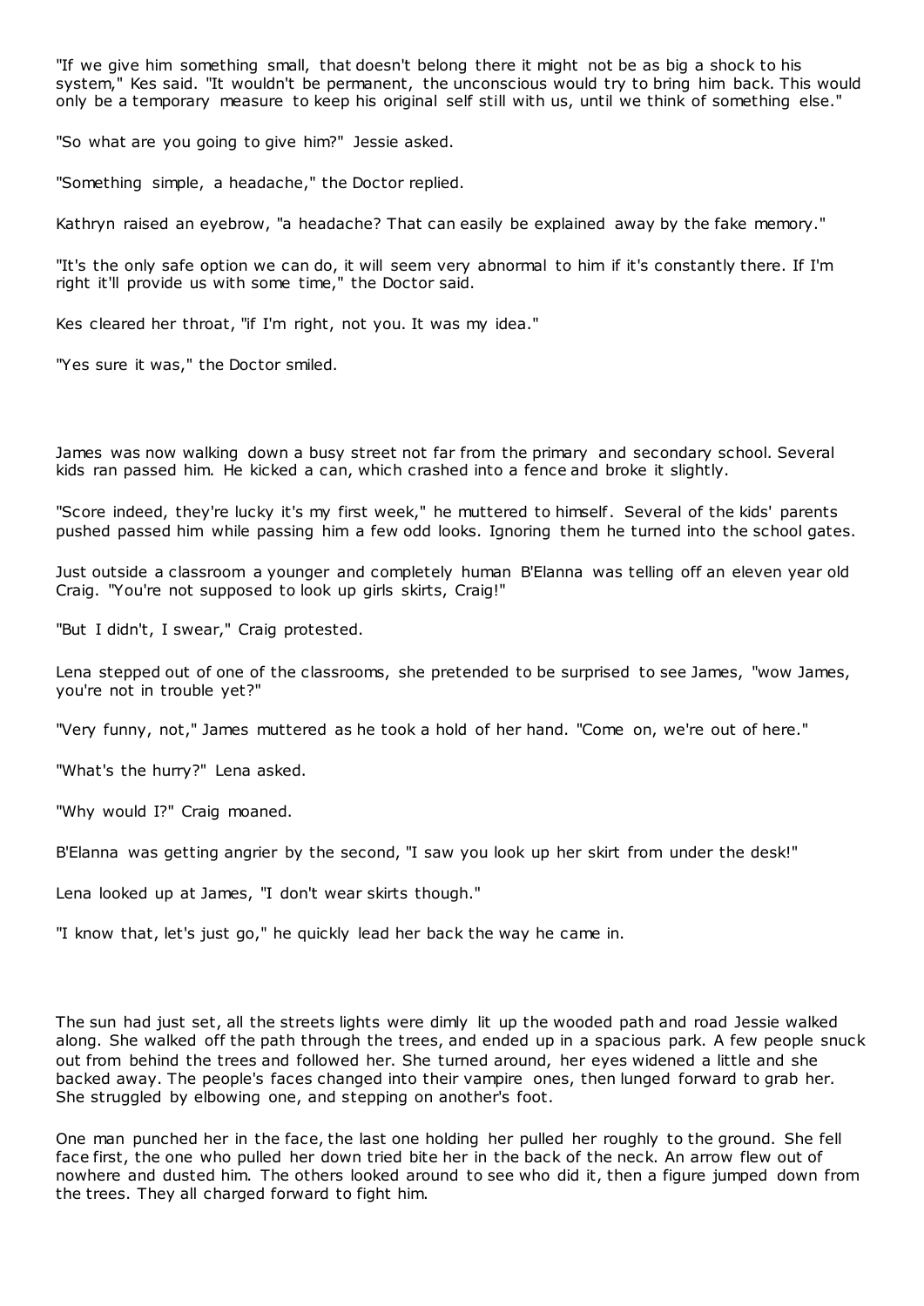"If we give him something small, that doesn't belong there it might not be as big a shock to his system," Kes said. "It wouldn't be permanent, the unconscious would try to bring him back. This would only be a temporary measure to keep his original self still with us, until we think of something else."

"So what are you going to give him?" Jessie asked.

"Something simple, a headache," the Doctor replied.

Kathryn raised an eyebrow, "a headache? That can easily be explained away by the fake memory."

"It's the only safe option we can do, it will seem very abnormal to him if it's constantly there. If I'm right it'll provide us with some time," the Doctor said.

Kes cleared her throat, "if I'm right, not you. It was my idea."

"Yes sure it was," the Doctor smiled.

James was now walking down a busy street not far from the primary and secondary school. Several kids ran passed him. He kicked a can, which crashed into a fence and broke it slightly.

"Score indeed, they're lucky it's my first week," he muttered to himself. Several of the kids' parents pushed passed him while passing him a few odd looks. Ignoring them he turned into the school gates.

Just outside a classroom a younger and completely human B'Elanna was telling off an eleven year old Craig. "You're not supposed to look up girls skirts, Craig!"

"But I didn't, I swear," Craig protested.

Lena stepped out of one of the classrooms, she pretended to be surprised to see James, "wow James, you're not in trouble yet?"

"Very funny, not," James muttered as he took a hold of her hand. "Come on, we're out of here."

"What's the hurry?" Lena asked.

"Why would I?" Craig moaned.

B'Elanna was getting angrier by the second, "I saw you look up her skirt from under the desk!"

Lena looked up at James, "I don't wear skirts though."

"I know that, let's just go," he quickly lead her back the way he came in.

The sun had just set, all the streets lights were dimly lit up the wooded path and road Jessie walked along. She walked off the path through the trees, and ended up in a spacious park. A few people snuck out from behind the trees and followed her. She turned around, her eyes widened a little and she backed away. The people's faces changed into their vampire ones, then lunged forward to grab her. She struggled by elbowing one, and stepping on another's foot.

One man punched her in the face, the last one holding her pulled her roughly to the ground. She fell face first, the one who pulled her down tried bite her in the back of the neck. An arrow flew out of nowhere and dusted him. The others looked around to see who did it, then a figure jumped down from the trees. They all charged forward to fight him.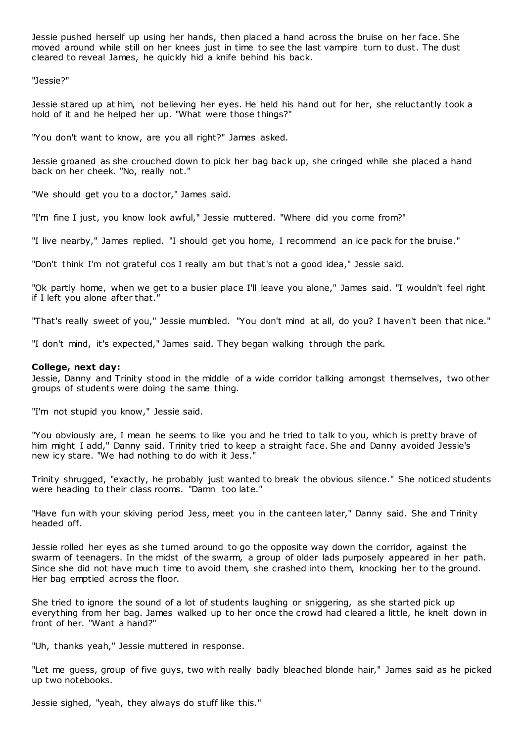Jessie pushed herself up using her hands, then placed a hand across the bruise on her face. She moved around while still on her knees just in time to see the last vampire turn to dust. The dust cleared to reveal James, he quickly hid a knife behind his back.

"Jessie?"

Jessie stared up at him, not believing her eyes. He held his hand out for her, she reluctantly took a hold of it and he helped her up. "What were those things?"

"You don't want to know, are you all right?" James asked.

Jessie groaned as she crouched down to pick her bag back up, she cringed while she placed a hand back on her cheek. "No, really not."

"We should get you to a doctor," James said.

"I'm fine I just, you know look awful," Jessie muttered. "Where did you come from?"

"I live nearby," James replied. "I should get you home, I recommend an ice pack for the bruise."

"Don't think I'm not grateful cos I really am but that's not a good idea," Jessie said.

"Ok partly home, when we get to a busier place I'll leave you alone," James said. "I wouldn't feel right if I left you alone after that."

"That's really sweet of you," Jessie mumbled. "You don't mind at all, do you? I haven't been that nice."

"I don't mind, it's expected," James said. They began walking through the park.

**College, next day:**
Jessie, Danny and Trinity stood in the middle of a wide corridor talking amongst themselves, two other groups of students were doing the same thing.

"I'm not stupid you know," Jessie said.

"You obviously are, I mean he seems to like you and he tried to talk to you, which is pretty brave of him might I add," Danny said. Trinity tried to keep a straight face. She and Danny avoided Jessie's new icy stare. "We had nothing to do with it Jess."

Trinity shrugged, "exactly, he probably just wanted to break the obvious silence." She noticed students were heading to their class rooms. "Damn too late."

"Have fun with your skiving period Jess, meet you in the canteen later," Danny said. She and Trinity headed off.

Jessie rolled her eyes as she turned around to go the opposite way down the corridor, against the swarm of teenagers. In the midst of the swarm, a group of older lads purposely appeared in her path. Since she did not have much time to avoid them, she crashed into them, knocking her to the ground. Her bag emptied across the floor.

She tried to ignore the sound of a lot of students laughing or sniggering, as she started pick up everything from her bag. James walked up to her once the crowd had cleared a little, he knelt down in front of her. "Want a hand?"

"Uh, thanks yeah," Jessie muttered in response.

"Let me guess, group of five guys, two with really badly bleached blonde hair," James said as he picked up two notebooks.

Jessie sighed, "yeah, they always do stuff like this."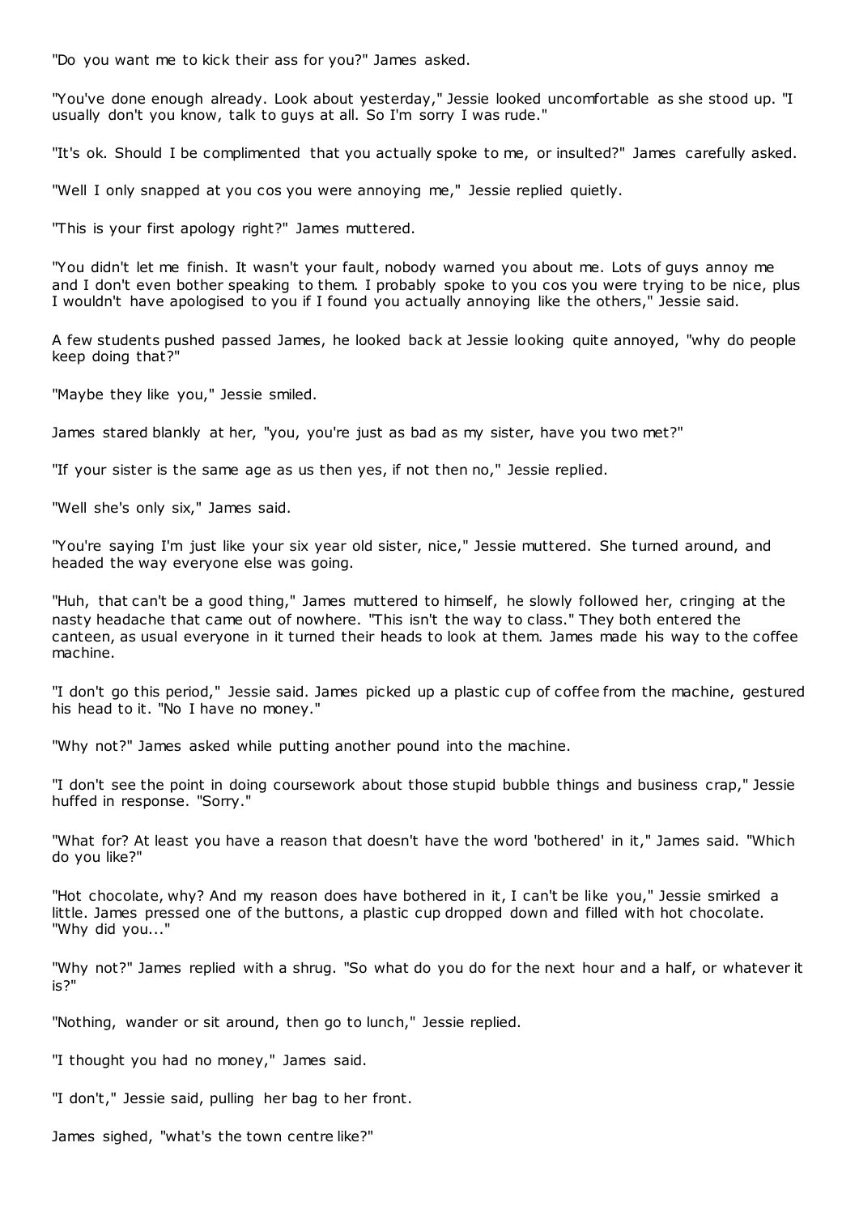"Do you want me to kick their ass for you?" James asked.

"You've done enough already. Look about yesterday," Jessie looked uncomfortable as she stood up. "I usually don't you know, talk to guys at all. So I'm sorry I was rude."

"It's ok. Should I be complimented that you actually spoke to me, or insulted?" James carefully asked.

"Well I only snapped at you cos you were annoying me," Jessie replied quietly.

"This is your first apology right?" James muttered.

"You didn't let me finish. It wasn't your fault, nobody warned you about me. Lots of guys annoy me and I don't even bother speaking to them. I probably spoke to you cos you were trying to be nice, plus I wouldn't have apologised to you if I found you actually annoying like the others," Jessie said.

A few students pushed passed James, he looked back at Jessie looking quite annoyed, "why do people keep doing that?"

"Maybe they like you," Jessie smiled.

James stared blankly at her, "you, you're just as bad as my sister, have you two met?"

"If your sister is the same age as us then yes, if not then no," Jessie replied.

"Well she's only six," James said.

"You're saying I'm just like your six year old sister, nice," Jessie muttered. She turned around, and headed the way everyone else was going.

"Huh, that can't be a good thing," James muttered to himself, he slowly followed her, cringing at the nasty headache that came out of nowhere. "This isn't the way to class." They both entered the canteen, as usual everyone in it turned their heads to look at them. James made his way to the coffee machine.

"I don't go this period," Jessie said. James picked up a plastic cup of coffee from the machine, gestured his head to it. "No I have no money."

"Why not?" James asked while putting another pound into the machine.

"I don't see the point in doing coursework about those stupid bubble things and business crap," Jessie huffed in response. "Sorry."

"What for? At least you have a reason that doesn't have the word 'bothered' in it," James said. "Which do you like?"

"Hot chocolate, why? And my reason does have bothered in it, I can't be like you," Jessie smirked a little. James pressed one of the buttons, a plastic cup dropped down and filled with hot chocolate. "Why did you..."

"Why not?" James replied with a shrug. "So what do you do for the next hour and a half, or whatever it is?"

"Nothing, wander or sit around, then go to lunch," Jessie replied.

"I thought you had no money," James said.

"I don't," Jessie said, pulling her bag to her front.

James sighed, "what's the town centre like?"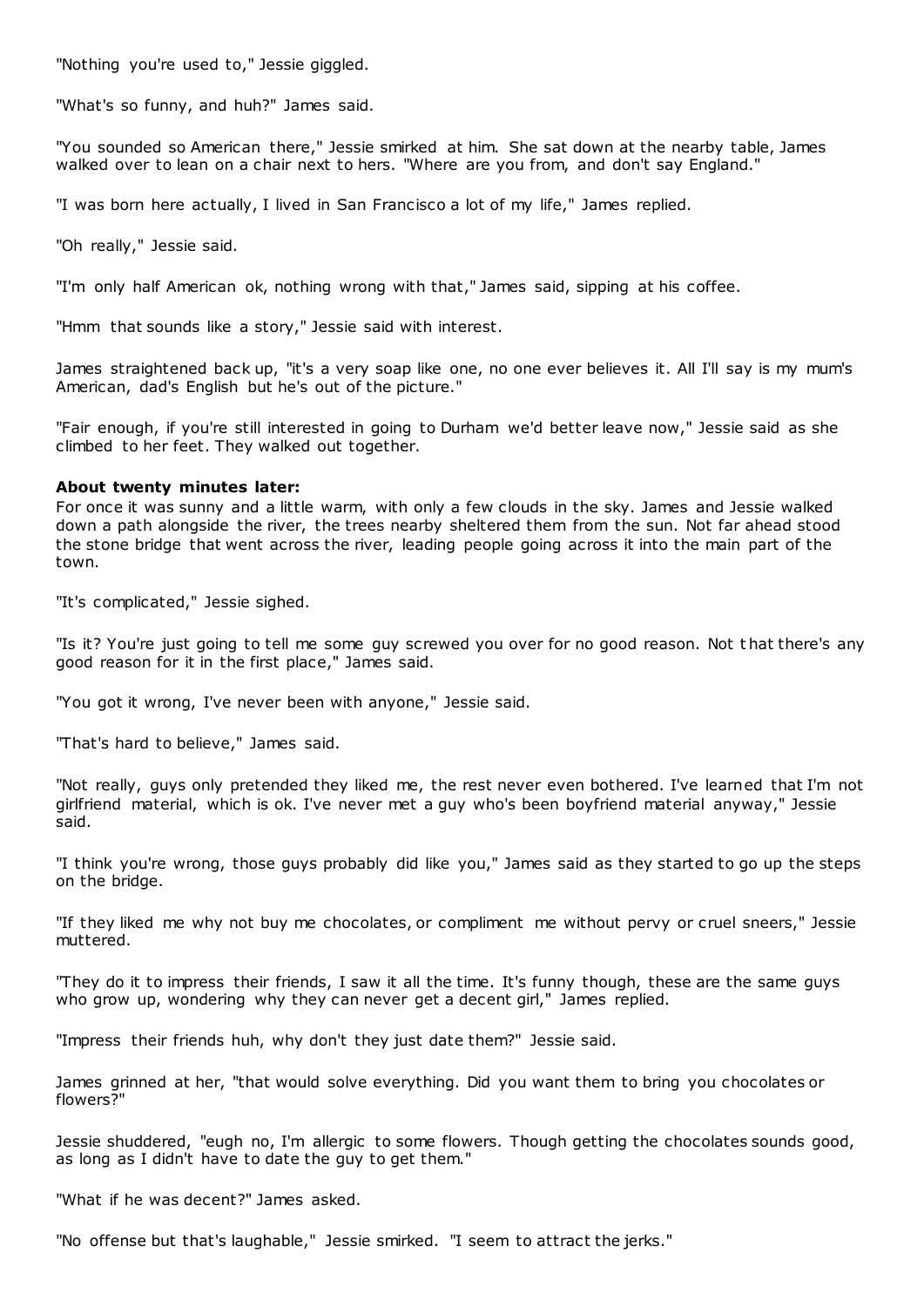"Nothing you're used to," Jessie giggled.

"What's so funny, and huh?" James said.

"You sounded so American there," Jessie smirked at him. She sat down at the nearby table, James walked over to lean on a chair next to hers. "Where are you from, and don't say England."

"I was born here actually, I lived in San Francisco a lot of my life," James replied.

"Oh really," Jessie said.

"I'm only half American ok, nothing wrong with that," James said, sipping at his coffee.

"Hmm that sounds like a story," Jessie said with interest.

James straightened back up, "it's a very soap like one, no one ever believes it. All I'll say is my mum's American, dad's English but he's out of the picture."

"Fair enough, if you're still interested in going to Durham we'd better leave now," Jessie said as she climbed to her feet. They walked out together.

**About twenty minutes later:**

For once it was sunny and a little warm, with only a few clouds in the sky. James and Jessie walked down a path alongside the river, the trees nearby sheltered them from the sun. Not far ahead stood the stone bridge that went across the river, leading people going across it into the main part of the town.

"It's complicated," Jessie sighed.

"Is it? You're just going to tell me some guy screwed you over for no good reason. Not that there's any good reason for it in the first place," James said.

"You got it wrong, I've never been with anyone," Jessie said.

"That's hard to believe," James said.

"Not really, guys only pretended they liked me, the rest never even bothered. I've learned that I'm not girlfriend material, which is ok. I've never met a guy who's been boyfriend material anyway," Jessie said.

"I think you're wrong, those guys probably did like you," James said as they started to go up the steps on the bridge.

"If they liked me why not buy me chocolates, or compliment me without pervy or cruel sneers," Jessie muttered.

"They do it to impress their friends, I saw it all the time. It's funny though, these are the same guys who grow up, wondering why they can never get a decent girl," James replied.

"Impress their friends huh, why don't they just date them?" Jessie said.

James grinned at her, "that would solve everything. Did you want them to bring you chocolates or flowers?"

Jessie shuddered, "eugh no, I'm allergic to some flowers. Though getting the chocolates sounds good, as long as I didn't have to date the guy to get them."

"What if he was decent?" James asked.

"No offense but that's laughable," Jessie smirked. "I seem to attract the jerks."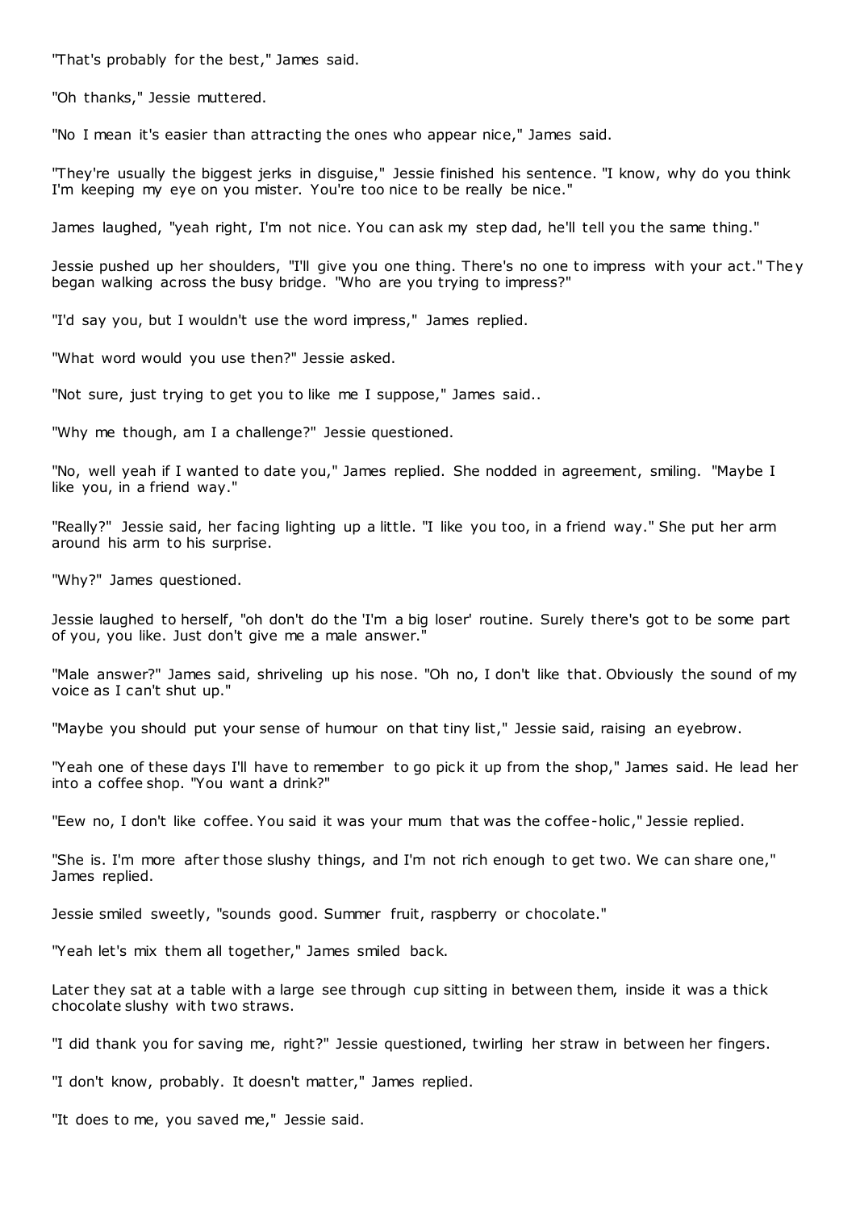"That's probably for the best," James said.

"Oh thanks," Jessie muttered.

"No I mean it's easier than attracting the ones who appear nice," James said.

"They're usually the biggest jerks in disguise," Jessie finished his sentence. "I know, why do you think I'm keeping my eye on you mister. You're too nice to be really be nice."

James laughed, "yeah right, I'm not nice. You can ask my step dad, he'll tell you the same thing."

Jessie pushed up her shoulders, "I'll give you one thing. There's no one to impress with your act." They began walking across the busy bridge. "Who are you trying to impress?"

"I'd say you, but I wouldn't use the word impress," James replied.

"What word would you use then?" Jessie asked.

"Not sure, just trying to get you to like me I suppose," James said..

"Why me though, am I a challenge?" Jessie questioned.

"No, well yeah if I wanted to date you," James replied. She nodded in agreement, smiling. "Maybe I like you, in a friend way."

"Really?" Jessie said, her facing lighting up a little. "I like you too, in a friend way." She put her arm around his arm to his surprise.

"Why?" James questioned.

Jessie laughed to herself, "oh don't do the 'I'm a big loser' routine. Surely there's got to be some part of you, you like. Just don't give me a male answer."

"Male answer?" James said, shriveling up his nose. "Oh no, I don't like that. Obviously the sound of my voice as I can't shut up."

"Maybe you should put your sense of humour on that tiny list," Jessie said, raising an eyebrow.

"Yeah one of these days I'll have to remember to go pick it up from the shop," James said. He lead her into a coffee shop. "You want a drink?"

"Eew no, I don't like coffee. You said it was your mum that was the coffee-holic," Jessie replied.

"She is. I'm more after those slushy things, and I'm not rich enough to get two. We can share one," James replied.

Jessie smiled sweetly, "sounds good. Summer fruit, raspberry or chocolate."

"Yeah let's mix them all together," James smiled back.

Later they sat at a table with a large see through cup sitting in between them, inside it was a thick chocolate slushy with two straws.

"I did thank you for saving me, right?" Jessie questioned, twirling her straw in between her fingers.

"I don't know, probably. It doesn't matter," James replied.

"It does to me, you saved me," Jessie said.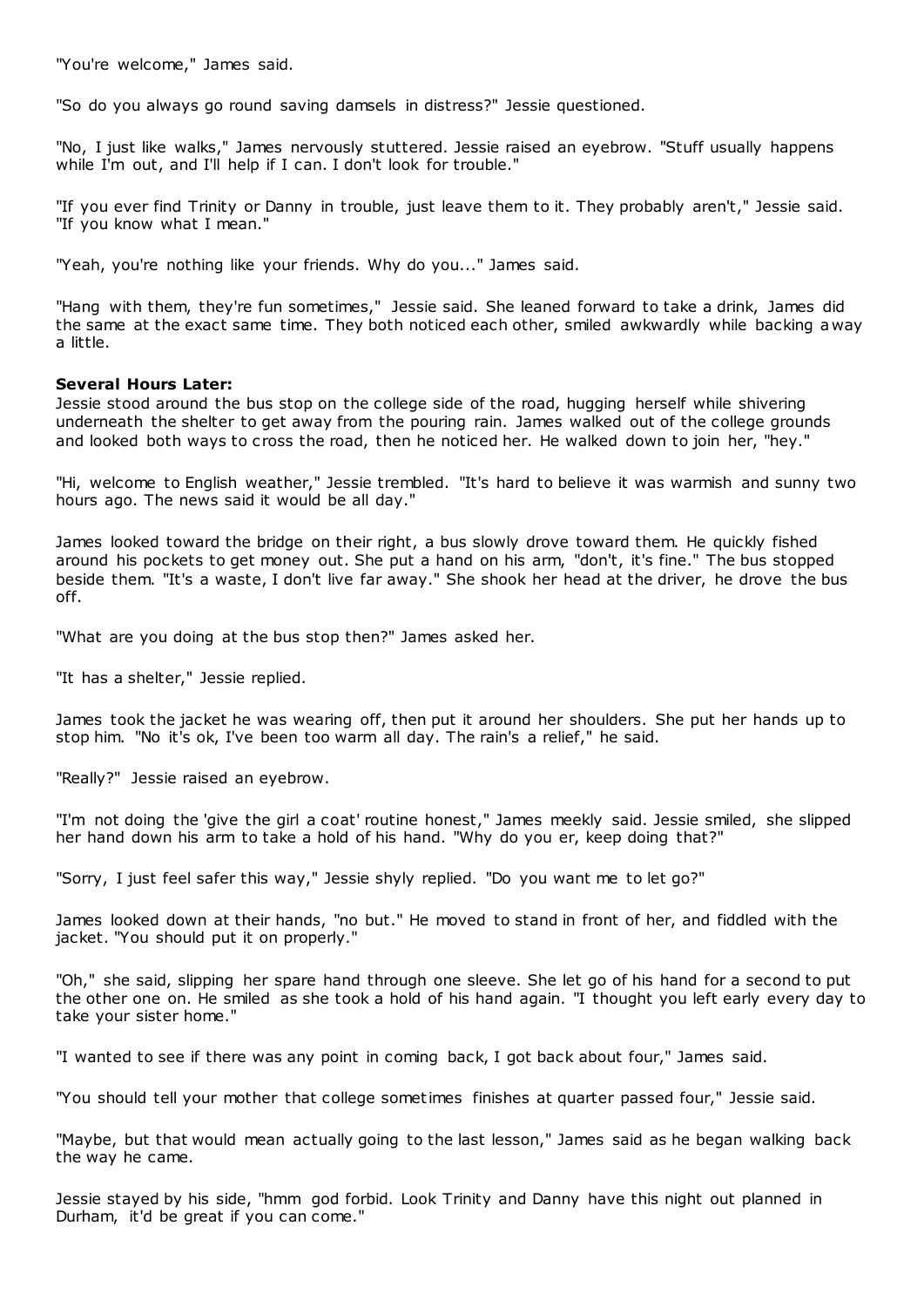"You're welcome," James said.

"So do you always go round saving damsels in distress?" Jessie questioned.

"No, I just like walks," James nervously stuttered. Jessie raised an eyebrow. "Stuff usually happens while I'm out, and I'll help if I can. I don't look for trouble."

"If you ever find Trinity or Danny in trouble, just leave them to it. They probably aren't," Jessie said. "If you know what I mean."

"Yeah, you're nothing like your friends. Why do you..." James said.

"Hang with them, they're fun sometimes," Jessie said. She leaned forward to take a drink, James did the same at the exact same time. They both noticed each other, smiled awkwardly while backing away a little.

**Several Hours Later:**
Jessie stood around the bus stop on the college side of the road, hugging herself while shivering underneath the shelter to get away from the pouring rain. James walked out of the college grounds and looked both ways to cross the road, then he noticed her. He walked down to join her, "hey."

"Hi, welcome to English weather," Jessie trembled. "It's hard to believe it was warmish and sunny two hours ago. The news said it would be all day."

James looked toward the bridge on their right, a bus slowly drove toward them. He quickly fished around his pockets to get money out. She put a hand on his arm, "don't, it's fine." The bus stopped beside them. "It's a waste, I don't live far away." She shook her head at the driver, he drove the bus off.

"What are you doing at the bus stop then?" James asked her.

"It has a shelter," Jessie replied.

James took the jacket he was wearing off, then put it around her shoulders. She put her hands up to stop him. "No it's ok, I've been too warm all day. The rain's a relief," he said.

"Really?" Jessie raised an eyebrow.

"I'm not doing the 'give the girl a coat' routine honest," James meekly said. Jessie smiled, she slipped her hand down his arm to take a hold of his hand. "Why do you er, keep doing that?"

"Sorry, I just feel safer this way," Jessie shyly replied. "Do you want me to let go?"

James looked down at their hands, "no but." He moved to stand in front of her, and fiddled with the jacket. "You should put it on properly."

"Oh," she said, slipping her spare hand through one sleeve. She let go of his hand for a second to put the other one on. He smiled as she took a hold of his hand again. "I thought you left early every day to take your sister home."

"I wanted to see if there was any point in coming back, I got back about four," James said.

"You should tell your mother that college sometimes finishes at quarter passed four," Jessie said.

"Maybe, but that would mean actually going to the last lesson," James said as he began walking back the way he came.

Jessie stayed by his side, "hmm god forbid. Look Trinity and Danny have this night out planned in Durham, it'd be great if you can come."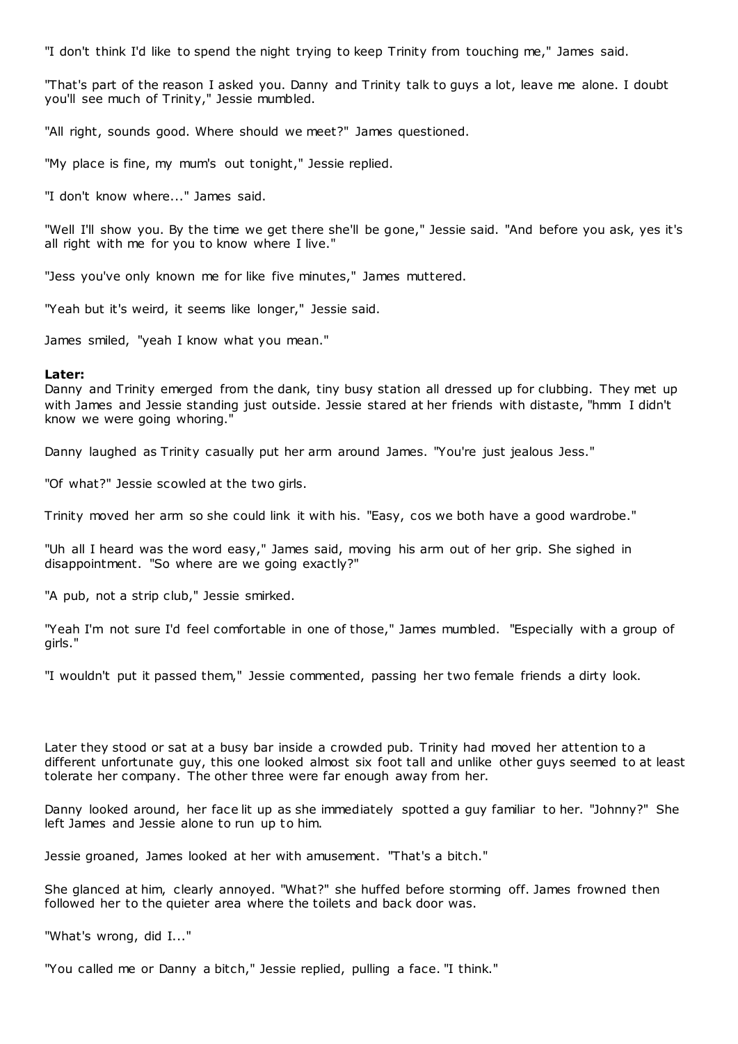"I don't think I'd like to spend the night trying to keep Trinity from touching me," James said.

"That's part of the reason I asked you. Danny and Trinity talk to guys a lot, leave me alone. I doubt you'll see much of Trinity," Jessie mumbled.

"All right, sounds good. Where should we meet?" James questioned.

"My place is fine, my mum's out tonight," Jessie replied.

"I don't know where..." James said.

"Well I'll show you. By the time we get there she'll be gone," Jessie said. "And before you ask, yes it's all right with me for you to know where I live."

"Jess you've only known me for like five minutes," James muttered.

"Yeah but it's weird, it seems like longer," Jessie said.

James smiled, "yeah I know what you mean."

**Later:**
Danny and Trinity emerged from the dank, tiny busy station all dressed up for clubbing. They met up with James and Jessie standing just outside. Jessie stared at her friends with distaste, "hmm I didn't know we were going whoring."

Danny laughed as Trinity casually put her arm around James. "You're just jealous Jess."

"Of what?" Jessie scowled at the two girls.

Trinity moved her arm so she could link it with his. "Easy, cos we both have a good wardrobe."

"Uh all I heard was the word easy," James said, moving his arm out of her grip. She sighed in disappointment. "So where are we going exactly?"

"A pub, not a strip club," Jessie smirked.

"Yeah I'm not sure I'd feel comfortable in one of those," James mumbled. "Especially with a group of girls."

"I wouldn't put it passed them," Jessie commented, passing her two female friends a dirty look.

Later they stood or sat at a busy bar inside a crowded pub. Trinity had moved her attention to a different unfortunate guy, this one looked almost six foot tall and unlike other guys seemed to at least tolerate her company. The other three were far enough away from her.

Danny looked around, her face lit up as she immediately spotted a guy familiar to her. "Johnny?" She left James and Jessie alone to run up to him.

Jessie groaned, James looked at her with amusement. "That's a bitch."

She glanced at him, clearly annoyed. "What?" she huffed before storming off. James frowned then followed her to the quieter area where the toilets and back door was.

"What's wrong, did I..."

"You called me or Danny a bitch," Jessie replied, pulling a face. "I think."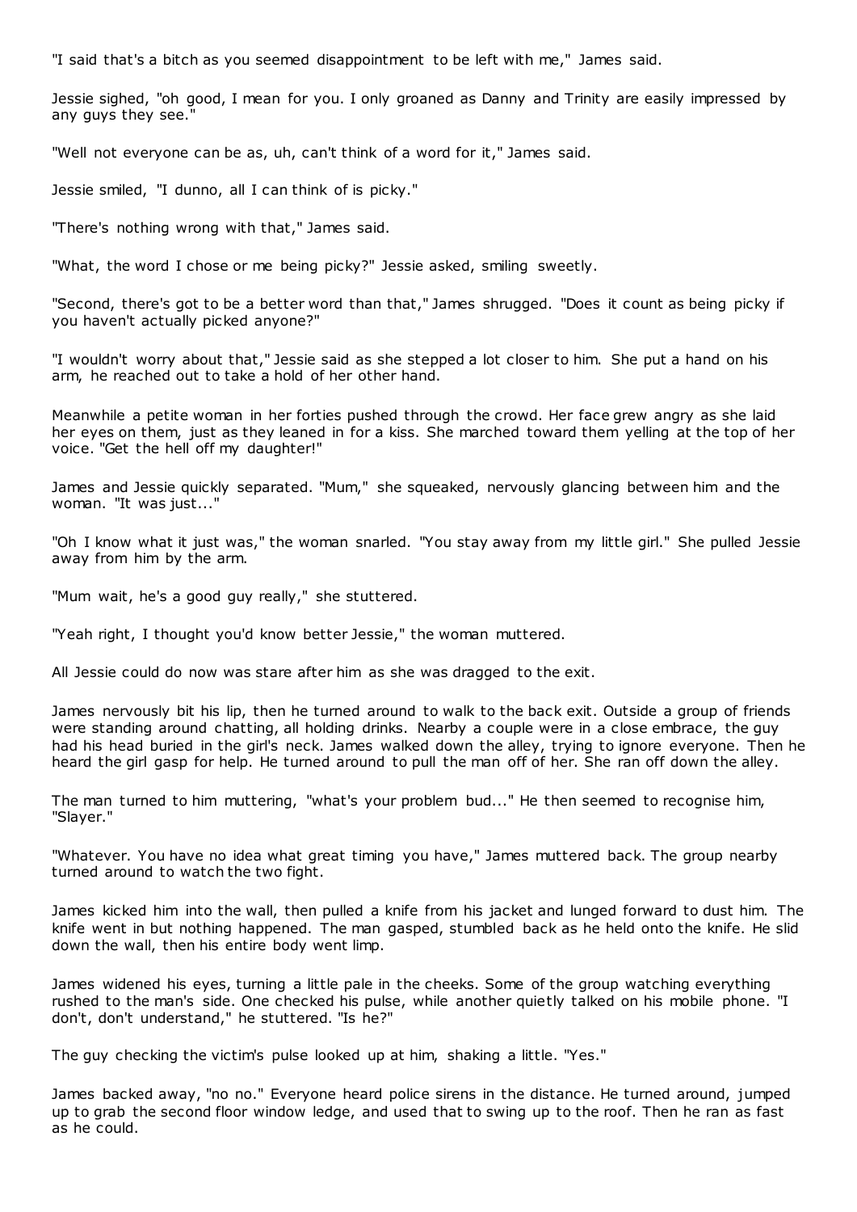"I said that's a bitch as you seemed disappointment to be left with me," James said.

Jessie sighed, "oh good, I mean for you. I only groaned as Danny and Trinity are easily impressed by any guys they see."

"Well not everyone can be as, uh, can't think of a word for it," James said.

Jessie smiled, "I dunno, all I can think of is picky."

"There's nothing wrong with that," James said.

"What, the word I chose or me being picky?" Jessie asked, smiling sweetly.

"Second, there's got to be a better word than that," James shrugged. "Does it count as being picky if you haven't actually picked anyone?"

"I wouldn't worry about that," Jessie said as she stepped a lot closer to him. She put a hand on his arm, he reached out to take a hold of her other hand.

Meanwhile a petite woman in her forties pushed through the crowd. Her face grew angry as she laid her eyes on them, just as they leaned in for a kiss. She marched toward them yelling at the top of her voice. "Get the hell off my daughter!"

James and Jessie quickly separated. "Mum," she squeaked, nervously glancing between him and the woman. "It was just..."

"Oh I know what it just was," the woman snarled. "You stay away from my little girl." She pulled Jessie away from him by the arm.

"Mum wait, he's a good guy really," she stuttered.

"Yeah right, I thought you'd know better Jessie," the woman muttered.

All Jessie could do now was stare after him as she was dragged to the exit.

James nervously bit his lip, then he turned around to walk to the back exit. Outside a group of friends were standing around chatting, all holding drinks. Nearby a couple were in a close embrace, the guy had his head buried in the girl's neck. James walked down the alley, trying to ignore everyone. Then he heard the girl gasp for help. He turned around to pull the man off of her. She ran off down the alley.

The man turned to him muttering, "what's your problem bud..." He then seemed to recognise him, "Slayer."

"Whatever. You have no idea what great timing you have," James muttered back. The group nearby turned around to watch the two fight.

James kicked him into the wall, then pulled a knife from his jacket and lunged forward to dust him. The knife went in but nothing happened. The man gasped, stumbled back as he held onto the knife. He slid down the wall, then his entire body went limp.

James widened his eyes, turning a little pale in the cheeks. Some of the group watching everything rushed to the man's side. One checked his pulse, while another quietly talked on his mobile phone. "I don't, don't understand," he stuttered. "Is he?"

The guy checking the victim's pulse looked up at him, shaking a little. "Yes."

James backed away, "no no." Everyone heard police sirens in the distance. He turned around, jumped up to grab the second floor window ledge, and used that to swing up to the roof. Then he ran as fast as he could.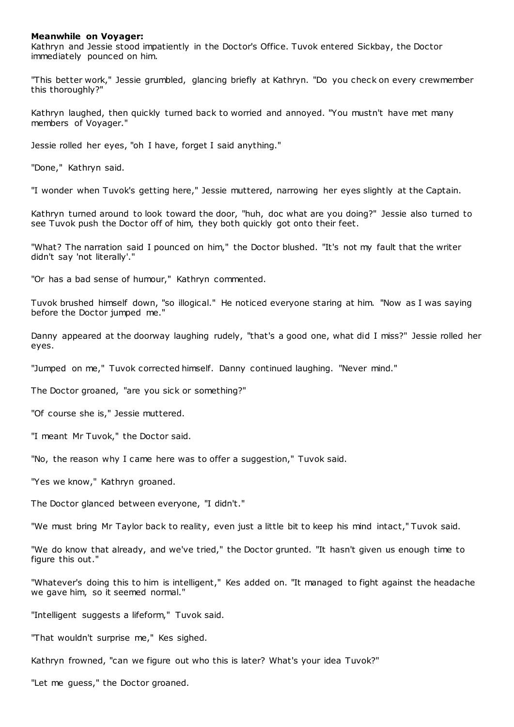**Meanwhile on Voyager:**

Kathryn and Jessie stood impatiently in the Doctor's Office. Tuvok entered Sickbay, the Doctor immediately pounced on him.

"This better work," Jessie grumbled, glancing briefly at Kathryn. "Do you check on every crewmember this thoroughly?"

Kathryn laughed, then quickly turned back to worried and annoyed. "You mustn't have met many members of Voyager."

Jessie rolled her eyes, "oh I have, forget I said anything."

"Done," Kathryn said.

"I wonder when Tuvok's getting here," Jessie muttered, narrowing her eyes slightly at the Captain.

Kathryn turned around to look toward the door, "huh, doc what are you doing?" Jessie also turned to see Tuvok push the Doctor off of him, they both quickly got onto their feet.

"What? The narration said I pounced on him," the Doctor blushed. "It's not my fault that the writer didn't say 'not literally'."

"Or has a bad sense of humour," Kathryn commented.

Tuvok brushed himself down, "so illogical." He noticed everyone staring at him. "Now as I was saying before the Doctor jumped me."

Danny appeared at the doorway laughing rudely, "that's a good one, what did I miss?" Jessie rolled her eyes.

"Jumped on me," Tuvok corrected himself. Danny continued laughing. "Never mind."

The Doctor groaned, "are you sick or something?"

"Of course she is," Jessie muttered.

"I meant Mr Tuvok," the Doctor said.

"No, the reason why I came here was to offer a suggestion," Tuvok said.

"Yes we know," Kathryn groaned.

The Doctor glanced between everyone, "I didn't."

"We must bring Mr Taylor back to reality, even just a little bit to keep his mind intact," Tuvok said.

"We do know that already, and we've tried," the Doctor grunted. "It hasn't given us enough time to figure this out."

"Whatever's doing this to him is intelligent," Kes added on. "It managed to fight against the headache we gave him, so it seemed normal."

"Intelligent suggests a lifeform," Tuvok said.

"That wouldn't surprise me," Kes sighed.

Kathryn frowned, "can we figure out who this is later? What's your idea Tuvok?"

"Let me guess," the Doctor groaned.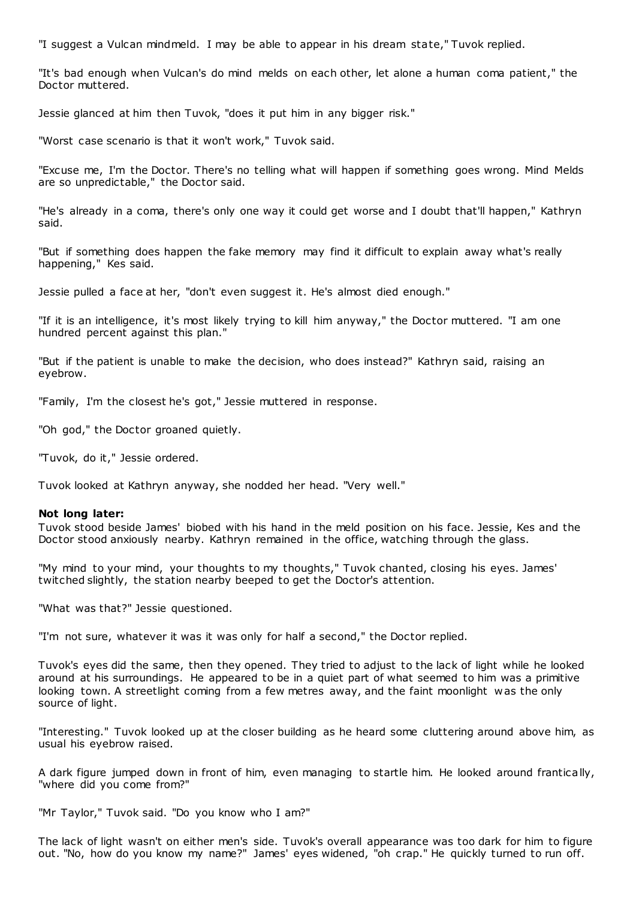"I suggest a Vulcan mindmeld. I may be able to appear in his dream state," Tuvok replied.

"It's bad enough when Vulcan's do mind melds on each other, let alone a human coma patient," the Doctor muttered.

Jessie glanced at him then Tuvok, "does it put him in any bigger risk."

"Worst case scenario is that it won't work," Tuvok said.

"Excuse me, I'm the Doctor. There's no telling what will happen if something goes wrong. Mind Melds are so unpredictable," the Doctor said.

"He's already in a coma, there's only one way it could get worse and I doubt that'll happen," Kathryn said.

"But if something does happen the fake memory may find it difficult to explain away what's really happening," Kes said.

Jessie pulled a face at her, "don't even suggest it. He's almost died enough."

"If it is an intelligence, it's most likely trying to kill him anyway," the Doctor muttered. "I am one hundred percent against this plan."

"But if the patient is unable to make the decision, who does instead?" Kathryn said, raising an eyebrow.

"Family, I'm the closest he's got," Jessie muttered in response.

"Oh god," the Doctor groaned quietly.

"Tuvok, do it," Jessie ordered.

Tuvok looked at Kathryn anyway, she nodded her head. "Very well."

**Not long later:**
Tuvok stood beside James' biobed with his hand in the meld position on his face. Jessie, Kes and the Doctor stood anxiously nearby. Kathryn remained in the office, watching through the glass.

"My mind to your mind, your thoughts to my thoughts," Tuvok chanted, closing his eyes. James' twitched slightly, the station nearby beeped to get the Doctor's attention.

"What was that?" Jessie questioned.

"I'm not sure, whatever it was it was only for half a second," the Doctor replied.

Tuvok's eyes did the same, then they opened. They tried to adjust to the lack of light while he looked around at his surroundings. He appeared to be in a quiet part of what seemed to him was a primitive looking town. A streetlight coming from a few metres away, and the faint moonlight was the only source of light.

"Interesting." Tuvok looked up at the closer building as he heard some cluttering around above him, as usual his eyebrow raised.

A dark figure jumped down in front of him, even managing to startle him. He looked around frantically, "where did you come from?"

"Mr Taylor," Tuvok said. "Do you know who I am?"

The lack of light wasn't on either men's side. Tuvok's overall appearance was too dark for him to figure out. "No, how do you know my name?" James' eyes widened, "oh crap." He quickly turned to run off.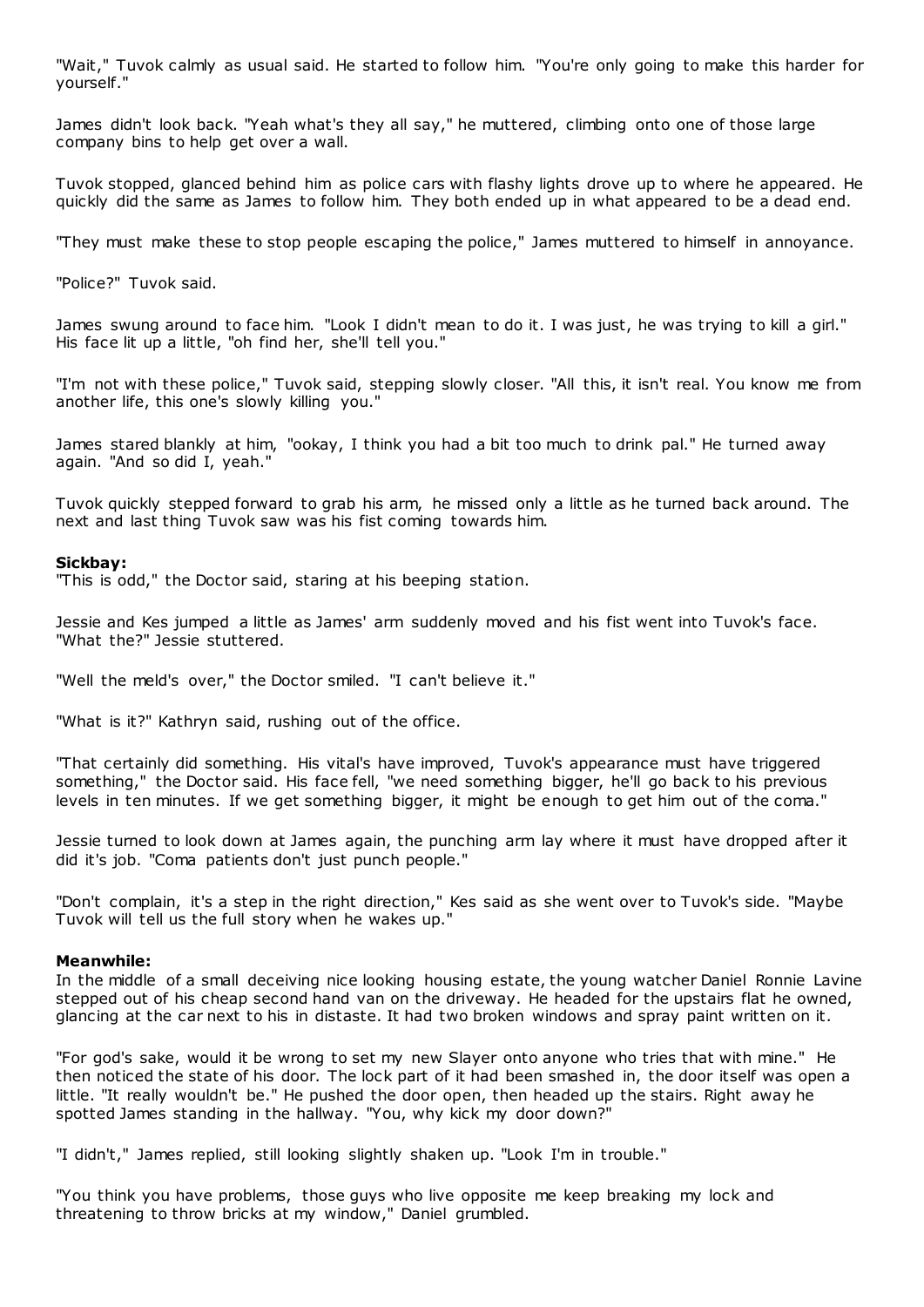"Wait," Tuvok calmly as usual said. He started to follow him. "You're only going to make this harder for yourself."

James didn't look back. "Yeah what's they all say," he muttered, climbing onto one of those large company bins to help get over a wall.

Tuvok stopped, glanced behind him as police cars with flashy lights drove up to where he appeared. He quickly did the same as James to follow him. They both ended up in what appeared to be a dead end.

"They must make these to stop people escaping the police," James muttered to himself in annoyance.

"Police?" Tuvok said.

James swung around to face him. "Look I didn't mean to do it. I was just, he was trying to kill a girl." His face lit up a little, "oh find her, she'll tell you."

"I'm not with these police," Tuvok said, stepping slowly closer. "All this, it isn't real. You know me from another life, this one's slowly killing you."

James stared blankly at him, "ookay, I think you had a bit too much to drink pal." He turned away again. "And so did I, yeah."

Tuvok quickly stepped forward to grab his arm, he missed only a little as he turned back around. The next and last thing Tuvok saw was his fist coming towards him.

**Sickbay:**
"This is odd," the Doctor said, staring at his beeping station.

Jessie and Kes jumped a little as James' arm suddenly moved and his fist went into Tuvok's face. "What the?" Jessie stuttered.

"Well the meld's over," the Doctor smiled. "I can't believe it."

"What is it?" Kathryn said, rushing out of the office.

"That certainly did something. His vital's have improved, Tuvok's appearance must have triggered something," the Doctor said. His face fell, "we need something bigger, he'll go back to his previous levels in ten minutes. If we get something bigger, it might be enough to get him out of the coma."

Jessie turned to look down at James again, the punching arm lay where it must have dropped after it did it's job. "Coma patients don't just punch people."

"Don't complain, it's a step in the right direction," Kes said as she went over to Tuvok's side. "Maybe Tuvok will tell us the full story when he wakes up."

**Meanwhile:**
In the middle of a small deceiving nice looking housing estate, the young watcher Daniel Ronnie Lavine stepped out of his cheap second hand van on the driveway. He headed for the upstairs flat he owned, glancing at the car next to his in distaste. It had two broken windows and spray paint written on it.

"For god's sake, would it be wrong to set my new Slayer onto anyone who tries that with mine." He then noticed the state of his door. The lock part of it had been smashed in, the door itself was open a little. "It really wouldn't be." He pushed the door open, then headed up the stairs. Right away he spotted James standing in the hallway. "You, why kick my door down?"

"I didn't," James replied, still looking slightly shaken up. "Look I'm in trouble."

"You think you have problems, those guys who live opposite me keep breaking my lock and threatening to throw bricks at my window," Daniel grumbled.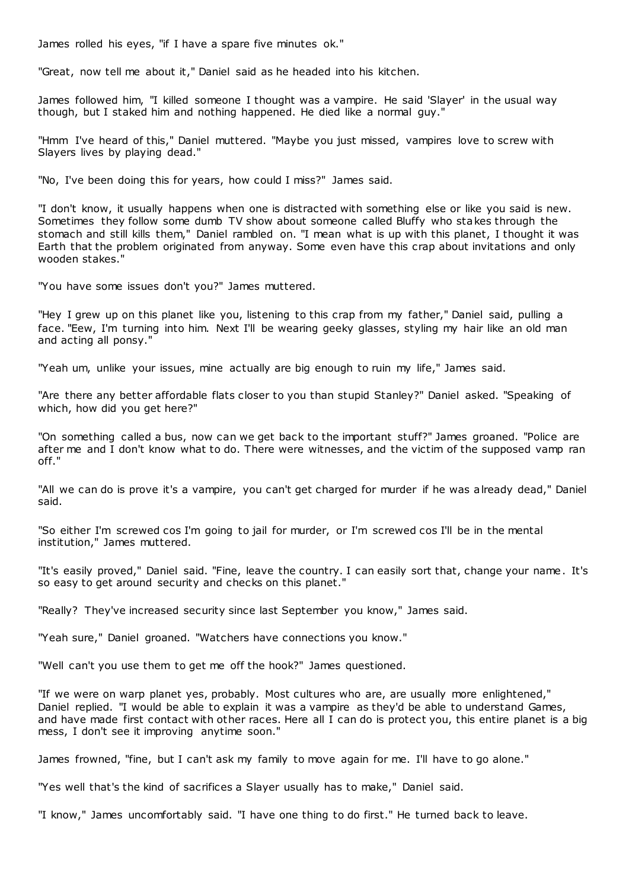James rolled his eyes, "if I have a spare five minutes ok."

"Great, now tell me about it," Daniel said as he headed into his kitchen.

James followed him, "I killed someone I thought was a vampire. He said 'Slayer' in the usual way though, but I staked him and nothing happened. He died like a normal guy."

"Hmm I've heard of this," Daniel muttered. "Maybe you just missed, vampires love to screw with Slayers lives by playing dead."

"No, I've been doing this for years, how could I miss?" James said.

"I don't know, it usually happens when one is distracted with something else or like you said is new. Sometimes they follow some dumb TV show about someone called Bluffy who stakes through the stomach and still kills them," Daniel rambled on. "I mean what is up with this planet, I thought it was Earth that the problem originated from anyway. Some even have this crap about invitations and only wooden stakes."

"You have some issues don't you?" James muttered.

"Hey I grew up on this planet like you, listening to this crap from my father," Daniel said, pulling a face. "Eew, I'm turning into him. Next I'll be wearing geeky glasses, styling my hair like an old man and acting all ponsy."

"Yeah um, unlike your issues, mine actually are big enough to ruin my life," James said.

"Are there any better affordable flats closer to you than stupid Stanley?" Daniel asked. "Speaking of which, how did you get here?"

"On something called a bus, now can we get back to the important stuff?" James groaned. "Police are after me and I don't know what to do. There were witnesses, and the victim of the supposed vamp ran off."

"All we can do is prove it's a vampire, you can't get charged for murder if he was already dead," Daniel said.

"So either I'm screwed cos I'm going to jail for murder, or I'm screwed cos I'll be in the mental institution," James muttered.

"It's easily proved," Daniel said. "Fine, leave the country. I can easily sort that, change your name. It's so easy to get around security and checks on this planet."

"Really? They've increased security since last September you know," James said.

"Yeah sure," Daniel groaned. "Watchers have connections you know."

"Well can't you use them to get me off the hook?" James questioned.

"If we were on warp planet yes, probably. Most cultures who are, are usually more enlightened," Daniel replied. "I would be able to explain it was a vampire as they'd be able to understand Games, and have made first contact with other races. Here all I can do is protect you, this entire planet is a big mess, I don't see it improving anytime soon."

James frowned, "fine, but I can't ask my family to move again for me. I'll have to go alone."

"Yes well that's the kind of sacrifices a Slayer usually has to make," Daniel said.

"I know," James uncomfortably said. "I have one thing to do first." He turned back to leave.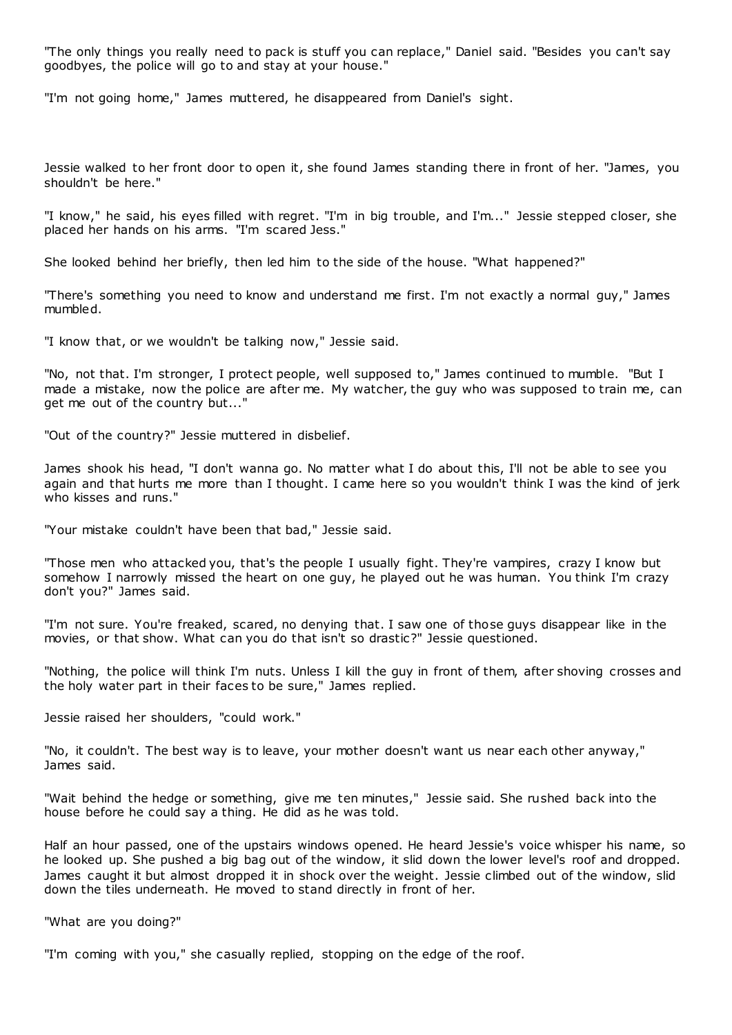"The only things you really need to pack is stuff you can replace," Daniel said. "Besides you can't say goodbyes, the police will go to and stay at your house."

"I'm not going home," James muttered, he disappeared from Daniel's sight.

Jessie walked to her front door to open it, she found James standing there in front of her. "James, you shouldn't be here."

"I know," he said, his eyes filled with regret. "I'm in big trouble, and I'm..." Jessie stepped closer, she placed her hands on his arms. "I'm scared Jess."

She looked behind her briefly, then led him to the side of the house. "What happened?"

"There's something you need to know and understand me first. I'm not exactly a normal guy," James mumbled.

"I know that, or we wouldn't be talking now," Jessie said.

"No, not that. I'm stronger, I protect people, well supposed to," James continued to mumble. "But I made a mistake, now the police are after me. My watcher, the guy who was supposed to train me, can get me out of the country but..."

"Out of the country?" Jessie muttered in disbelief.

James shook his head, "I don't wanna go. No matter what I do about this, I'll not be able to see you again and that hurts me more than I thought. I came here so you wouldn't think I was the kind of jerk who kisses and runs."

"Your mistake couldn't have been that bad," Jessie said.

"Those men who attacked you, that's the people I usually fight. They're vampires, crazy I know but somehow I narrowly missed the heart on one guy, he played out he was human. You think I'm crazy don't you?" James said.

"I'm not sure. You're freaked, scared, no denying that. I saw one of those guys disappear like in the movies, or that show. What can you do that isn't so drastic?" Jessie questioned.

"Nothing, the police will think I'm nuts. Unless I kill the guy in front of them, after shoving crosses and the holy water part in their faces to be sure," James replied.

Jessie raised her shoulders, "could work."

"No, it couldn't. The best way is to leave, your mother doesn't want us near each other anyway," James said.

"Wait behind the hedge or something, give me ten minutes," Jessie said. She rushed back into the house before he could say a thing. He did as he was told.

Half an hour passed, one of the upstairs windows opened. He heard Jessie's voice whisper his name, so he looked up. She pushed a big bag out of the window, it slid down the lower level's roof and dropped. James caught it but almost dropped it in shock over the weight. Jessie climbed out of the window, slid down the tiles underneath. He moved to stand directly in front of her.

"What are you doing?"

"I'm coming with you," she casually replied, stopping on the edge of the roof.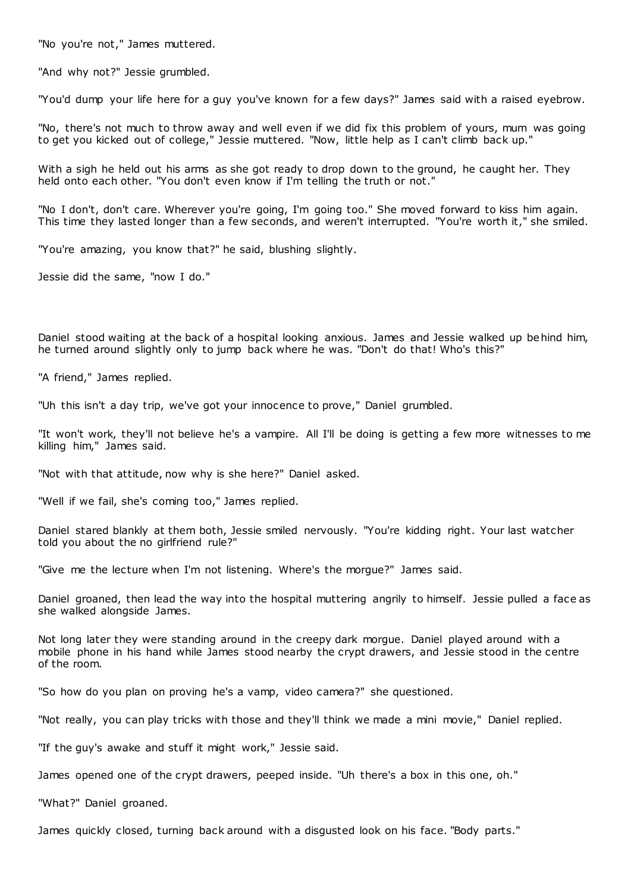"No you're not," James muttered.

"And why not?" Jessie grumbled.

"You'd dump your life here for a guy you've known for a few days?" James said with a raised eyebrow.

"No, there's not much to throw away and well even if we did fix this problem of yours, mum was going to get you kicked out of college," Jessie muttered. "Now, little help as I can't climb back up."

With a sigh he held out his arms as she got ready to drop down to the ground, he caught her. They held onto each other. "You don't even know if I'm telling the truth or not."

"No I don't, don't care. Wherever you're going, I'm going too." She moved forward to kiss him again. This time they lasted longer than a few seconds, and weren't interrupted. "You're worth it," she smiled.

"You're amazing, you know that?" he said, blushing slightly.

Jessie did the same, "now I do."

Daniel stood waiting at the back of a hospital looking anxious. James and Jessie walked up behind him, he turned around slightly only to jump back where he was. "Don't do that! Who's this?"

"A friend," James replied.

"Uh this isn't a day trip, we've got your innocence to prove," Daniel grumbled.

"It won't work, they'll not believe he's a vampire. All I'll be doing is getting a few more witnesses to me killing him," James said.

"Not with that attitude, now why is she here?" Daniel asked.

"Well if we fail, she's coming too," James replied.

Daniel stared blankly at them both, Jessie smiled nervously. "You're kidding right. Your last watcher told you about the no girlfriend rule?"

"Give me the lecture when I'm not listening. Where's the morgue?" James said.

Daniel groaned, then lead the way into the hospital muttering angrily to himself. Jessie pulled a face as she walked alongside James.

Not long later they were standing around in the creepy dark morgue. Daniel played around with a mobile phone in his hand while James stood nearby the crypt drawers, and Jessie stood in the centre of the room.

"So how do you plan on proving he's a vamp, video camera?" she questioned.

"Not really, you can play tricks with those and they'll think we made a mini movie," Daniel replied.

"If the guy's awake and stuff it might work," Jessie said.

James opened one of the crypt drawers, peeped inside. "Uh there's a box in this one, oh."

"What?" Daniel groaned.

James quickly closed, turning back around with a disgusted look on his face. "Body parts."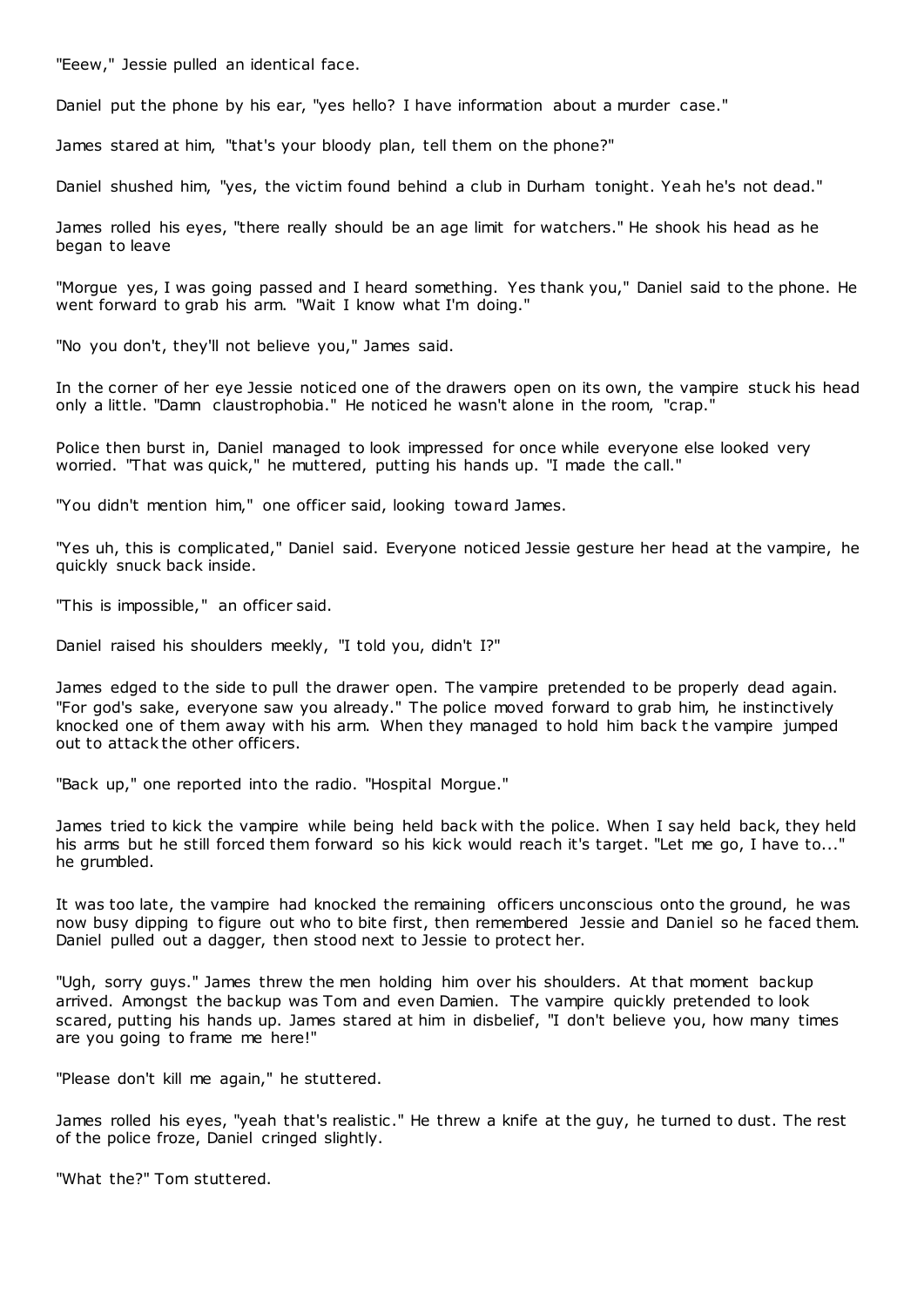"Eeew," Jessie pulled an identical face.

Daniel put the phone by his ear, "yes hello? I have information about a murder case."

James stared at him, "that's your bloody plan, tell them on the phone?"

Daniel shushed him, "yes, the victim found behind a club in Durham tonight. Yeah he's not dead."

James rolled his eyes, "there really should be an age limit for watchers." He shook his head as he began to leave

"Morgue yes, I was going passed and I heard something. Yes thank you," Daniel said to the phone. He went forward to grab his arm. "Wait I know what I'm doing."

"No you don't, they'll not believe you," James said.

In the corner of her eye Jessie noticed one of the drawers open on its own, the vampire stuck his head only a little. "Damn claustrophobia." He noticed he wasn't alone in the room, "crap."

Police then burst in, Daniel managed to look impressed for once while everyone else looked very worried. "That was quick," he muttered, putting his hands up. "I made the call."

"You didn't mention him," one officer said, looking toward James.

"Yes uh, this is complicated," Daniel said. Everyone noticed Jessie gesture her head at the vampire, he quickly snuck back inside.

"This is impossible," an officer said.

Daniel raised his shoulders meekly, "I told you, didn't I?"

James edged to the side to pull the drawer open. The vampire pretended to be properly dead again. "For god's sake, everyone saw you already." The police moved forward to grab him, he instinctively knocked one of them away with his arm. When they managed to hold him back the vampire jumped out to attack the other officers.

"Back up," one reported into the radio. "Hospital Morgue."

James tried to kick the vampire while being held back with the police. When I say held back, they held his arms but he still forced them forward so his kick would reach it's target. "Let me go, I have to..." he grumbled.

It was too late, the vampire had knocked the remaining officers unconscious onto the ground, he was now busy dipping to figure out who to bite first, then remembered Jessie and Daniel so he faced them. Daniel pulled out a dagger, then stood next to Jessie to protect her.

"Ugh, sorry guys." James threw the men holding him over his shoulders. At that moment backup arrived. Amongst the backup was Tom and even Damien. The vampire quickly pretended to look scared, putting his hands up. James stared at him in disbelief, "I don't believe you, how many times are you going to frame me here!"

"Please don't kill me again," he stuttered.

James rolled his eyes, "yeah that's realistic." He threw a knife at the guy, he turned to dust. The rest of the police froze, Daniel cringed slightly.

"What the?" Tom stuttered.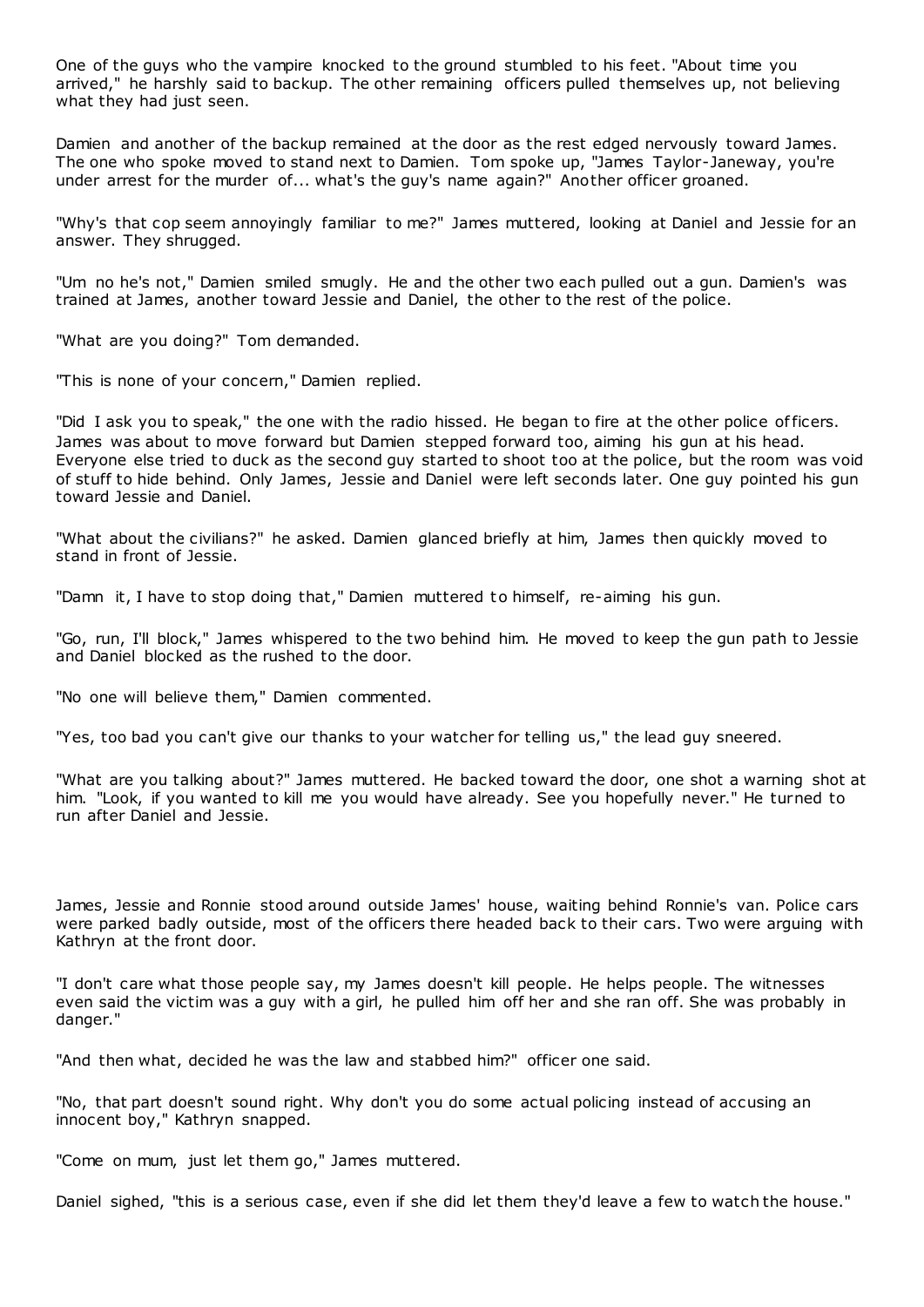One of the guys who the vampire knocked to the ground stumbled to his feet. "About time you arrived," he harshly said to backup. The other remaining officers pulled themselves up, not believing what they had just seen.

Damien and another of the backup remained at the door as the rest edged nervously toward James. The one who spoke moved to stand next to Damien. Tom spoke up, "James Taylor-Janeway, you're under arrest for the murder of... what's the guy's name again?" Another officer groaned.

"Why's that cop seem annoyingly familiar to me?" James muttered, looking at Daniel and Jessie for an answer. They shrugged.

"Um no he's not," Damien smiled smugly. He and the other two each pulled out a gun. Damien's was trained at James, another toward Jessie and Daniel, the other to the rest of the police.

"What are you doing?" Tom demanded.

"This is none of your concern," Damien replied.

"Did I ask you to speak," the one with the radio hissed. He began to fire at the other police officers. James was about to move forward but Damien stepped forward too, aiming his gun at his head. Everyone else tried to duck as the second guy started to shoot too at the police, but the room was void of stuff to hide behind. Only James, Jessie and Daniel were left seconds later. One guy pointed his gun toward Jessie and Daniel.

"What about the civilians?" he asked. Damien glanced briefly at him, James then quickly moved to stand in front of Jessie.

"Damn it, I have to stop doing that," Damien muttered to himself, re-aiming his gun.

"Go, run, I'll block," James whispered to the two behind him. He moved to keep the gun path to Jessie and Daniel blocked as the rushed to the door.

"No one will believe them," Damien commented.

"Yes, too bad you can't give our thanks to your watcher for telling us," the lead guy sneered.

"What are you talking about?" James muttered. He backed toward the door, one shot a warning shot at him. "Look, if you wanted to kill me you would have already. See you hopefully never." He turned to run after Daniel and Jessie.

James, Jessie and Ronnie stood around outside James' house, waiting behind Ronnie's van. Police cars were parked badly outside, most of the officers there headed back to their cars. Two were arguing with Kathryn at the front door.

"I don't care what those people say, my James doesn't kill people. He helps people. The witnesses even said the victim was a guy with a girl, he pulled him off her and she ran off. She was probably in danger."

"And then what, decided he was the law and stabbed him?" officer one said.

"No, that part doesn't sound right. Why don't you do some actual policing instead of accusing an innocent boy," Kathryn snapped.

"Come on mum, just let them go," James muttered.

Daniel sighed, "this is a serious case, even if she did let them they'd leave a few to watch the house."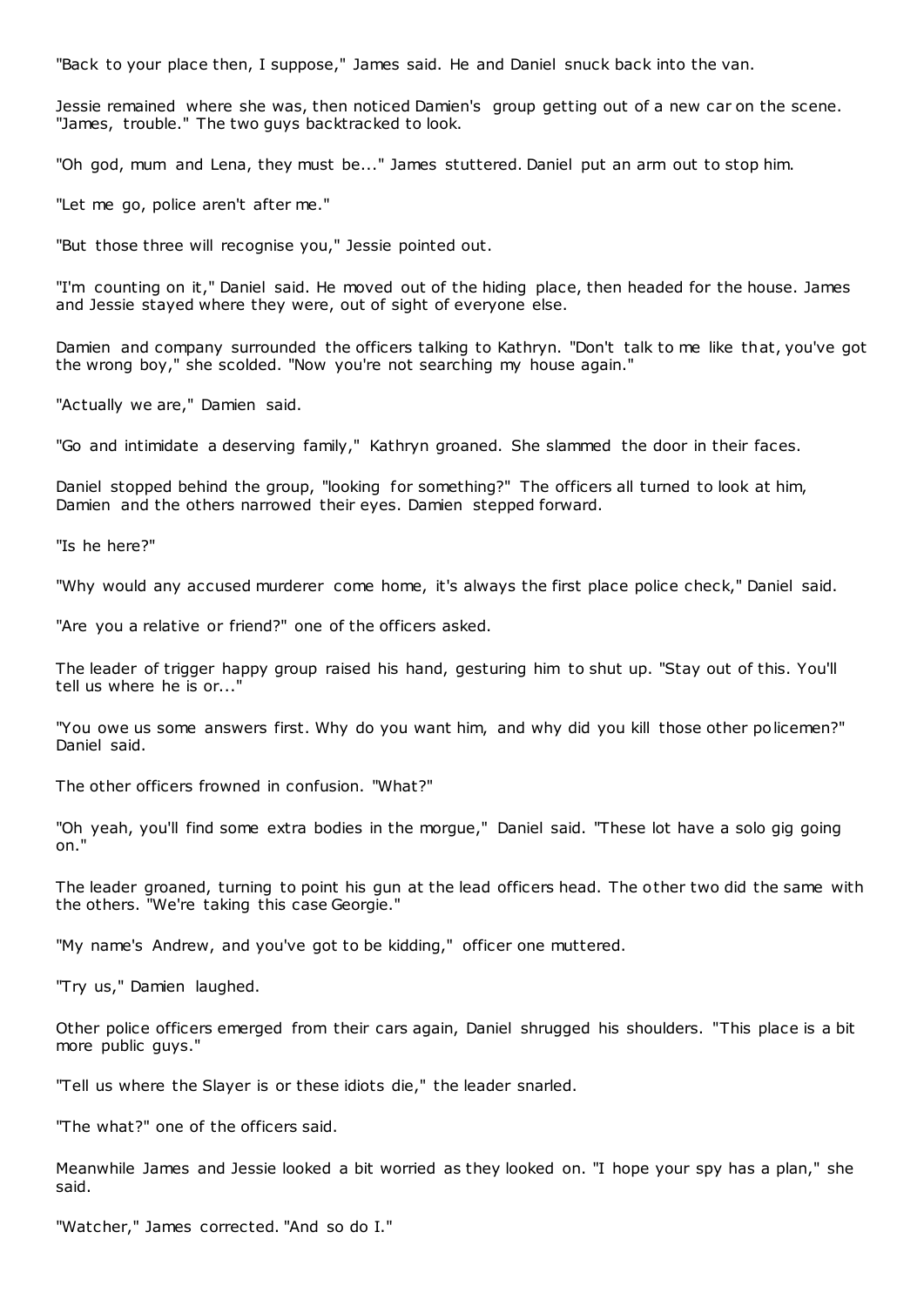"Back to your place then, I suppose," James said. He and Daniel snuck back into the van.

Jessie remained where she was, then noticed Damien's group getting out of a new car on the scene. "James, trouble." The two guys backtracked to look.

"Oh god, mum and Lena, they must be..." James stuttered. Daniel put an arm out to stop him.

"Let me go, police aren't after me."

"But those three will recognise you," Jessie pointed out.

"I'm counting on it," Daniel said. He moved out of the hiding place, then headed for the house. James and Jessie stayed where they were, out of sight of everyone else.

Damien and company surrounded the officers talking to Kathryn. "Don't talk to me like that, you've got the wrong boy," she scolded. "Now you're not searching my house again."

"Actually we are," Damien said.

"Go and intimidate a deserving family," Kathryn groaned. She slammed the door in their faces.

Daniel stopped behind the group, "looking for something?" The officers all turned to look at him, Damien and the others narrowed their eyes. Damien stepped forward.

"Is he here?"

"Why would any accused murderer come home, it's always the first place police check," Daniel said.

"Are you a relative or friend?" one of the officers asked.

The leader of trigger happy group raised his hand, gesturing him to shut up. "Stay out of this. You'll tell us where he is or..."

"You owe us some answers first. Why do you want him, and why did you kill those other policemen?" Daniel said.

The other officers frowned in confusion. "What?"

"Oh yeah, you'll find some extra bodies in the morgue," Daniel said. "These lot have a solo gig going on."

The leader groaned, turning to point his gun at the lead officers head. The other two did the same with the others. "We're taking this case Georgie."

"My name's Andrew, and you've got to be kidding," officer one muttered.

"Try us," Damien laughed.

Other police officers emerged from their cars again, Daniel shrugged his shoulders. "This place is a bit more public guys."

"Tell us where the Slayer is or these idiots die," the leader snarled.

"The what?" one of the officers said.

Meanwhile James and Jessie looked a bit worried as they looked on. "I hope your spy has a plan," she said.

"Watcher," James corrected. "And so do I."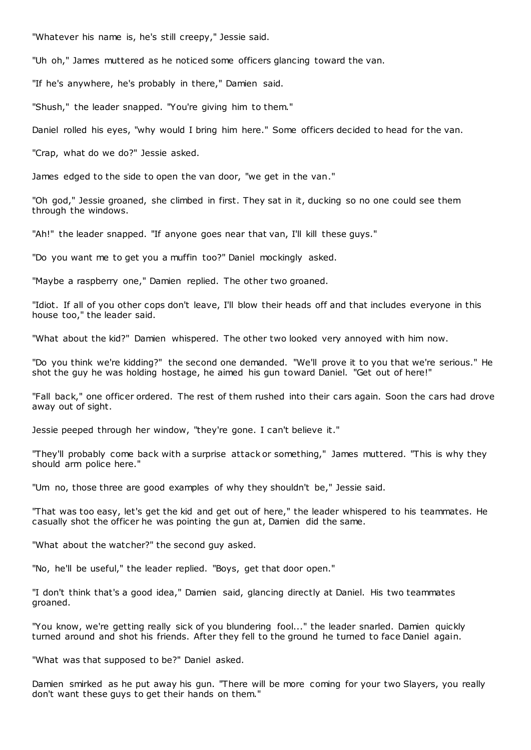"Whatever his name is, he's still creepy," Jessie said.

"Uh oh," James muttered as he noticed some officers glancing toward the van.

"If he's anywhere, he's probably in there," Damien said.

"Shush," the leader snapped. "You're giving him to them."

Daniel rolled his eyes, "why would I bring him here." Some officers decided to head for the van.

"Crap, what do we do?" Jessie asked.

James edged to the side to open the van door, "we get in the van."

"Oh god," Jessie groaned, she climbed in first. They sat in it, ducking so no one could see them through the windows.

"Ah!" the leader snapped. "If anyone goes near that van, I'll kill these guys."

"Do you want me to get you a muffin too?" Daniel mockingly asked.

"Maybe a raspberry one," Damien replied. The other two groaned.

"Idiot. If all of you other cops don't leave, I'll blow their heads off and that includes everyone in this house too," the leader said.

"What about the kid?" Damien whispered. The other two looked very annoyed with him now.

"Do you think we're kidding?" the second one demanded. "We'll prove it to you that we're serious." He shot the guy he was holding hostage, he aimed his gun toward Daniel. "Get out of here!"

"Fall back," one officer ordered. The rest of them rushed into their cars again. Soon the cars had drove away out of sight.

Jessie peeped through her window, "they're gone. I can't believe it."

"They'll probably come back with a surprise attack or something," James muttered. "This is why they should arm police here."

"Um no, those three are good examples of why they shouldn't be," Jessie said.

"That was too easy, let's get the kid and get out of here," the leader whispered to his teammates. He casually shot the officer he was pointing the gun at, Damien did the same.

"What about the watcher?" the second guy asked.

"No, he'll be useful," the leader replied. "Boys, get that door open."

"I don't think that's a good idea," Damien said, glancing directly at Daniel. His two teammates groaned.

"You know, we're getting really sick of you blundering fool..." the leader snarled. Damien quickly turned around and shot his friends. After they fell to the ground he turned to face Daniel again.

"What was that supposed to be?" Daniel asked.

Damien smirked as he put away his gun. "There will be more coming for your two Slayers, you really don't want these guys to get their hands on them."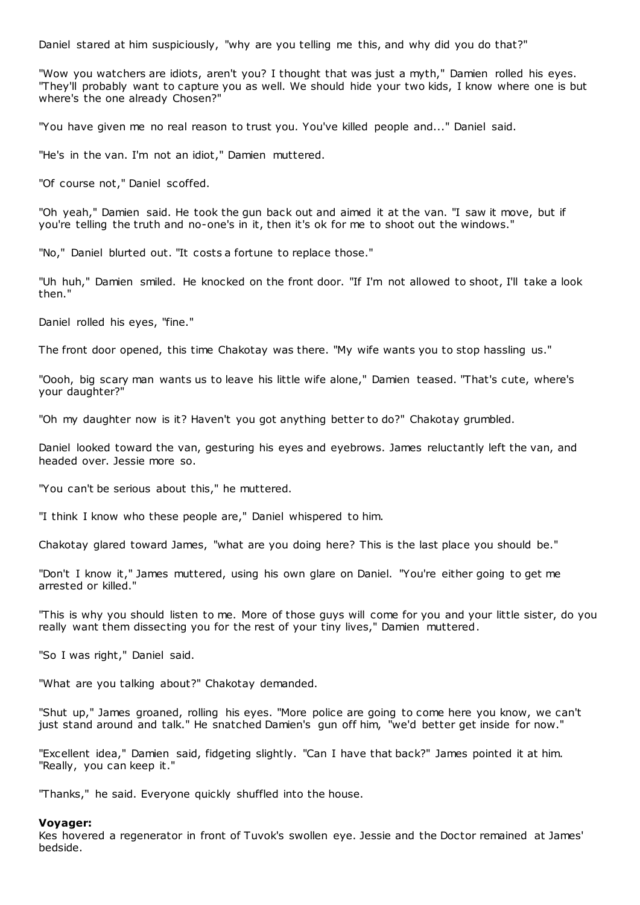Daniel stared at him suspiciously, "why are you telling me this, and why did you do that?"

"Wow you watchers are idiots, aren't you? I thought that was just a myth," Damien rolled his eyes. "They'll probably want to capture you as well. We should hide your two kids, I know where one is but where's the one already Chosen?"

"You have given me no real reason to trust you. You've killed people and..." Daniel said.

"He's in the van. I'm not an idiot," Damien muttered.

"Of course not," Daniel scoffed.

"Oh yeah," Damien said. He took the gun back out and aimed it at the van. "I saw it move, but if you're telling the truth and no-one's in it, then it's ok for me to shoot out the windows."

"No," Daniel blurted out. "It costs a fortune to replace those."

"Uh huh," Damien smiled. He knocked on the front door. "If I'm not allowed to shoot, I'll take a look then."

Daniel rolled his eyes, "fine."

The front door opened, this time Chakotay was there. "My wife wants you to stop hassling us."

"Oooh, big scary man wants us to leave his little wife alone," Damien teased. "That's cute, where's your daughter?"

"Oh my daughter now is it? Haven't you got anything better to do?" Chakotay grumbled.

Daniel looked toward the van, gesturing his eyes and eyebrows. James reluctantly left the van, and headed over. Jessie more so.

"You can't be serious about this," he muttered.

"I think I know who these people are," Daniel whispered to him.

Chakotay glared toward James, "what are you doing here? This is the last place you should be."

"Don't I know it," James muttered, using his own glare on Daniel. "You're either going to get me arrested or killed."

"This is why you should listen to me. More of those guys will come for you and your little sister, do you really want them dissecting you for the rest of your tiny lives," Damien muttered.

"So I was right," Daniel said.

"What are you talking about?" Chakotay demanded.

"Shut up," James groaned, rolling his eyes. "More police are going to come here you know, we can't just stand around and talk." He snatched Damien's gun off him, "we'd better get inside for now."

"Excellent idea," Damien said, fidgeting slightly. "Can I have that back?" James pointed it at him. "Really, you can keep it."

"Thanks," he said. Everyone quickly shuffled into the house.

**Voyager:**
Kes hovered a regenerator in front of Tuvok's swollen eye. Jessie and the Doctor remained at James' bedside.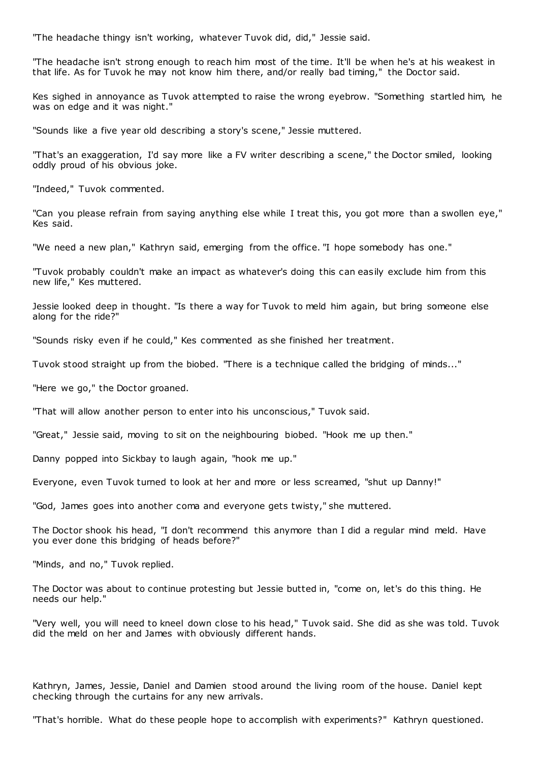"The headache thingy isn't working, whatever Tuvok did, did," Jessie said.

"The headache isn't strong enough to reach him most of the time. It'll be when he's at his weakest in that life. As for Tuvok he may not know him there, and/or really bad timing," the Doctor said.

Kes sighed in annoyance as Tuvok attempted to raise the wrong eyebrow. "Something startled him, he was on edge and it was night."

"Sounds like a five year old describing a story's scene," Jessie muttered.

"That's an exaggeration, I'd say more like a FV writer describing a scene," the Doctor smiled, looking oddly proud of his obvious joke.

"Indeed," Tuvok commented.

"Can you please refrain from saying anything else while I treat this, you got more than a swollen eye," Kes said.

"We need a new plan," Kathryn said, emerging from the office. "I hope somebody has one."

"Tuvok probably couldn't make an impact as whatever's doing this can easily exclude him from this new life," Kes muttered.

Jessie looked deep in thought. "Is there a way for Tuvok to meld him again, but bring someone else along for the ride?"

"Sounds risky even if he could," Kes commented as she finished her treatment.

Tuvok stood straight up from the biobed. "There is a technique called the bridging of minds..."

"Here we go," the Doctor groaned.

"That will allow another person to enter into his unconscious," Tuvok said.

"Great," Jessie said, moving to sit on the neighbouring biobed. "Hook me up then."

Danny popped into Sickbay to laugh again, "hook me up."

Everyone, even Tuvok turned to look at her and more or less screamed, "shut up Danny!"

"God, James goes into another coma and everyone gets twisty," she muttered.

The Doctor shook his head, "I don't recommend this anymore than I did a regular mind meld. Have you ever done this bridging of heads before?"

"Minds, and no," Tuvok replied.

The Doctor was about to continue protesting but Jessie butted in, "come on, let's do this thing. He needs our help."

"Very well, you will need to kneel down close to his head," Tuvok said. She did as she was told. Tuvok did the meld on her and James with obviously different hands.

Kathryn, James, Jessie, Daniel and Damien stood around the living room of the house. Daniel kept checking through the curtains for any new arrivals.

"That's horrible. What do these people hope to accomplish with experiments?" Kathryn questioned.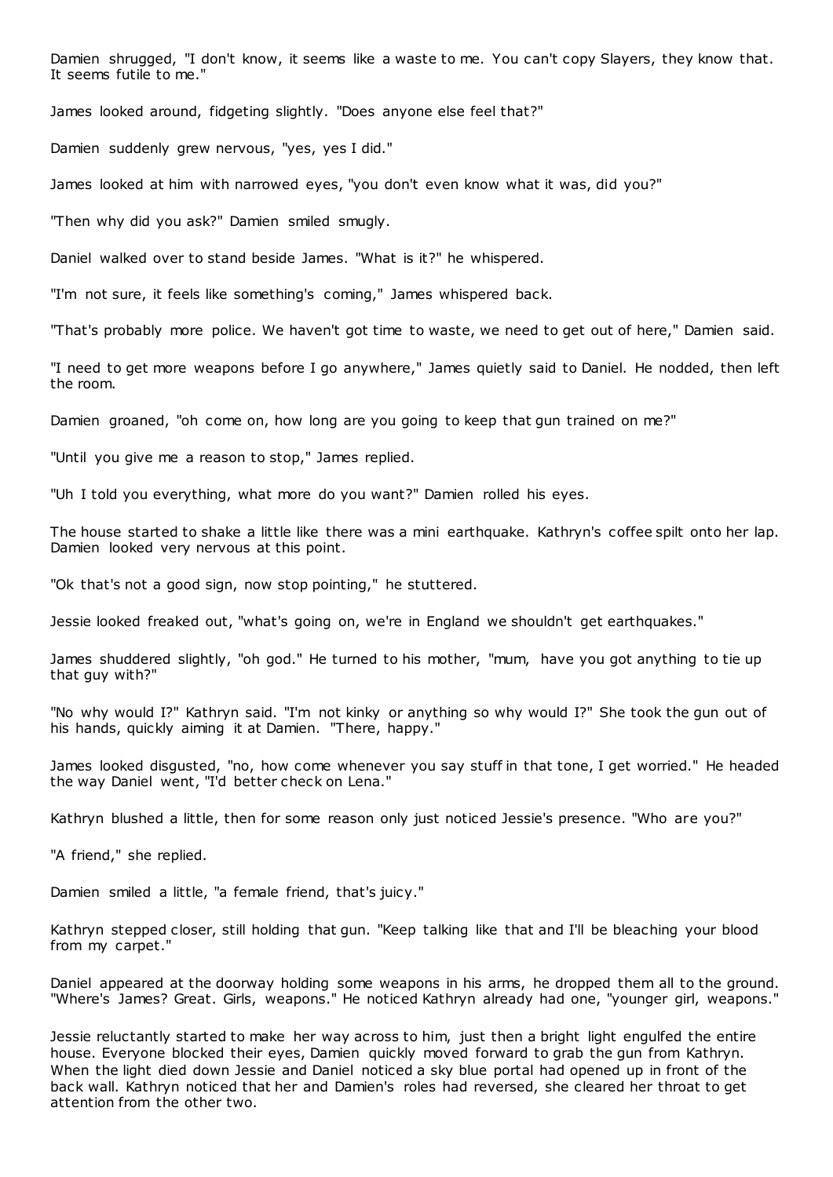Damien shrugged, "I don't know, it seems like a waste to me. You can't copy Slayers, they know that. It seems futile to me."

James looked around, fidgeting slightly. "Does anyone else feel that?"

Damien suddenly grew nervous, "yes, yes I did."

James looked at him with narrowed eyes, "you don't even know what it was, did you?"

"Then why did you ask?" Damien smiled smugly.

Daniel walked over to stand beside James. "What is it?" he whispered.

"I'm not sure, it feels like something's coming," James whispered back.

"That's probably more police. We haven't got time to waste, we need to get out of here," Damien said.

"I need to get more weapons before I go anywhere," James quietly said to Daniel. He nodded, then left the room.

Damien groaned, "oh come on, how long are you going to keep that gun trained on me?"

"Until you give me a reason to stop," James replied.

"Uh I told you everything, what more do you want?" Damien rolled his eyes.

The house started to shake a little like there was a mini earthquake. Kathryn's coffee spilt onto her lap. Damien looked very nervous at this point.

"Ok that's not a good sign, now stop pointing," he stuttered.

Jessie looked freaked out, "what's going on, we're in England we shouldn't get earthquakes."

James shuddered slightly, "oh god." He turned to his mother, "mum, have you got anything to tie up that guy with?"

"No why would I?" Kathryn said. "I'm not kinky or anything so why would I?" She took the gun out of his hands, quickly aiming it at Damien. "There, happy."

James looked disgusted, "no, how come whenever you say stuff in that tone, I get worried." He headed the way Daniel went, "I'd better check on Lena."

Kathryn blushed a little, then for some reason only just noticed Jessie's presence. "Who are you?"

"A friend," she replied.

Damien smiled a little, "a female friend, that's juicy."

Kathryn stepped closer, still holding that gun. "Keep talking like that and I'll be bleaching your blood from my carpet."

Daniel appeared at the doorway holding some weapons in his arms, he dropped them all to the ground. "Where's James? Great. Girls, weapons." He noticed Kathryn already had one, "younger girl, weapons."

Jessie reluctantly started to make her way across to him, just then a bright light engulfed the entire house. Everyone blocked their eyes, Damien quickly moved forward to grab the gun from Kathryn. When the light died down Jessie and Daniel noticed a sky blue portal had opened up in front of the back wall. Kathryn noticed that her and Damien's roles had reversed, she cleared her throat to get attention from the other two.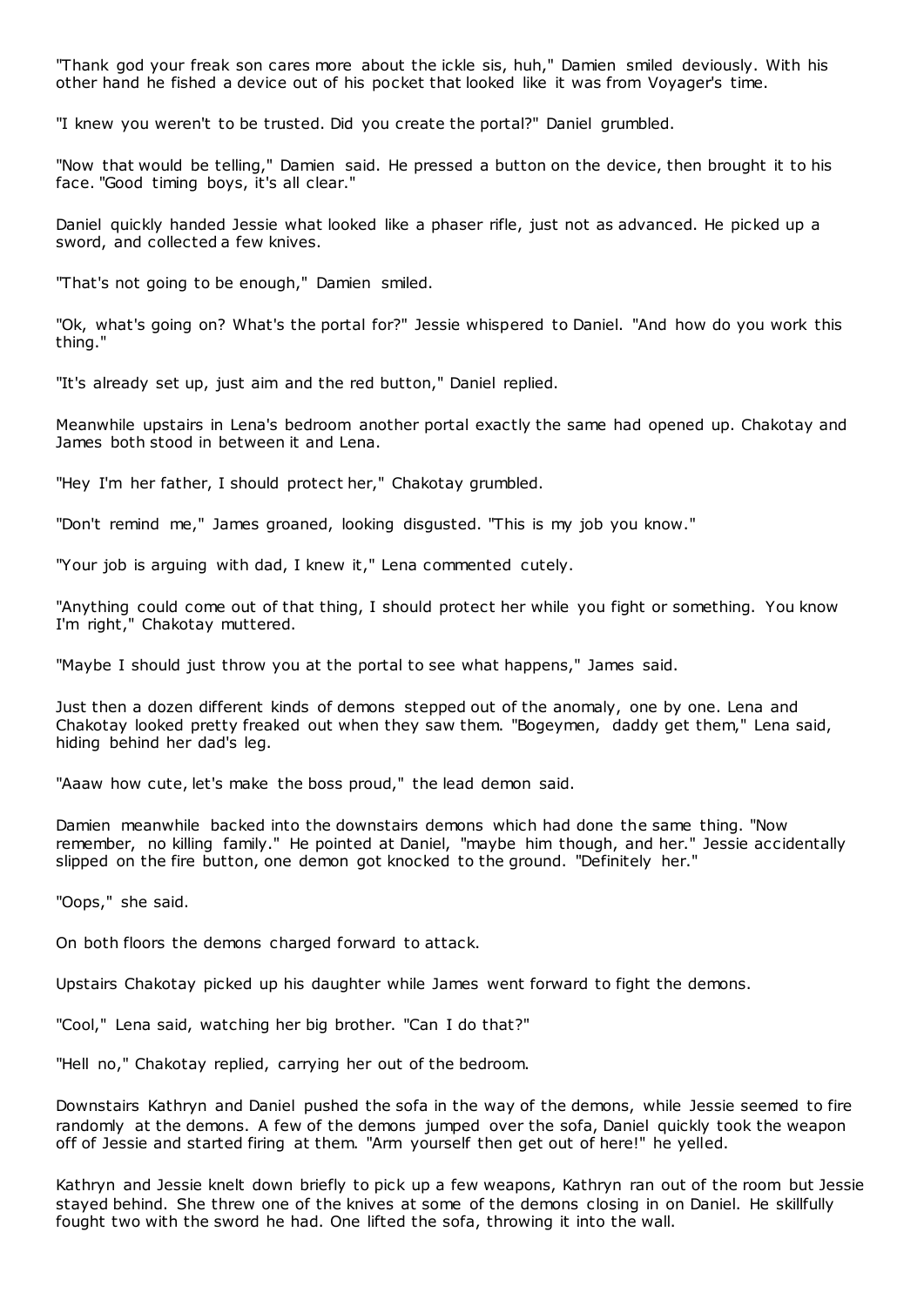"Thank god your freak son cares more about the ickle sis, huh," Damien smiled deviously. With his other hand he fished a device out of his pocket that looked like it was from Voyager's time.

"I knew you weren't to be trusted. Did you create the portal?" Daniel grumbled.

"Now that would be telling," Damien said. He pressed a button on the device, then brought it to his face. "Good timing boys, it's all clear."

Daniel quickly handed Jessie what looked like a phaser rifle, just not as advanced. He picked up a sword, and collected a few knives.

"That's not going to be enough," Damien smiled.

"Ok, what's going on? What's the portal for?" Jessie whispered to Daniel. "And how do you work this thing."

"It's already set up, just aim and the red button," Daniel replied.

Meanwhile upstairs in Lena's bedroom another portal exactly the same had opened up. Chakotay and James both stood in between it and Lena.

"Hey I'm her father, I should protect her," Chakotay grumbled.

"Don't remind me," James groaned, looking disgusted. "This is my job you know."

"Your job is arguing with dad, I knew it," Lena commented cutely.

"Anything could come out of that thing, I should protect her while you fight or something. You know I'm right," Chakotay muttered.

"Maybe I should just throw you at the portal to see what happens," James said.

Just then a dozen different kinds of demons stepped out of the anomaly, one by one. Lena and Chakotay looked pretty freaked out when they saw them. "Bogeymen, daddy get them," Lena said, hiding behind her dad's leg.

"Aaaw how cute, let's make the boss proud," the lead demon said.

Damien meanwhile backed into the downstairs demons which had done the same thing. "Now remember, no killing family." He pointed at Daniel, "maybe him though, and her." Jessie accidentally slipped on the fire button, one demon got knocked to the ground. "Definitely her."

"Oops," she said.

On both floors the demons charged forward to attack.

Upstairs Chakotay picked up his daughter while James went forward to fight the demons.

"Cool," Lena said, watching her big brother. "Can I do that?"

"Hell no," Chakotay replied, carrying her out of the bedroom.

Downstairs Kathryn and Daniel pushed the sofa in the way of the demons, while Jessie seemed to fire randomly at the demons. A few of the demons jumped over the sofa, Daniel quickly took the weapon off of Jessie and started firing at them. "Arm yourself then get out of here!" he yelled.

Kathryn and Jessie knelt down briefly to pick up a few weapons, Kathryn ran out of the room but Jessie stayed behind. She threw one of the knives at some of the demons closing in on Daniel. He skillfully fought two with the sword he had. One lifted the sofa, throwing it into the wall.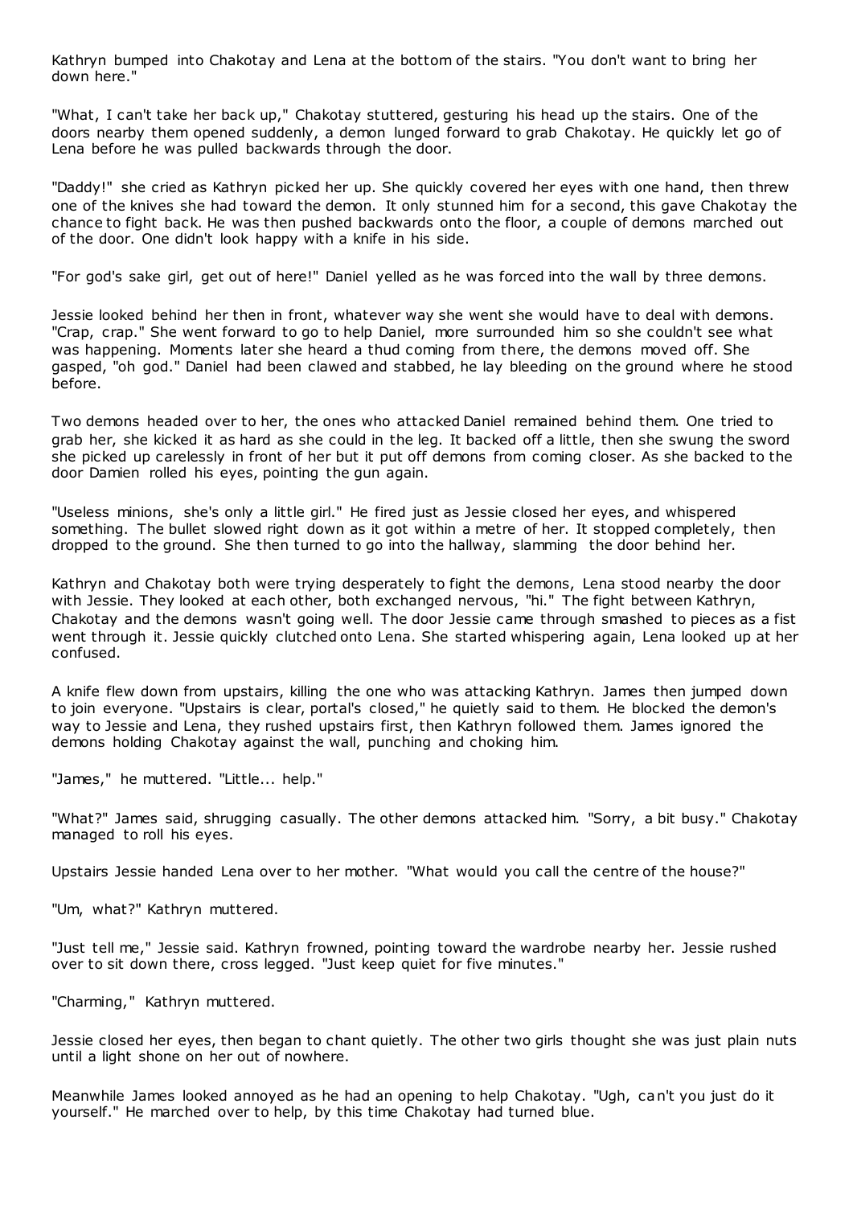Kathryn bumped into Chakotay and Lena at the bottom of the stairs. "You don't want to bring her down here."

"What, I can't take her back up," Chakotay stuttered, gesturing his head up the stairs. One of the doors nearby them opened suddenly, a demon lunged forward to grab Chakotay. He quickly let go of Lena before he was pulled backwards through the door.

"Daddy!" she cried as Kathryn picked her up. She quickly covered her eyes with one hand, then threw one of the knives she had toward the demon. It only stunned him for a second, this gave Chakotay the chance to fight back. He was then pushed backwards onto the floor, a couple of demons marched out of the door. One didn't look happy with a knife in his side.

"For god's sake girl, get out of here!" Daniel yelled as he was forced into the wall by three demons.

Jessie looked behind her then in front, whatever way she went she would have to deal with demons. "Crap, crap." She went forward to go to help Daniel, more surrounded him so she couldn't see what was happening. Moments later she heard a thud coming from there, the demons moved off. She gasped, "oh god." Daniel had been clawed and stabbed, he lay bleeding on the ground where he stood before.

Two demons headed over to her, the ones who attacked Daniel remained behind them. One tried to grab her, she kicked it as hard as she could in the leg. It backed off a little, then she swung the sword she picked up carelessly in front of her but it put off demons from coming closer. As she backed to the door Damien rolled his eyes, pointing the gun again.

"Useless minions, she's only a little girl." He fired just as Jessie closed her eyes, and whispered something. The bullet slowed right down as it got within a metre of her. It stopped completely, then dropped to the ground. She then turned to go into the hallway, slamming the door behind her.

Kathryn and Chakotay both were trying desperately to fight the demons, Lena stood nearby the door with Jessie. They looked at each other, both exchanged nervous, "hi." The fight between Kathryn, Chakotay and the demons wasn't going well. The door Jessie came through smashed to pieces as a fist went through it. Jessie quickly clutched onto Lena. She started whispering again, Lena looked up at her confused.

A knife flew down from upstairs, killing the one who was attacking Kathryn. James then jumped down to join everyone. "Upstairs is clear, portal's closed," he quietly said to them. He blocked the demon's way to Jessie and Lena, they rushed upstairs first, then Kathryn followed them. James ignored the demons holding Chakotay against the wall, punching and choking him.

"James," he muttered. "Little... help."

"What?" James said, shrugging casually. The other demons attacked him. "Sorry, a bit busy." Chakotay managed to roll his eyes.

Upstairs Jessie handed Lena over to her mother. "What would you call the centre of the house?"

"Um, what?" Kathryn muttered.

"Just tell me," Jessie said. Kathryn frowned, pointing toward the wardrobe nearby her. Jessie rushed over to sit down there, cross legged. "Just keep quiet for five minutes."

"Charming," Kathryn muttered.

Jessie closed her eyes, then began to chant quietly. The other two girls thought she was just plain nuts until a light shone on her out of nowhere.

Meanwhile James looked annoyed as he had an opening to help Chakotay. "Ugh, can't you just do it yourself." He marched over to help, by this time Chakotay had turned blue.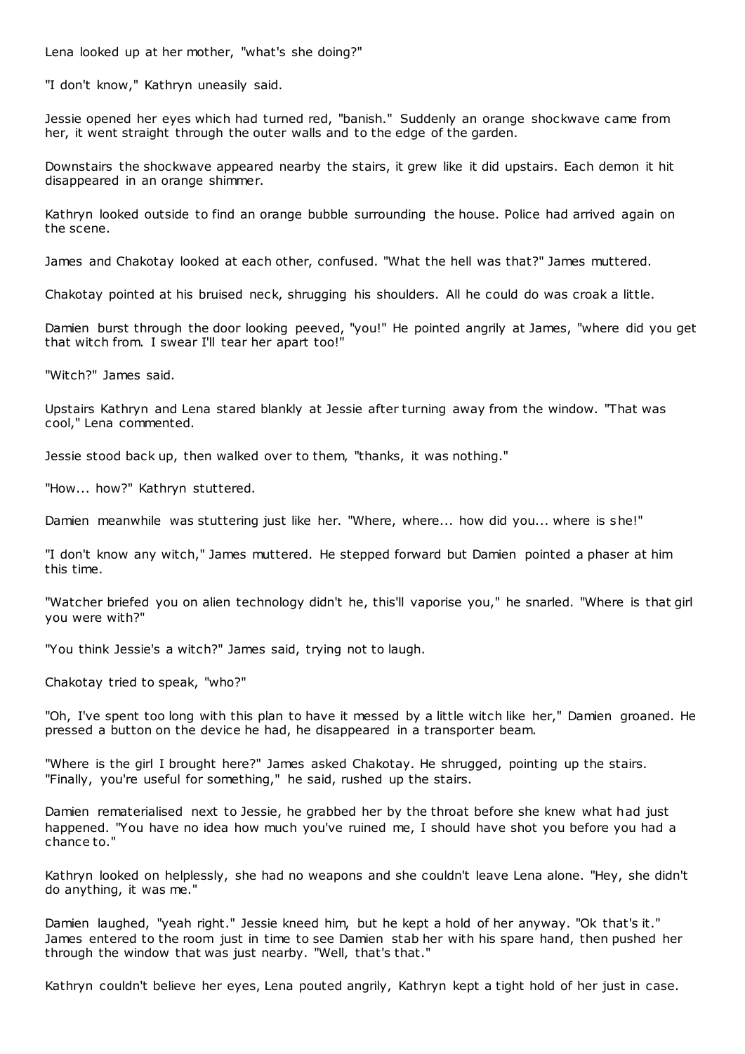Lena looked up at her mother, "what's she doing?"

"I don't know," Kathryn uneasily said.

Jessie opened her eyes which had turned red, "banish." Suddenly an orange shockwave came from her, it went straight through the outer walls and to the edge of the garden.

Downstairs the shockwave appeared nearby the stairs, it grew like it did upstairs. Each demon it hit disappeared in an orange shimmer.

Kathryn looked outside to find an orange bubble surrounding the house. Police had arrived again on the scene.

James and Chakotay looked at each other, confused. "What the hell was that?" James muttered.

Chakotay pointed at his bruised neck, shrugging his shoulders. All he could do was croak a little.

Damien burst through the door looking peeved, "you!" He pointed angrily at James, "where did you get that witch from. I swear I'll tear her apart too!"

"Witch?" James said.

Upstairs Kathryn and Lena stared blankly at Jessie after turning away from the window. "That was cool," Lena commented.

Jessie stood back up, then walked over to them, "thanks, it was nothing."

"How... how?" Kathryn stuttered.

Damien meanwhile was stuttering just like her. "Where, where... how did you... where is she!"

"I don't know any witch," James muttered. He stepped forward but Damien pointed a phaser at him this time.

"Watcher briefed you on alien technology didn't he, this'll vaporise you," he snarled. "Where is that girl you were with?"

"You think Jessie's a witch?" James said, trying not to laugh.

Chakotay tried to speak, "who?"

"Oh, I've spent too long with this plan to have it messed by a little witch like her," Damien groaned. He pressed a button on the device he had, he disappeared in a transporter beam.

"Where is the girl I brought here?" James asked Chakotay. He shrugged, pointing up the stairs. "Finally, you're useful for something," he said, rushed up the stairs.

Damien rematerialised next to Jessie, he grabbed her by the throat before she knew what had just happened. "You have no idea how much you've ruined me, I should have shot you before you had a chance to."

Kathryn looked on helplessly, she had no weapons and she couldn't leave Lena alone. "Hey, she didn't do anything, it was me."

Damien laughed, "yeah right." Jessie kneed him, but he kept a hold of her anyway. "Ok that's it." James entered to the room just in time to see Damien stab her with his spare hand, then pushed her through the window that was just nearby. "Well, that's that."

Kathryn couldn't believe her eyes, Lena pouted angrily, Kathryn kept a tight hold of her just in case.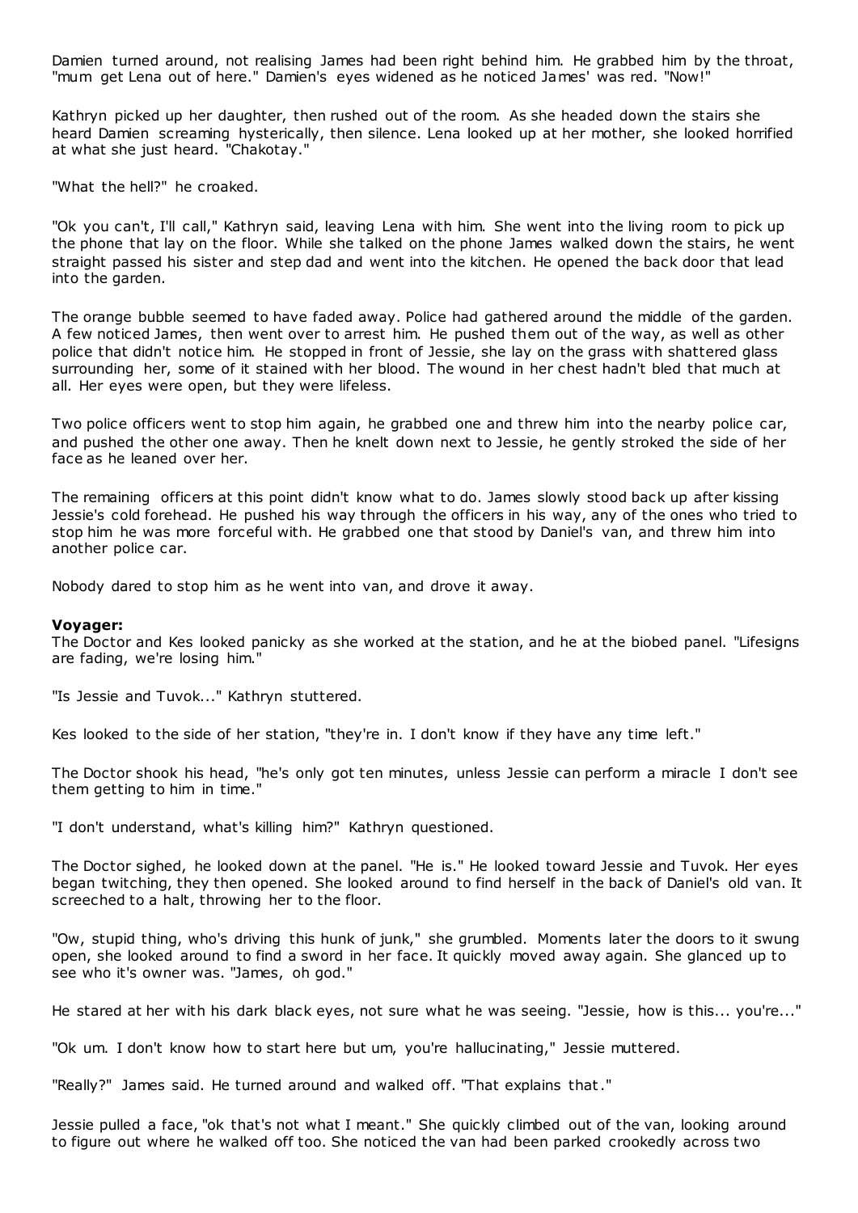Damien turned around, not realising James had been right behind him. He grabbed him by the throat, "mum get Lena out of here." Damien's eyes widened as he noticed James' was red. "Now!"

Kathryn picked up her daughter, then rushed out of the room. As she headed down the stairs she heard Damien screaming hysterically, then silence. Lena looked up at her mother, she looked horrified at what she just heard. "Chakotay."

"What the hell?" he croaked.

"Ok you can't, I'll call," Kathryn said, leaving Lena with him. She went into the living room to pick up the phone that lay on the floor. While she talked on the phone James walked down the stairs, he went straight passed his sister and step dad and went into the kitchen. He opened the back door that lead into the garden.

The orange bubble seemed to have faded away. Police had gathered around the middle of the garden. A few noticed James, then went over to arrest him. He pushed them out of the way, as well as other police that didn't notice him. He stopped in front of Jessie, she lay on the grass with shattered glass surrounding her, some of it stained with her blood. The wound in her chest hadn't bled that much at all. Her eyes were open, but they were lifeless.

Two police officers went to stop him again, he grabbed one and threw him into the nearby police car, and pushed the other one away. Then he knelt down next to Jessie, he gently stroked the side of her face as he leaned over her.

The remaining officers at this point didn't know what to do. James slowly stood back up after kissing Jessie's cold forehead. He pushed his way through the officers in his way, any of the ones who tried to stop him he was more forceful with. He grabbed one that stood by Daniel's van, and threw him into another police car.

Nobody dared to stop him as he went into van, and drove it away.

**Voyager:**
The Doctor and Kes looked panicky as she worked at the station, and he at the biobed panel. "Lifesigns are fading, we're losing him."

"Is Jessie and Tuvok..." Kathryn stuttered.

Kes looked to the side of her station, "they're in. I don't know if they have any time left."

The Doctor shook his head, "he's only got ten minutes, unless Jessie can perform a miracle I don't see them getting to him in time."

"I don't understand, what's killing him?" Kathryn questioned.

The Doctor sighed, he looked down at the panel. "He is." He looked toward Jessie and Tuvok. Her eyes began twitching, they then opened. She looked around to find herself in the back of Daniel's old van. It screeched to a halt, throwing her to the floor.

"Ow, stupid thing, who's driving this hunk of junk," she grumbled. Moments later the doors to it swung open, she looked around to find a sword in her face. It quickly moved away again. She glanced up to see who it's owner was. "James, oh god."

He stared at her with his dark black eyes, not sure what he was seeing. "Jessie, how is this... you're..."

"Ok um. I don't know how to start here but um, you're hallucinating," Jessie muttered.

"Really?" James said. He turned around and walked off. "That explains that."

Jessie pulled a face, "ok that's not what I meant." She quickly climbed out of the van, looking around to figure out where he walked off too. She noticed the van had been parked crookedly across two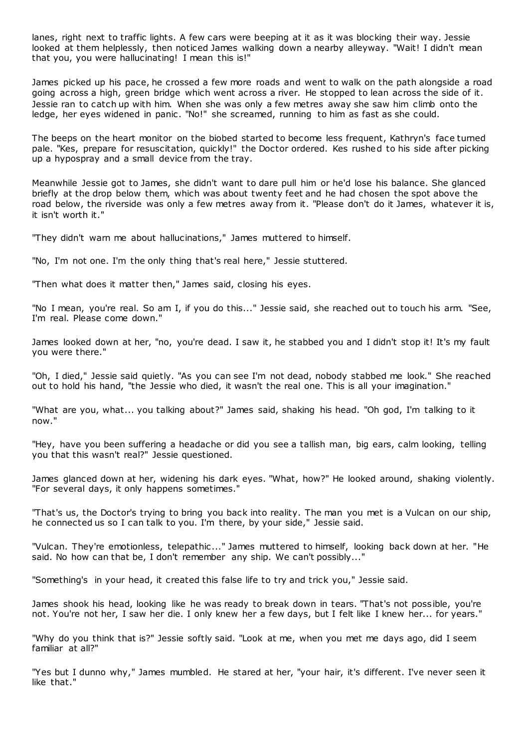lanes, right next to traffic lights. A few cars were beeping at it as it was blocking their way. Jessie looked at them helplessly, then noticed James walking down a nearby alleyway. "Wait! I didn't mean that you, you were hallucinating! I mean this is!"

James picked up his pace, he crossed a few more roads and went to walk on the path alongside a road going across a high, green bridge which went across a river. He stopped to lean across the side of it. Jessie ran to catch up with him. When she was only a few metres away she saw him climb onto the ledge, her eyes widened in panic. "No!" she screamed, running to him as fast as she could.

The beeps on the heart monitor on the biobed started to become less frequent, Kathryn's face turned pale. "Kes, prepare for resuscitation, quickly!" the Doctor ordered. Kes rushed to his side after picking up a hypospray and a small device from the tray.

Meanwhile Jessie got to James, she didn't want to dare pull him or he'd lose his balance. She glanced briefly at the drop below them, which was about twenty feet and he had chosen the spot above the road below, the riverside was only a few metres away from it. "Please don't do it James, whatever it is, it isn't worth it."

"They didn't warn me about hallucinations," James muttered to himself.

"No, I'm not one. I'm the only thing that's real here," Jessie stuttered.

"Then what does it matter then," James said, closing his eyes.

"No I mean, you're real. So am I, if you do this..." Jessie said, she reached out to touch his arm. "See, I'm real. Please come down."

James looked down at her, "no, you're dead. I saw it, he stabbed you and I didn't stop it! It's my fault you were there."

"Oh, I died," Jessie said quietly. "As you can see I'm not dead, nobody stabbed me look." She reached out to hold his hand, "the Jessie who died, it wasn't the real one. This is all your imagination."

"What are you, what... you talking about?" James said, shaking his head. "Oh god, I'm talking to it now."

"Hey, have you been suffering a headache or did you see a tallish man, big ears, calm looking, telling you that this wasn't real?" Jessie questioned.

James glanced down at her, widening his dark eyes. "What, how?" He looked around, shaking violently. "For several days, it only happens sometimes."

"That's us, the Doctor's trying to bring you back into reality. The man you met is a Vulcan on our ship, he connected us so I can talk to you. I'm there, by your side," Jessie said.

"Vulcan. They're emotionless, telepathic..." James muttered to himself, looking back down at her. "He said. No how can that be, I don't remember any ship. We can't possibly..."

"Something's in your head, it created this false life to try and trick you," Jessie said.

James shook his head, looking like he was ready to break down in tears. "That's not possible, you're not. You're not her, I saw her die. I only knew her a few days, but I felt like I knew her... for years."

"Why do you think that is?" Jessie softly said. "Look at me, when you met me days ago, did I seem familiar at all?"

"Yes but I dunno why," James mumbled. He stared at her, "your hair, it's different. I've never seen it like that."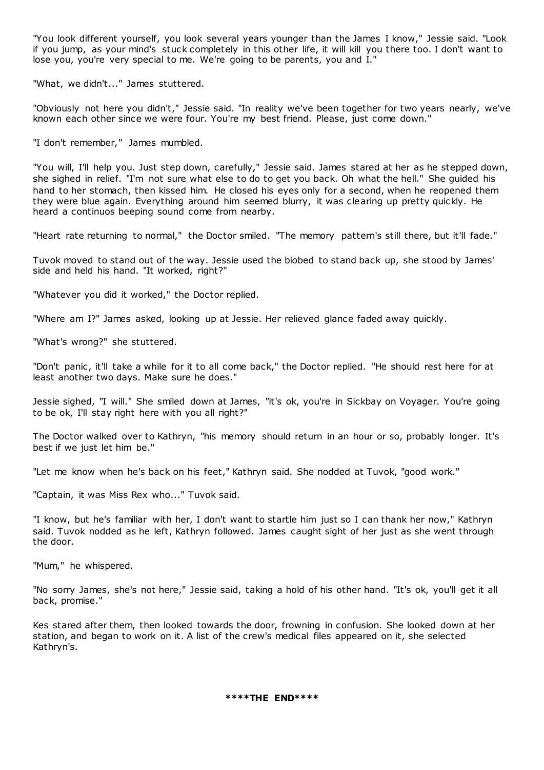"You look different yourself, you look several years younger than the James I know," Jessie said. "Look if you jump, as your mind's stuck completely in this other life, it will kill you there too. I don't want to lose you, you're very special to me. We're going to be parents, you and I."

"What, we didn't..." James stuttered.

"Obviously not here you didn't," Jessie said. "In reality we've been together for two years nearly, we've known each other since we were four. You're my best friend. Please, just come down."

"I don't remember," James mumbled.

"You will, I'll help you. Just step down, carefully," Jessie said. James stared at her as he stepped down, she sighed in relief. "I'm not sure what else to do to get you back. Oh what the hell." She guided his hand to her stomach, then kissed him. He closed his eyes only for a second, when he reopened them they were blue again. Everything around him seemed blurry, it was clearing up pretty quickly. He heard a continuos beeping sound come from nearby.

"Heart rate returning to normal," the Doctor smiled. "The memory pattern's still there, but it'll fade."

Tuvok moved to stand out of the way. Jessie used the biobed to stand back up, she stood by James' side and held his hand. "It worked, right?"

"Whatever you did it worked," the Doctor replied.

"Where am I?" James asked, looking up at Jessie. Her relieved glance faded away quickly.

"What's wrong?" she stuttered.

"Don't panic, it'll take a while for it to all come back," the Doctor replied. "He should rest here for at least another two days. Make sure he does."

Jessie sighed, "I will." She smiled down at James, "it's ok, you're in Sickbay on Voyager. You're going to be ok, I'll stay right here with you all right?"

The Doctor walked over to Kathryn, "his memory should return in an hour or so, probably longer. It's best if we just let him be."

"Let me know when he's back on his feet," Kathryn said. She nodded at Tuvok, "good work."

"Captain, it was Miss Rex who..." Tuvok said.

"I know, but he's familiar with her, I don't want to startle him just so I can thank her now," Kathryn said. Tuvok nodded as he left, Kathryn followed. James caught sight of her just as she went through the door.

"Mum," he whispered.

"No sorry James, she's not here," Jessie said, taking a hold of his other hand. "It's ok, you'll get it all back, promise."

Kes stared after them, then looked towards the door, frowning in confusion. She looked down at her station, and began to work on it. A list of the crew's medical files appeared on it, she selected Kathryn's.

**\*\*\*\*THE END\*\*\*\***